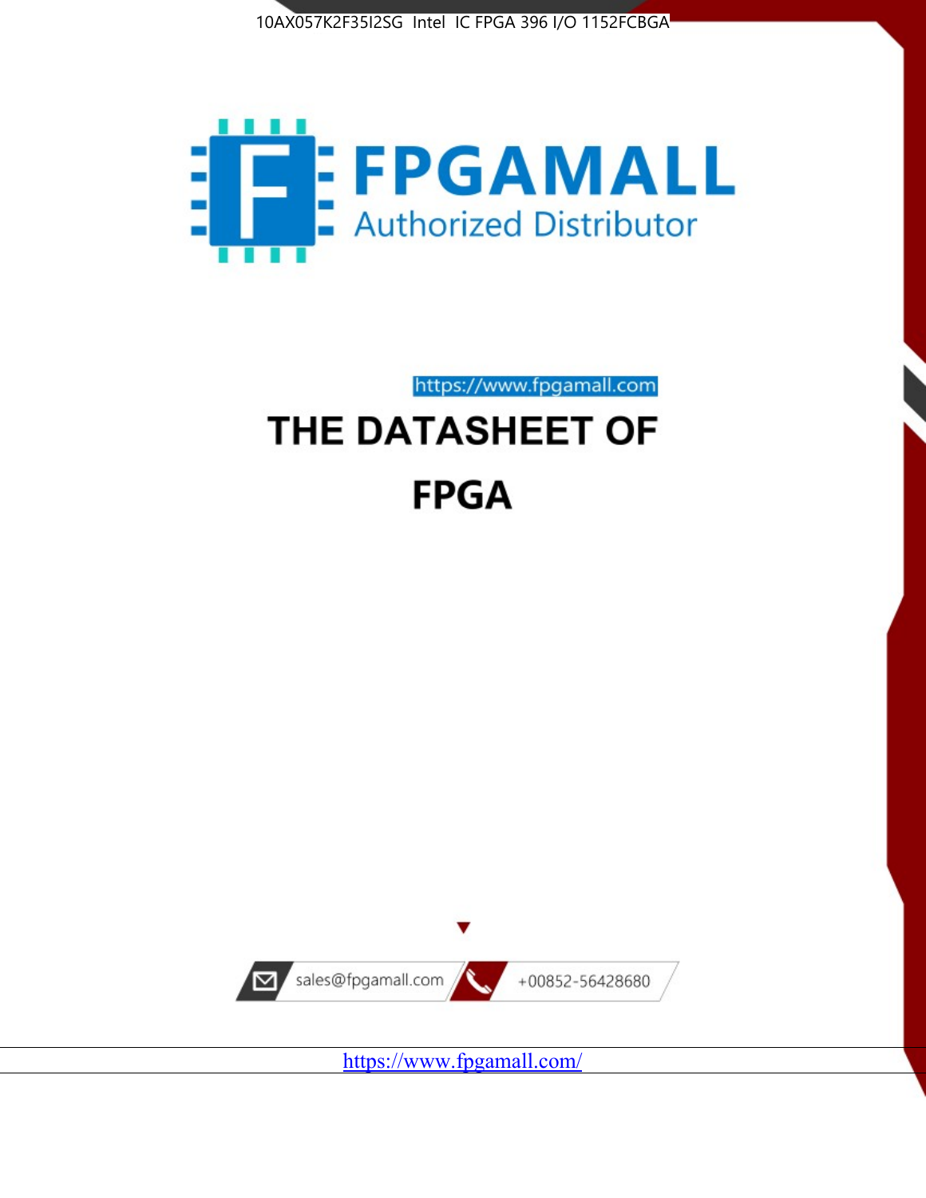10AX057K2F35I2SG Intel IC FPGA 396 I/O 1152FCBGA

FPGAMALL

Authorized Distributor

https://www.fpgamall.com

# THE DATASHEET OF FPGA

sales@fpgamall.com

+00852-56428680

https://www.fpgamall.com/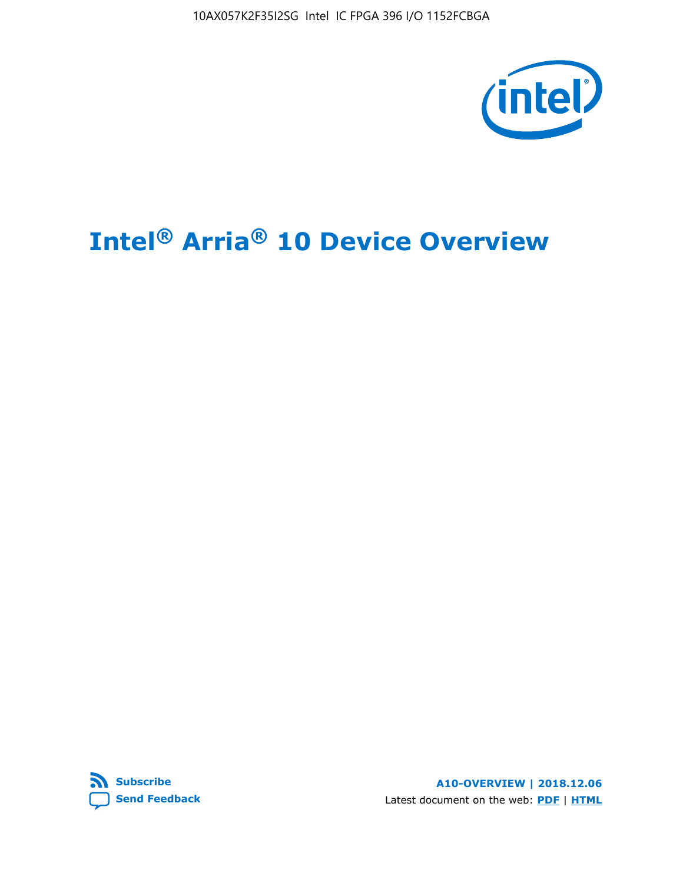# Intel® Arria® 10 Device Overview

Subscribe

Send Feedback

A10-OVERVIEW | 2018.12.06

Latest document on the web: PDF | HTML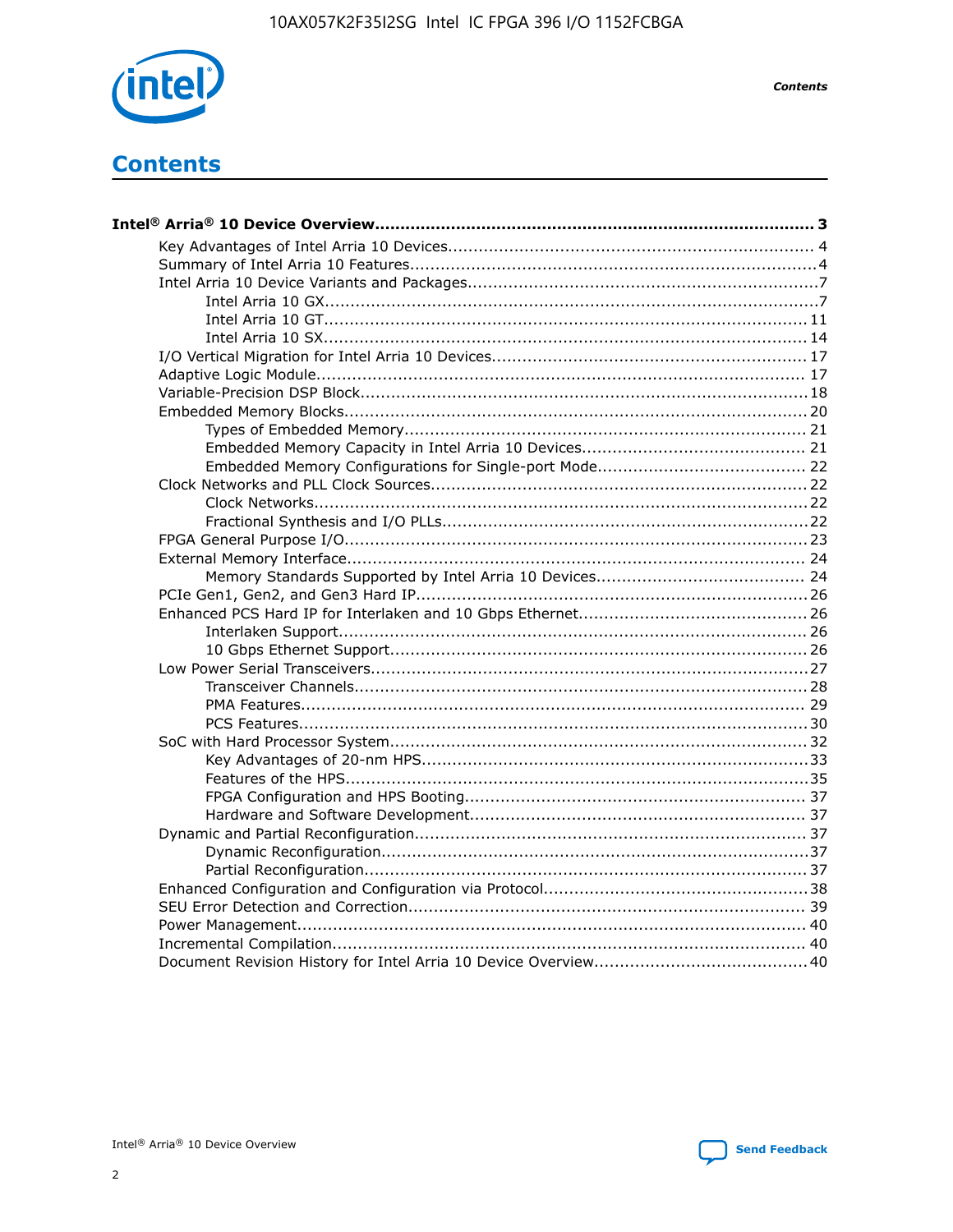# Contents

**Intel® Arria® 10 Device Overview.......................................................................................... 3**

- Key Advantages of Intel Arria 10 Devices........................................................................ 4
- Summary of Intel Arria 10 Features................................................................................4
- Intel Arria 10 Device Variants and Packages.....................................................................7
    - Intel Arria 10 GX.................................................................................................7
    - Intel Arria 10 GT............................................................................................... 11
    - Intel Arria 10 SX............................................................................................... 14
- I/O Vertical Migration for Intel Arria 10 Devices.............................................................. 17
- Adaptive Logic Module................................................................................................ 17
- Variable-Precision DSP Block........................................................................................18
- Embedded Memory Blocks........................................................................................... 20
    - Types of Embedded Memory............................................................................... 21
    - Embedded Memory Capacity in Intel Arria 10 Devices............................................ 21
    - Embedded Memory Configurations for Single-port Mode......................................... 22
- Clock Networks and PLL Clock Sources.......................................................................... 22
    - Clock Networks................................................................................................. 22
    - Fractional Synthesis and I/O PLLs........................................................................22
- FPGA General Purpose I/O.......................................................................................... 23
- External Memory Interface.......................................................................................... 24
    - Memory Standards Supported by Intel Arria 10 Devices......................................... 24
- PCIe Gen1, Gen2, and Gen3 Hard IP............................................................................. 26
- Enhanced PCS Hard IP for Interlaken and 10 Gbps Ethernet............................................. 26
    - Interlaken Support............................................................................................ 26
    - 10 Gbps Ethernet Support.................................................................................. 26
- Low Power Serial Transceivers..................................................................................... 27
    - Transceiver Channels......................................................................................... 28
    - PMA Features................................................................................................... 29
    - PCS Features.................................................................................................... 30
- SoC with Hard Processor System.................................................................................. 32
    - Key Advantages of 20-nm HPS............................................................................ 33
    - Features of the HPS........................................................................................... 35
    - FPGA Configuration and HPS Booting................................................................... 37
    - Hardware and Software Development.................................................................. 37
- Dynamic and Partial Reconfiguration............................................................................. 37
    - Dynamic Reconfiguration.................................................................................... 37
    - Partial Reconfiguration....................................................................................... 37
- Enhanced Configuration and Configuration via Protocol.................................................... 38
- SEU Error Detection and Correction.............................................................................. 39
- Power Management.................................................................................................... 40
- Incremental Compilation............................................................................................. 40
- Document Revision History for Intel Arria 10 Device Overview.......................................... 40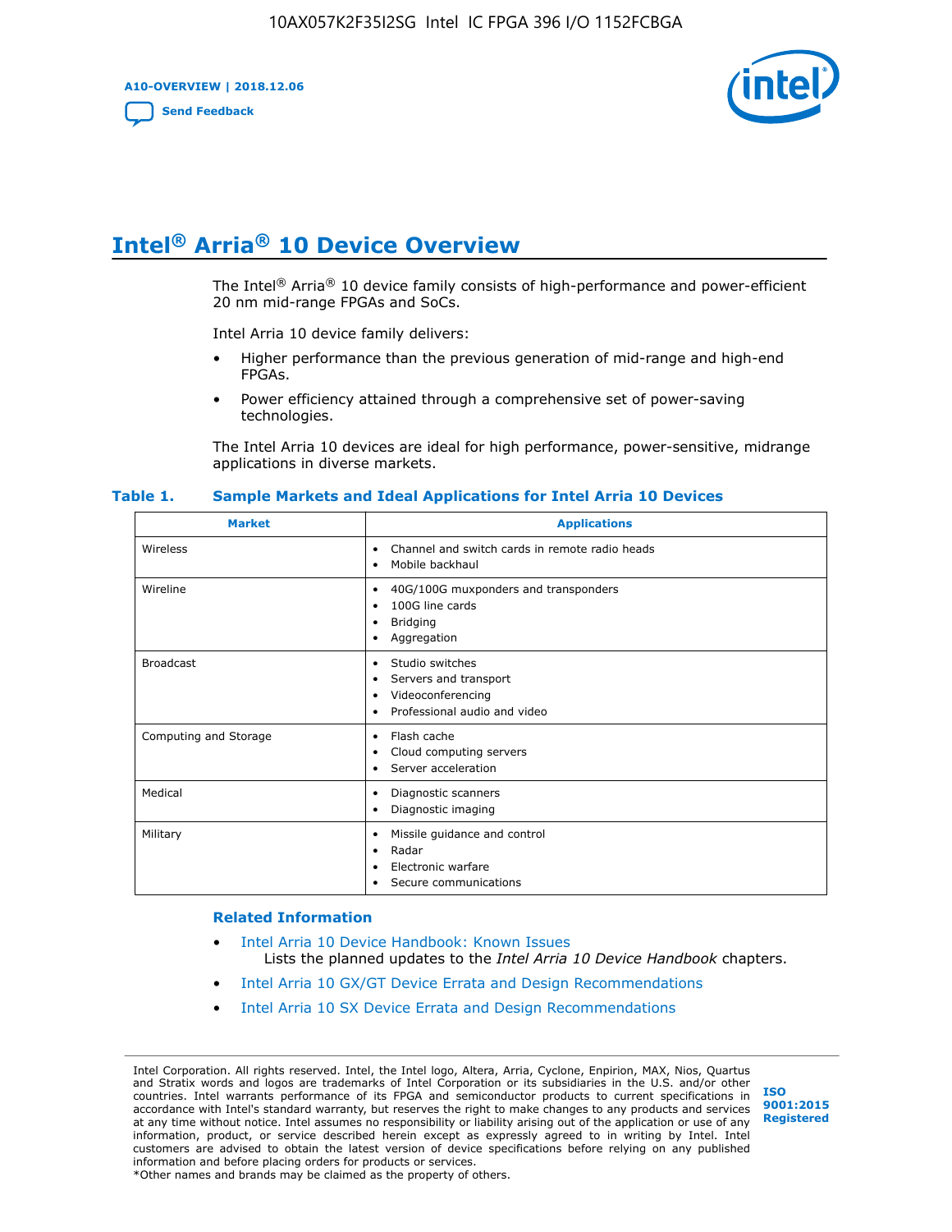# Intel® Arria® 10 Device Overview

The Intel® Arria® 10 device family consists of high-performance and power-efficient 20 nm mid-range FPGAs and SoCs.

Intel Arria 10 device family delivers:

- Higher performance than the previous generation of mid-range and high-end FPGAs.
- Power efficiency attained through a comprehensive set of power-saving technologies.

The Intel Arria 10 devices are ideal for high performance, power-sensitive, midrange applications in diverse markets.

**Table 1. Sample Markets and Ideal Applications for Intel Arria 10 Devices**

| Market | Applications |
|---|---|
| Wireless | • Channel and switch cards in remote radio heads<br>• Mobile backhaul |
| Wireline | • 40G/100G muxponders and transponders<br>• 100G line cards<br>• Bridging<br>• Aggregation |
| Broadcast | • Studio switches<br>• Servers and transport<br>• Videoconferencing<br>• Professional audio and video |
| Computing and Storage | • Flash cache<br>• Cloud computing servers<br>• Server acceleration |
| Medical | • Diagnostic scanners<br>• Diagnostic imaging |
| Military | • Missile guidance and control<br>• Radar<br>• Electronic warfare<br>• Secure communications |

### Related Information

- Intel Arria 10 Device Handbook: Known Issues
  Lists the planned updates to the *Intel Arria 10 Device Handbook* chapters.
- Intel Arria 10 GX/GT Device Errata and Design Recommendations
- Intel Arria 10 SX Device Errata and Design Recommendations

Intel Corporation. All rights reserved. Intel, the Intel logo, Altera, Arria, Cyclone, Enpirion, MAX, Nios, Quartus and Stratix words and logos are trademarks of Intel Corporation or its subsidiaries in the U.S. and/or other countries. Intel warrants performance of its FPGA and semiconductor products to current specifications in accordance with Intel's standard warranty, but reserves the right to make changes to any products and services at any time without notice. Intel assumes no responsibility or liability arising out of the application or use of any information, product, or service described herein except as expressly agreed to in writing by Intel. Intel customers are advised to obtain the latest version of device specifications before relying on any published information and before placing orders for products or services.
*Other names and brands may be claimed as the property of others.

ISO 9001:2015 Registered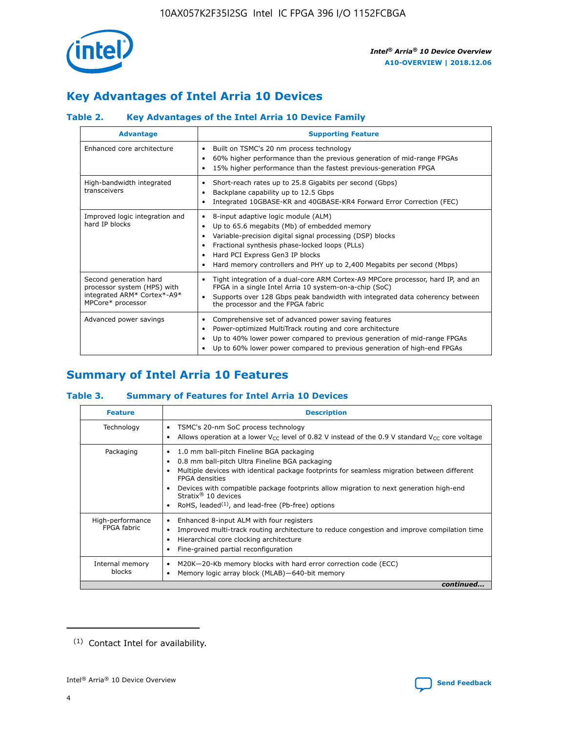# Key Advantages of Intel Arria 10 Devices

## Table 2. Key Advantages of the Intel Arria 10 Device Family

| Advantage | Supporting Feature |
|---|---|
| Enhanced core architecture | • Built on TSMC's 20 nm process technology<br>• 60% higher performance than the previous generation of mid-range FPGAs<br>• 15% higher performance than the fastest previous-generation FPGA |
| High-bandwidth integrated transceivers | • Short-reach rates up to 25.8 Gigabits per second (Gbps)<br>• Backplane capability up to 12.5 Gbps<br>• Integrated 10GBASE-KR and 40GBASE-KR4 Forward Error Correction (FEC) |
| Improved logic integration and hard IP blocks | • 8-input adaptive logic module (ALM)<br>• Up to 65.6 megabits (Mb) of embedded memory<br>• Variable-precision digital signal processing (DSP) blocks<br>• Fractional synthesis phase-locked loops (PLLs)<br>• Hard PCI Express Gen3 IP blocks<br>• Hard memory controllers and PHY up to 2,400 Megabits per second (Mbps) |
| Second generation hard processor system (HPS) with integrated ARM* Cortex*-A9* MPCore* processor | • Tight integration of a dual-core ARM Cortex-A9 MPCore processor, hard IP, and an FPGA in a single Intel Arria 10 system-on-a-chip (SoC)<br>• Supports over 128 Gbps peak bandwidth with integrated data coherency between the processor and the FPGA fabric |
| Advanced power savings | • Comprehensive set of advanced power saving features<br>• Power-optimized MultiTrack routing and core architecture<br>• Up to 40% lower power compared to previous generation of mid-range FPGAs<br>• Up to 60% lower power compared to previous generation of high-end FPGAs |

# Summary of Intel Arria 10 Features

## Table 3. Summary of Features for Intel Arria 10 Devices

| Feature | Description |
|---|---|
| Technology | • TSMC's 20-nm SoC process technology<br>• Allows operation at a lower $V_{CC}$ level of 0.82 V instead of the 0.9 V standard $V_{CC}$ core voltage |
| Packaging | • 1.0 mm ball-pitch Fineline BGA packaging<br>• 0.8 mm ball-pitch Ultra Fineline BGA packaging<br>• Multiple devices with identical package footprints for seamless migration between different FPGA densities<br>• Devices with compatible package footprints allow migration to next generation high-end Stratix® 10 devices<br>• RoHS, leaded[(1)], and lead-free (Pb-free) options |
| High-performance FPGA fabric | • Enhanced 8-input ALM with four registers<br>• Improved multi-track routing architecture to reduce congestion and improve compilation time<br>• Hierarchical core clocking architecture<br>• Fine-grained partial reconfiguration |
| Internal memory blocks | • M20K—20-Kb memory blocks with hard error correction code (ECC)<br>• Memory logic array block (MLAB)—640-bit memory |

*continued...*

(1) Contact Intel for availability.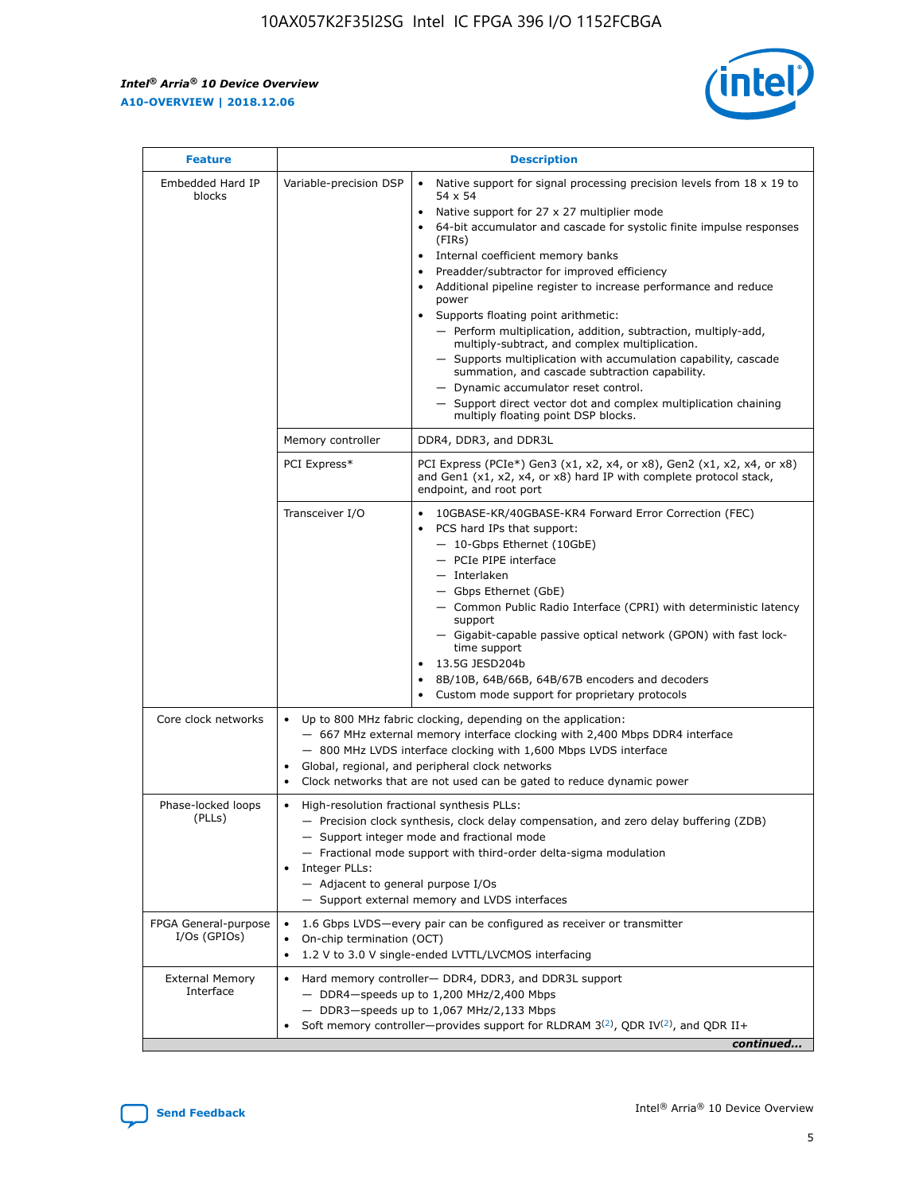| Feature | Description | |
|---|---|---|
| Embedded Hard IP blocks | Variable-precision DSP | • Native support for signal processing precision levels from 18 x 19 to 54 x 54<br>• Native support for 27 x 27 multiplier mode<br>• 64-bit accumulator and cascade for systolic finite impulse responses (FIRs)<br>• Internal coefficient memory banks<br>• Preadder/subtractor for improved efficiency<br>• Additional pipeline register to increase performance and reduce power<br>• Supports floating point arithmetic:<br>— Perform multiplication, addition, subtraction, multiply-add, multiply-subtract, and complex multiplication.<br>— Supports multiplication with accumulation capability, cascade summation, and cascade subtraction capability.<br>— Dynamic accumulator reset control.<br>— Support direct vector dot and complex multiplication chaining multiply floating point DSP blocks. |
| | Memory controller | DDR4, DDR3, and DDR3L |
| | PCI Express* | PCI Express (PCIe*) Gen3 (x1, x2, x4, or x8), Gen2 (x1, x2, x4, or x8) and Gen1 (x1, x2, x4, or x8) hard IP with complete protocol stack, endpoint, and root port |
| | Transceiver I/O | • 10GBASE-KR/40GBASE-KR4 Forward Error Correction (FEC)<br>• PCS hard IPs that support:<br>— 10-Gbps Ethernet (10GbE)<br>— PCIe PIPE interface<br>— Interlaken<br>— Gbps Ethernet (GbE)<br>— Common Public Radio Interface (CPRI) with deterministic latency support<br>— Gigabit-capable passive optical network (GPON) with fast lock-time support<br>• 13.5G JESD204b<br>• 8B/10B, 64B/66B, 64B/67B encoders and decoders<br>• Custom mode support for proprietary protocols |
| Core clock networks | • Up to 800 MHz fabric clocking, depending on the application:<br>— 667 MHz external memory interface clocking with 2,400 Mbps DDR4 interface<br>— 800 MHz LVDS interface clocking with 1,600 Mbps LVDS interface<br>• Global, regional, and peripheral clock networks<br>• Clock networks that are not used can be gated to reduce dynamic power | |
| Phase-locked loops (PLLs) | • High-resolution fractional synthesis PLLs:<br>— Precision clock synthesis, clock delay compensation, and zero delay buffering (ZDB)<br>— Support integer mode and fractional mode<br>— Fractional mode support with third-order delta-sigma modulation<br>• Integer PLLs:<br>— Adjacent to general purpose I/Os<br>— Support external memory and LVDS interfaces | |
| FPGA General-purpose I/Os (GPIOs) | • 1.6 Gbps LVDS—every pair can be configured as receiver or transmitter<br>• On-chip termination (OCT)<br>• 1.2 V to 3.0 V single-ended LVTTL/LVCMOS interfacing | |
| External Memory Interface | • Hard memory controller— DDR4, DDR3, and DDR3L support<br>— DDR4—speeds up to 1,200 MHz/2,400 Mbps<br>— DDR3—speeds up to 1,067 MHz/2,133 Mbps<br>• Soft memory controller—provides support for RLDRAM 3[(2)], QDR IV[(2)], and QDR II+ | |

*continued...*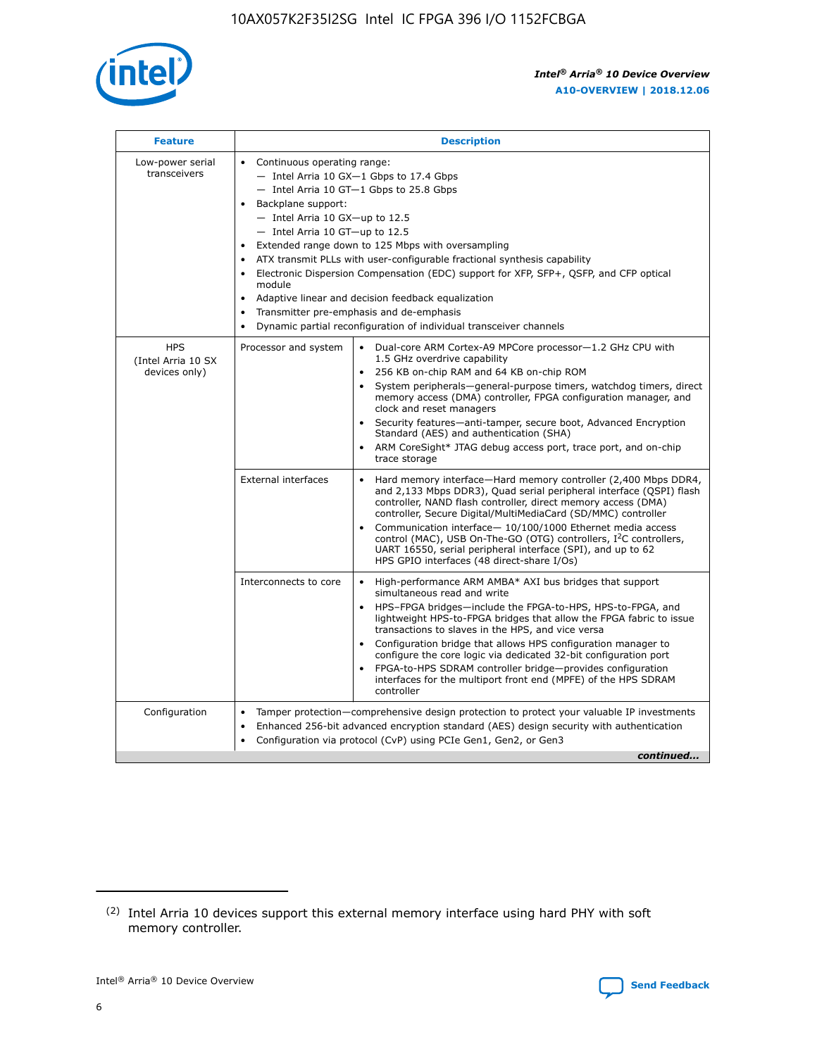| Feature | Description | |
|---|---|---|
| Low-power serial transceivers | • Continuous operating range:<br>— Intel Arria 10 GX—1 Gbps to 17.4 Gbps<br>— Intel Arria 10 GT—1 Gbps to 25.8 Gbps<br>• Backplane support:<br>— Intel Arria 10 GX—up to 12.5<br>— Intel Arria 10 GT—up to 12.5<br>• Extended range down to 125 Mbps with oversampling<br>• ATX transmit PLLs with user-configurable fractional synthesis capability<br>• Electronic Dispersion Compensation (EDC) support for XFP, SFP+, QSFP, and CFP optical module<br>• Adaptive linear and decision feedback equalization<br>• Transmitter pre-emphasis and de-emphasis<br>• Dynamic partial reconfiguration of individual transceiver channels | |
| HPS (Intel Arria 10 SX devices only) | Processor and system | • Dual-core ARM Cortex-A9 MPCore processor—1.2 GHz CPU with 1.5 GHz overdrive capability<br>• 256 KB on-chip RAM and 64 KB on-chip ROM<br>• System peripherals—general-purpose timers, watchdog timers, direct memory access (DMA) controller, FPGA configuration manager, and clock and reset managers<br>• Security features—anti-tamper, secure boot, Advanced Encryption Standard (AES) and authentication (SHA)<br>• ARM CoreSight* JTAG debug access port, trace port, and on-chip trace storage |
| | External interfaces | • Hard memory interface—Hard memory controller (2,400 Mbps DDR4, and 2,133 Mbps DDR3), Quad serial peripheral interface (QSPI) flash controller, NAND flash controller, direct memory access (DMA) controller, Secure Digital/MultiMediaCard (SD/MMC) controller<br>• Communication interface— 10/100/1000 Ethernet media access control (MAC), USB On-The-GO (OTG) controllers, I²C controllers, UART 16550, serial peripheral interface (SPI), and up to 62 HPS GPIO interfaces (48 direct-share I/Os) |
| | Interconnects to core | • High-performance ARM AMBA* AXI bus bridges that support simultaneous read and write<br>• HPS–FPGA bridges—include the FPGA-to-HPS, HPS-to-FPGA, and lightweight HPS-to-FPGA bridges that allow the FPGA fabric to issue transactions to slaves in the HPS, and vice versa<br>• Configuration bridge that allows HPS configuration manager to configure the core logic via dedicated 32-bit configuration port<br>• FPGA-to-HPS SDRAM controller bridge—provides configuration interfaces for the multiport front end (MPFE) of the HPS SDRAM controller |
| Configuration | • Tamper protection—comprehensive design protection to protect your valuable IP investments<br>• Enhanced 256-bit advanced encryption standard (AES) design security with authentication<br>• Configuration via protocol (CvP) using PCIe Gen1, Gen2, or Gen3 | |

*continued...*

(2) Intel Arria 10 devices support this external memory interface using hard PHY with soft memory controller.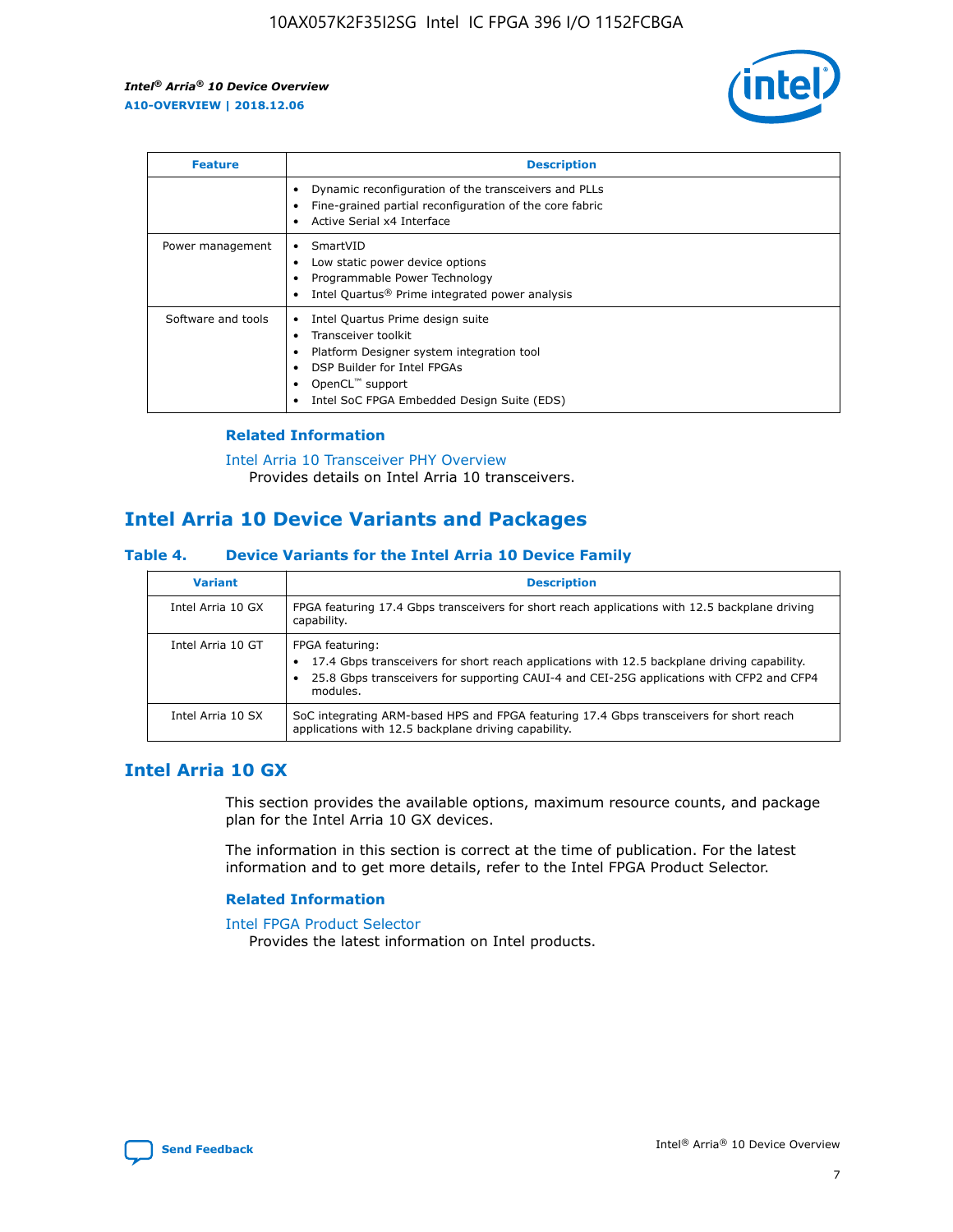| Feature | Description |
| --- | --- |
| | • Dynamic reconfiguration of the transceivers and PLLs<br>• Fine-grained partial reconfiguration of the core fabric<br>• Active Serial x4 Interface |
| Power management | • SmartVID<br>• Low static power device options<br>• Programmable Power Technology<br>• Intel Quartus® Prime integrated power analysis |
| Software and tools | • Intel Quartus Prime design suite<br>• Transceiver toolkit<br>• Platform Designer system integration tool<br>• DSP Builder for Intel FPGAs<br>• OpenCL™ support<br>• Intel SoC FPGA Embedded Design Suite (EDS) |

### Related Information

Intel Arria 10 Transceiver PHY Overview
Provides details on Intel Arria 10 transceivers.

## Intel Arria 10 Device Variants and Packages

### Table 4. Device Variants for the Intel Arria 10 Device Family

| Variant | Description |
| --- | --- |
| Intel Arria 10 GX | FPGA featuring 17.4 Gbps transceivers for short reach applications with 12.5 backplane driving capability. |
| Intel Arria 10 GT | FPGA featuring:<br>• 17.4 Gbps transceivers for short reach applications with 12.5 backplane driving capability.<br>• 25.8 Gbps transceivers for supporting CAUI-4 and CEI-25G applications with CFP2 and CFP4 modules. |
| Intel Arria 10 SX | SoC integrating ARM-based HPS and FPGA featuring 17.4 Gbps transceivers for short reach applications with 12.5 backplane driving capability. |

## Intel Arria 10 GX

This section provides the available options, maximum resource counts, and package plan for the Intel Arria 10 GX devices.

The information in this section is correct at the time of publication. For the latest information and to get more details, refer to the Intel FPGA Product Selector.

### Related Information

Intel FPGA Product Selector
Provides the latest information on Intel products.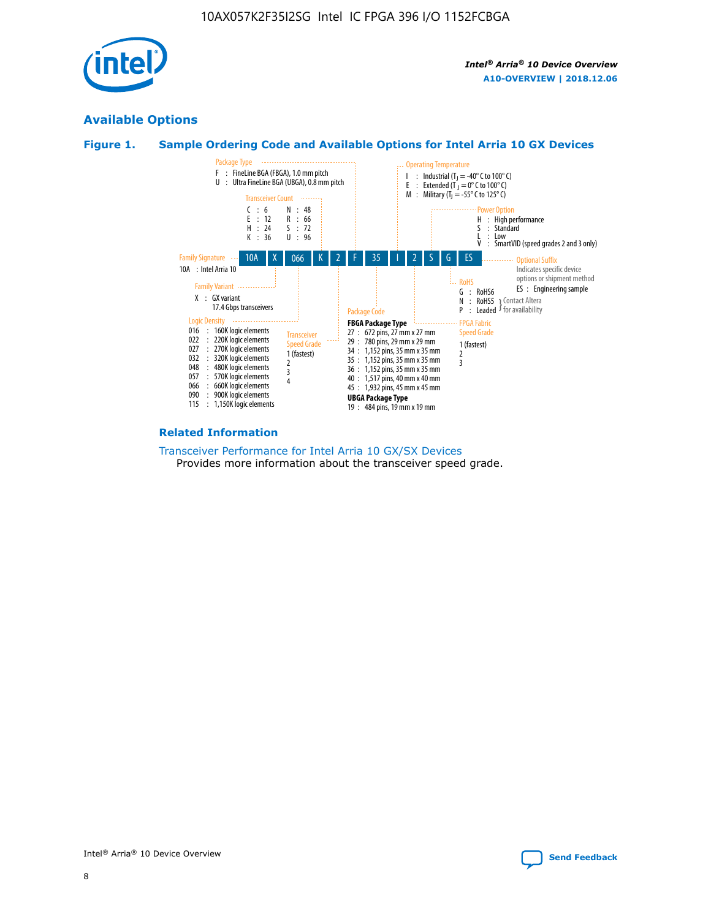## Available Options

### Figure 1. Sample Ordering Code and Available Options for Intel Arria 10 GX Devices

10A X 066 K 2 F 35 I 2 S G ES

Family Signature
10A : Intel Arria 10

Family Variant
X : GX variant
17.4 Gbps transceivers

Logic Density
016 : 160K logic elements
022 : 220K logic elements
027 : 270K logic elements
032 : 320K logic elements
048 : 480K logic elements
057 : 570K logic elements
066 : 660K logic elements
090 : 900K logic elements
115 : 1,150K logic elements

Transceiver Count
C : 6
E : 12
H : 24
K : 36
N : 48
R : 66
S : 72
U : 96

Transceiver Speed Grade
1 (fastest)
2
3
4

Package Type
F : FineLine BGA (FBGA), 1.0 mm pitch
U : Ultra FineLine BGA (UBGA), 0.8 mm pitch

Package Code
**FBGA Package Type**
27 : 672 pins, 27 mm x 27 mm
29 : 780 pins, 29 mm x 29 mm
34 : 1,152 pins, 35 mm x 35 mm
35 : 1,152 pins, 35 mm x 35 mm
36 : 1,152 pins, 35 mm x 35 mm
40 : 1,517 pins, 40 mm x 40 mm
45 : 1,932 pins, 45 mm x 45 mm
**UBGA Package Type**
19 : 484 pins, 19 mm x 19 mm

Operating Temperature
I : Industrial ($T_J$ = -40° C to 100° C)
E : Extended ($T_J$ = 0° C to 100° C)
M : Military ($T_J$ = -55° C to 125° C)

FPGA Fabric Speed Grade
1 (fastest)
2
3

Power Option
H : High performance
S : Standard
L : Low
V : SmartVID (speed grades 2 and 3 only)

RoHS
G : RoHS6
N : RoHS5
P : Leaded
} Contact Altera for availability

Optional Suffix
Indicates specific device options or shipment method
ES : Engineering sample

#### Related Information

Transceiver Performance for Intel Arria 10 GX/SX Devices
Provides more information about the transceiver speed grade.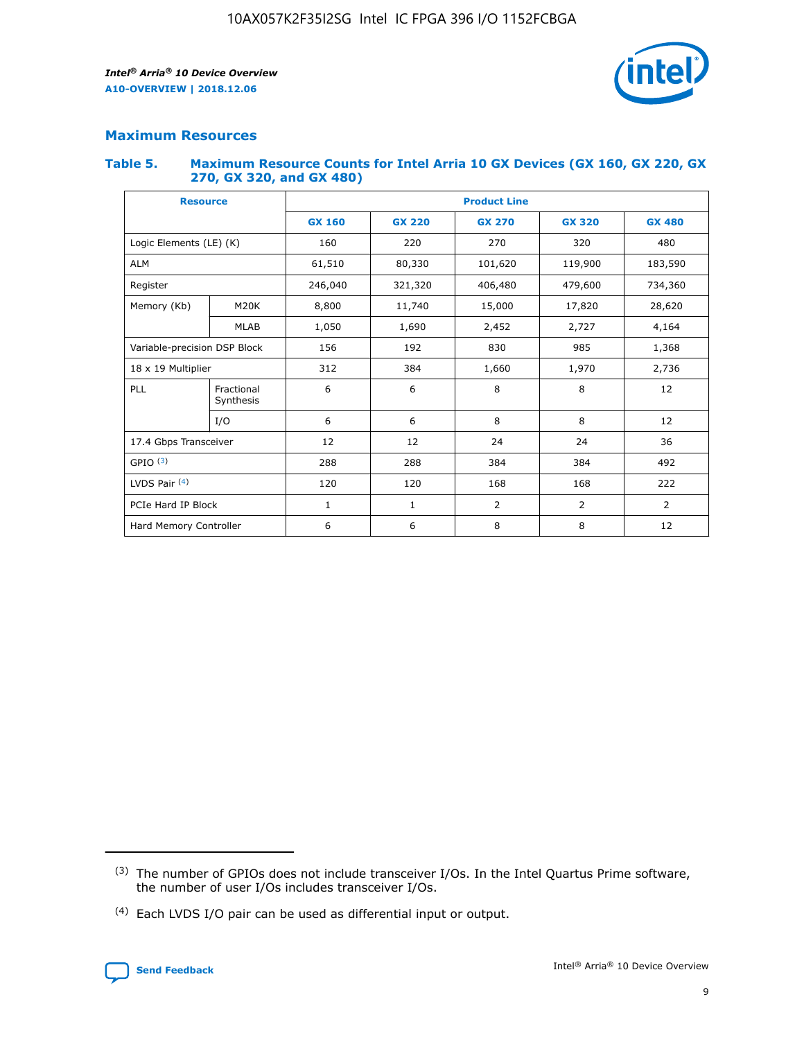## Maximum Resources

### Table 5. Maximum Resource Counts for Intel Arria 10 GX Devices (GX 160, GX 220, GX 270, GX 320, and GX 480)

| Resource | | Product Line | | | | |
|---|---|---|---|---|---|---|
| | | GX 160 | GX 220 | GX 270 | GX 320 | GX 480 |
| Logic Elements (LE) (K) | | 160 | 220 | 270 | 320 | 480 |
| ALM | | 61,510 | 80,330 | 101,620 | 119,900 | 183,590 |
| Register | | 246,040 | 321,320 | 406,480 | 479,600 | 734,360 |
| Memory (Kb) | M20K | 8,800 | 11,740 | 15,000 | 17,820 | 28,620 |
| | MLAB | 1,050 | 1,690 | 2,452 | 2,727 | 4,164 |
| Variable-precision DSP Block | | 156 | 192 | 830 | 985 | 1,368 |
| 18 x 19 Multiplier | | 312 | 384 | 1,660 | 1,970 | 2,736 |
| PLL | Fractional Synthesis | 6 | 6 | 8 | 8 | 12 |
| | I/O | 6 | 6 | 8 | 8 | 12 |
| 17.4 Gbps Transceiver | | 12 | 12 | 24 | 24 | 36 |
| GPIO [(3)] | | 288 | 288 | 384 | 384 | 492 |
| LVDS Pair [(4)] | | 120 | 120 | 168 | 168 | 222 |
| PCIe Hard IP Block | | 1 | 1 | 2 | 2 | 2 |
| Hard Memory Controller | | 6 | 6 | 8 | 8 | 12 |

(3) The number of GPIOs does not include transceiver I/Os. In the Intel Quartus Prime software, the number of user I/Os includes transceiver I/Os.

(4) Each LVDS I/O pair can be used as differential input or output.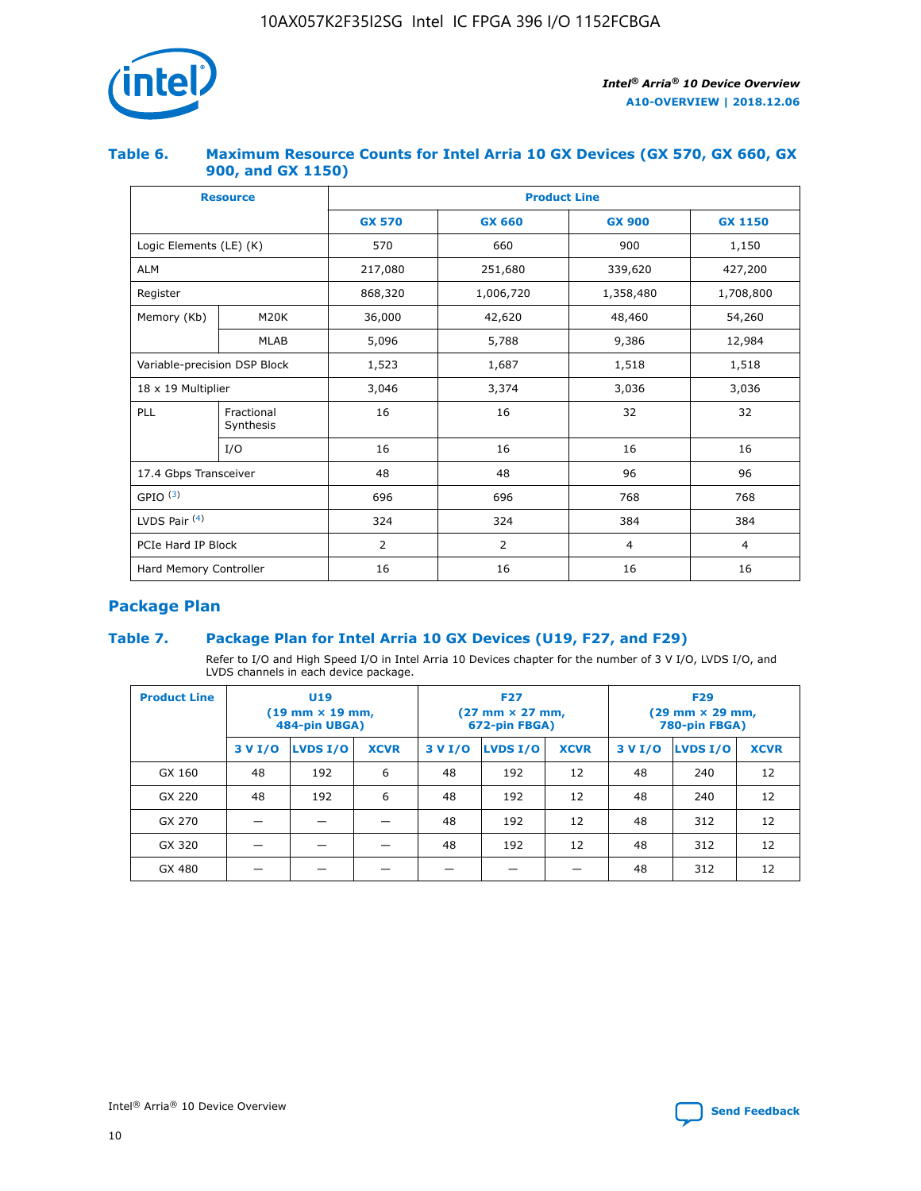### Table 6. Maximum Resource Counts for Intel Arria 10 GX Devices (GX 570, GX 660, GX 900, and GX 1150)

| Resource | | Product Line | | | |
|---|---|---|---|---|---|
| | | GX 570 | GX 660 | GX 900 | GX 1150 |
| Logic Elements (LE) (K) | | 570 | 660 | 900 | 1,150 |
| ALM | | 217,080 | 251,680 | 339,620 | 427,200 |
| Register | | 868,320 | 1,006,720 | 1,358,480 | 1,708,800 |
| Memory (Kb) | M20K | 36,000 | 42,620 | 48,460 | 54,260 |
| | MLAB | 5,096 | 5,788 | 9,386 | 12,984 |
| Variable-precision DSP Block | | 1,523 | 1,687 | 1,518 | 1,518 |
| 18 x 19 Multiplier | | 3,046 | 3,374 | 3,036 | 3,036 |
| PLL | Fractional Synthesis | 16 | 16 | 32 | 32 |
| | I/O | 16 | 16 | 16 | 16 |
| 17.4 Gbps Transceiver | | 48 | 48 | 96 | 96 |
| GPIO [(3)] | | 696 | 696 | 768 | 768 |
| LVDS Pair [(4)] | | 324 | 324 | 384 | 384 |
| PCIe Hard IP Block | | 2 | 2 | 4 | 4 |
| Hard Memory Controller | | 16 | 16 | 16 | 16 |

## Package Plan

### Table 7. Package Plan for Intel Arria 10 GX Devices (U19, F27, and F29)

Refer to I/O and High Speed I/O in Intel Arria 10 Devices chapter for the number of 3 V I/O, LVDS I/O, and LVDS channels in each device package.

| Product Line | U19 (19 mm × 19 mm, 484-pin UBGA) | | | F27 (27 mm × 27 mm, 672-pin FBGA) | | | F29 (29 mm × 29 mm, 780-pin FBGA) | | |
|---|---|---|---|---|---|---|---|---|---|
| | 3 V I/O | LVDS I/O | XCVR | 3 V I/O | LVDS I/O | XCVR | 3 V I/O | LVDS I/O | XCVR |
| GX 160 | 48 | 192 | 6 | 48 | 192 | 12 | 48 | 240 | 12 |
| GX 220 | 48 | 192 | 6 | 48 | 192 | 12 | 48 | 240 | 12 |
| GX 270 | — | — | — | 48 | 192 | 12 | 48 | 312 | 12 |
| GX 320 | — | — | — | 48 | 192 | 12 | 48 | 312 | 12 |
| GX 480 | — | — | — | — | — | — | 48 | 312 | 12 |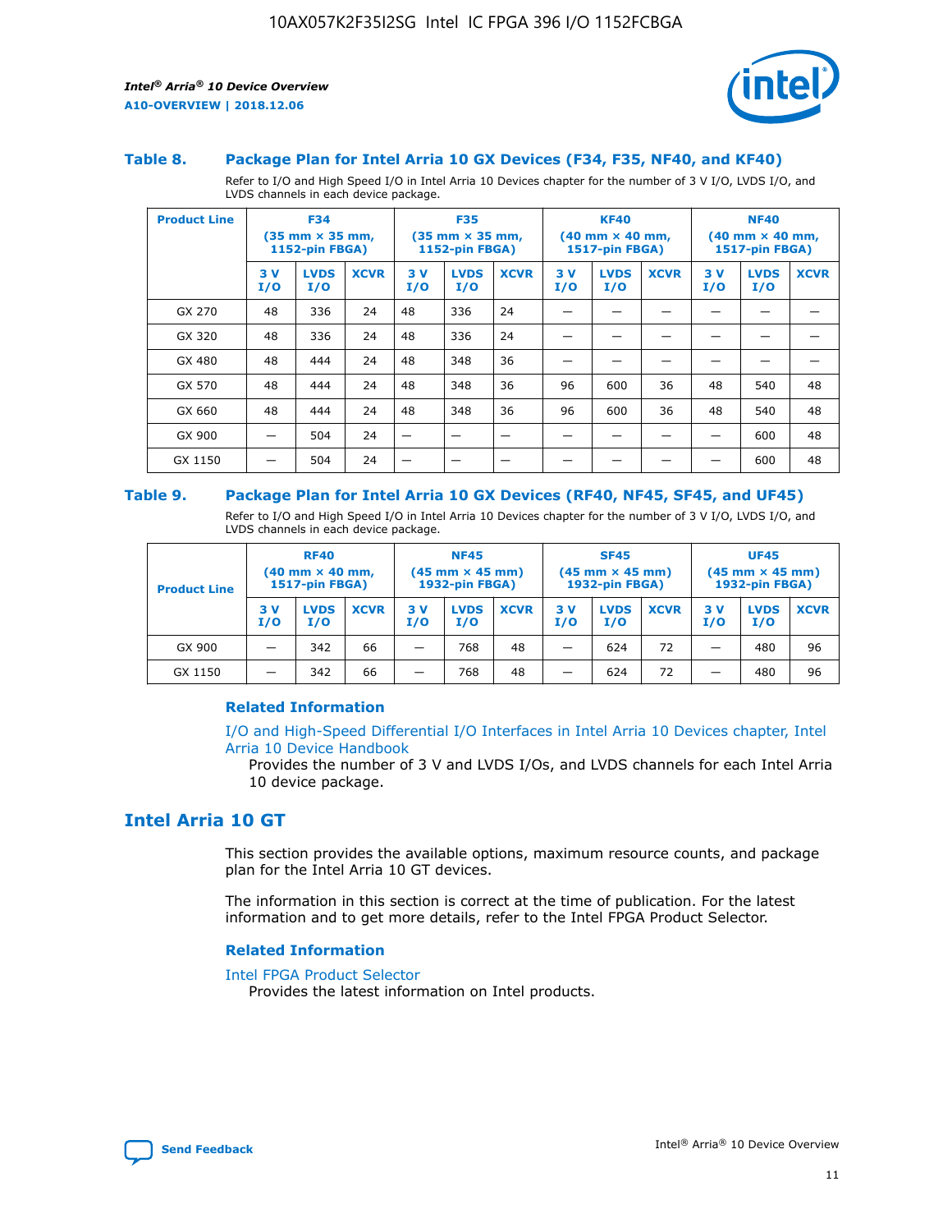### Table 8. Package Plan for Intel Arria 10 GX Devices (F34, F35, NF40, and KF40)

Refer to I/O and High Speed I/O in Intel Arria 10 Devices chapter for the number of 3 V I/O, LVDS I/O, and LVDS channels in each device package.

| Product Line | F34 (35 mm × 35 mm, 1152-pin FBGA) | | | F35 (35 mm × 35 mm, 1152-pin FBGA) | | | KF40 (40 mm × 40 mm, 1517-pin FBGA) | | | NF40 (40 mm × 40 mm, 1517-pin FBGA) | | |
|---|---|---|---|---|---|---|---|---|---|---|---|---|
| | 3 V I/O | LVDS I/O | XCVR | 3 V I/O | LVDS I/O | XCVR | 3 V I/O | LVDS I/O | XCVR | 3 V I/O | LVDS I/O | XCVR |
| GX 270 | 48 | 336 | 24 | 48 | 336 | 24 | — | — | — | — | — | — |
| GX 320 | 48 | 336 | 24 | 48 | 336 | 24 | — | — | — | — | — | — |
| GX 480 | 48 | 444 | 24 | 48 | 348 | 36 | — | — | — | — | — | — |
| GX 570 | 48 | 444 | 24 | 48 | 348 | 36 | 96 | 600 | 36 | 48 | 540 | 48 |
| GX 660 | 48 | 444 | 24 | 48 | 348 | 36 | 96 | 600 | 36 | 48 | 540 | 48 |
| GX 900 | — | 504 | 24 | — | — | — | — | — | — | — | 600 | 48 |
| GX 1150 | — | 504 | 24 | — | — | — | — | — | — | — | 600 | 48 |

### Table 9. Package Plan for Intel Arria 10 GX Devices (RF40, NF45, SF45, and UF45)

Refer to I/O and High Speed I/O in Intel Arria 10 Devices chapter for the number of 3 V I/O, LVDS I/O, and LVDS channels in each device package.

| Product Line | RF40 (40 mm × 40 mm, 1517-pin FBGA) | | | NF45 (45 mm × 45 mm) 1932-pin FBGA) | | | SF45 (45 mm × 45 mm) 1932-pin FBGA) | | | UF45 (45 mm × 45 mm) 1932-pin FBGA) | | |
|---|---|---|---|---|---|---|---|---|---|---|---|---|
| | 3 V I/O | LVDS I/O | XCVR | 3 V I/O | LVDS I/O | XCVR | 3 V I/O | LVDS I/O | XCVR | 3 V I/O | LVDS I/O | XCVR |
| GX 900 | — | 342 | 66 | — | 768 | 48 | — | 624 | 72 | — | 480 | 96 |
| GX 1150 | — | 342 | 66 | — | 768 | 48 | — | 624 | 72 | — | 480 | 96 |

#### Related Information

I/O and High-Speed Differential I/O Interfaces in Intel Arria 10 Devices chapter, Intel Arria 10 Device Handbook

Provides the number of 3 V and LVDS I/Os, and LVDS channels for each Intel Arria 10 device package.

## Intel Arria 10 GT

This section provides the available options, maximum resource counts, and package plan for the Intel Arria 10 GT devices.

The information in this section is correct at the time of publication. For the latest information and to get more details, refer to the Intel FPGA Product Selector.

#### Related Information

Intel FPGA Product Selector

Provides the latest information on Intel products.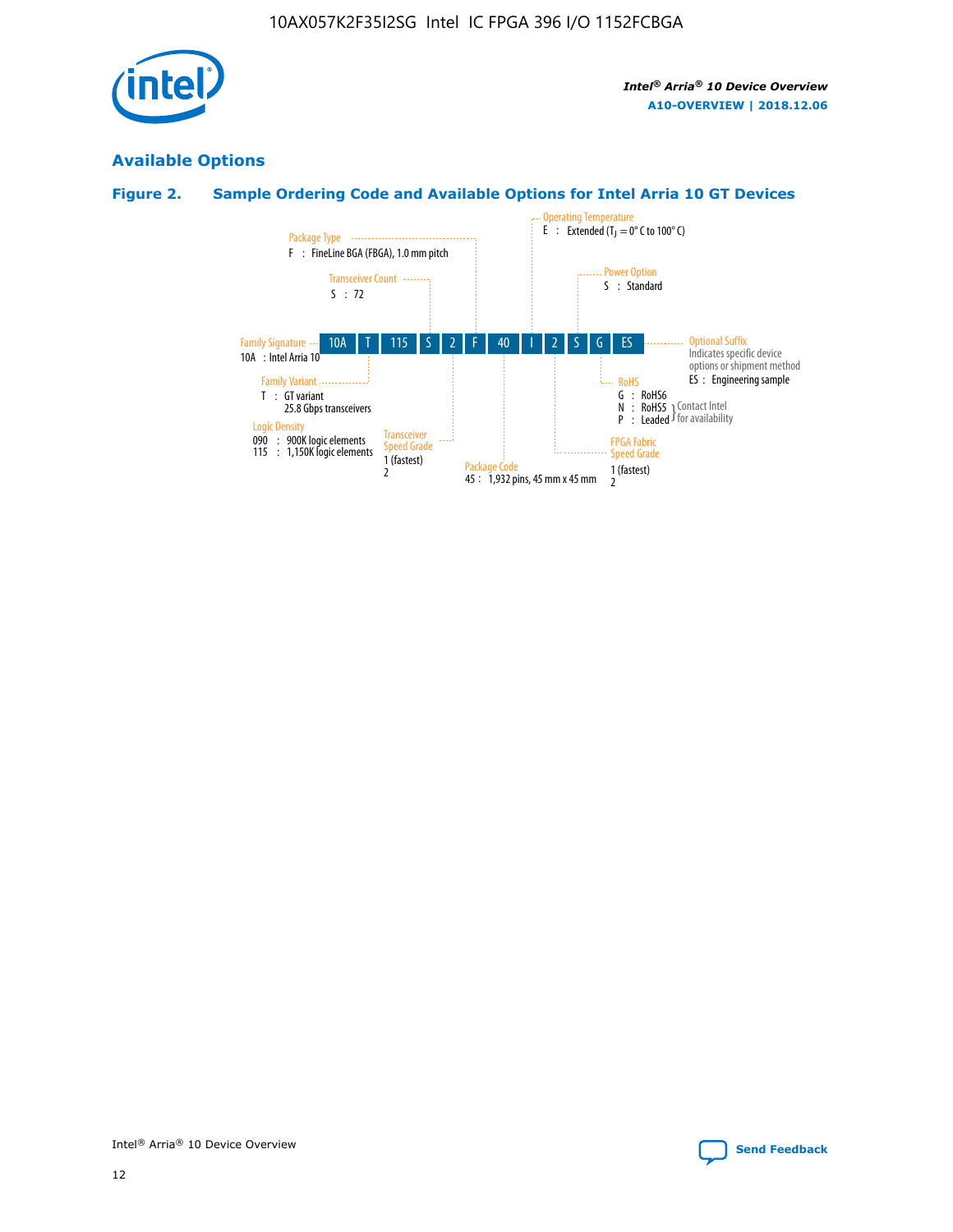## Available Options

### Figure 2. Sample Ordering Code and Available Options for Intel Arria 10 GT Devices

10A T 115 S 2 F 40 I 2 S G ES

Family Signature
10A : Intel Arria 10

Family Variant
T : GT variant
25.8 Gbps transceivers

Logic Density
090 : 900K logic elements
115 : 1,150K logic elements

Transceiver Count
S : 72

Transceiver Speed Grade
1 (fastest)
2

Package Type
F : FineLine BGA (FBGA), 1.0 mm pitch

Package Code
45 : 1,932 pins, 45 mm x 45 mm

Operating Temperature
E : Extended ($T_J$ = 0° C to 100° C)

FPGA Fabric Speed Grade
1 (fastest)
2

Power Option
S : Standard

RoHS
G : RoHS6
N : RoHS5
P : Leaded
Contact Intel for availability

Optional Suffix
Indicates specific device options or shipment method
ES : Engineering sample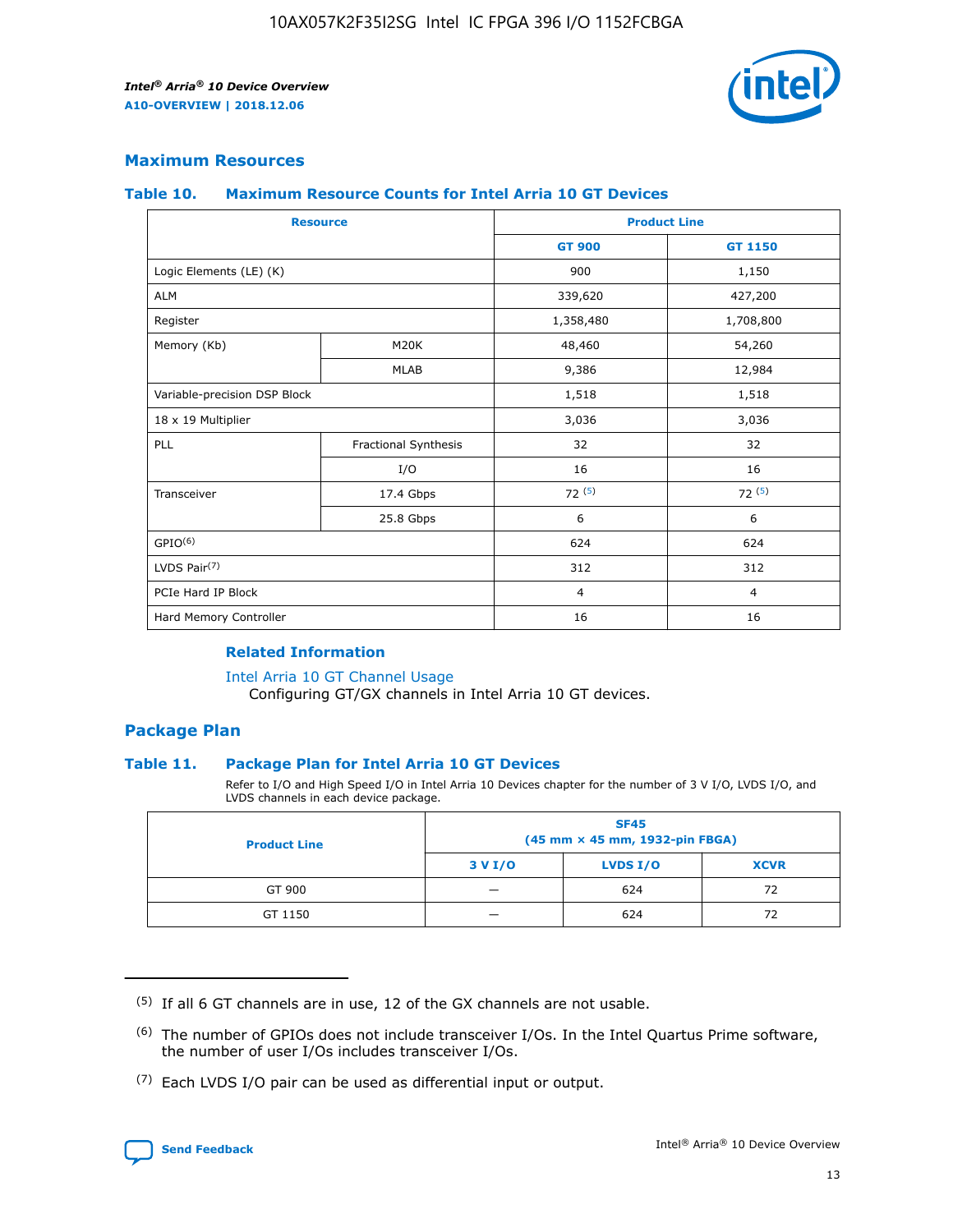## Maximum Resources

### Table 10. Maximum Resource Counts for Intel Arria 10 GT Devices

| Resource | | Product Line | |
|---|---|---|---|
| | | GT 900 | GT 1150 |
| Logic Elements (LE) (K) | | 900 | 1,150 |
| ALM | | 339,620 | 427,200 |
| Register | | 1,358,480 | 1,708,800 |
| Memory (Kb) | M20K | 48,460 | 54,260 |
| | MLAB | 9,386 | 12,984 |
| Variable-precision DSP Block | | 1,518 | 1,518 |
| 18 x 19 Multiplier | | 3,036 | 3,036 |
| PLL | Fractional Synthesis | 32 | 32 |
| | I/O | 16 | 16 |
| Transceiver | 17.4 Gbps | 72 (5) | 72 (5) |
| | 25.8 Gbps | 6 | 6 |
| GPIO(6) | | 624 | 624 |
| LVDS Pair(7) | | 312 | 312 |
| PCIe Hard IP Block | | 4 | 4 |
| Hard Memory Controller | | 16 | 16 |

#### Related Information

Intel Arria 10 GT Channel Usage
Configuring GT/GX channels in Intel Arria 10 GT devices.

## Package Plan

### Table 11. Package Plan for Intel Arria 10 GT Devices

Refer to I/O and High Speed I/O in Intel Arria 10 Devices chapter for the number of 3 V I/O, LVDS I/O, and LVDS channels in each device package.

| Product Line | SF45 (45 mm × 45 mm, 1932-pin FBGA) | | |
|---|---|---|---|
| | 3 V I/O | LVDS I/O | XCVR |
| GT 900 | — | 624 | 72 |
| GT 1150 | — | 624 | 72 |

(5) If all 6 GT channels are in use, 12 of the GX channels are not usable.

(6) The number of GPIOs does not include transceiver I/Os. In the Intel Quartus Prime software, the number of user I/Os includes transceiver I/Os.

(7) Each LVDS I/O pair can be used as differential input or output.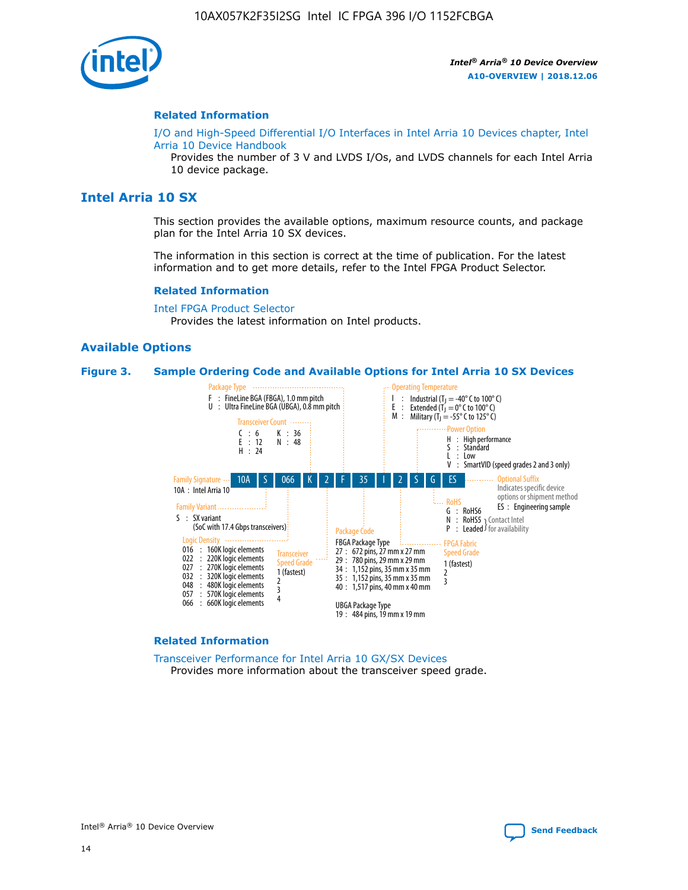## Related Information

I/O and High-Speed Differential I/O Interfaces in Intel Arria 10 Devices chapter, Intel Arria 10 Device Handbook

Provides the number of 3 V and LVDS I/Os, and LVDS channels for each Intel Arria 10 device package.

# Intel Arria 10 SX

This section provides the available options, maximum resource counts, and package plan for the Intel Arria 10 SX devices.

The information in this section is correct at the time of publication. For the latest information and to get more details, refer to the Intel FPGA Product Selector.

## Related Information

Intel FPGA Product Selector

Provides the latest information on Intel products.

## Available Options

**Figure 3. Sample Ordering Code and Available Options for Intel Arria 10 SX Devices**

10A | S | 066 | K | 2 | F | 35 | I | 2 | S | G | ES

Family Signature
10A : Intel Arria 10

Family Variant
S : SX variant (SoC with 17.4 Gbps transceivers)

Logic Density
016 : 160K logic elements
022 : 220K logic elements
027 : 270K logic elements
032 : 320K logic elements
048 : 480K logic elements
057 : 570K logic elements
066 : 660K logic elements

Transceiver Count
C : 6
E : 12
H : 24
K : 36
N : 48

Transceiver Speed Grade
1 (fastest)
2
3
4

Package Type
F : FineLine BGA (FBGA), 1.0 mm pitch
U : Ultra FineLine BGA (UBGA), 0.8 mm pitch

Package Code
FBGA Package Type
27 : 672 pins, 27 mm x 27 mm
29 : 780 pins, 29 mm x 29 mm
34 : 1,152 pins, 35 mm x 35 mm
35 : 1,152 pins, 35 mm x 35 mm
40 : 1,517 pins, 40 mm x 40 mm

UBGA Package Type
19 : 484 pins, 19 mm x 19 mm

Operating Temperature
I : Industrial ($T_J$ = -40° C to 100° C)
E : Extended ($T_J$ = 0° C to 100° C)
M : Military ($T_J$ = -55° C to 125° C)

FPGA Fabric Speed Grade
1 (fastest)
2
3

Power Option
H : High performance
S : Standard
L : Low
V : SmartVID (speed grades 2 and 3 only)

RoHS
G : RoHS6
N : RoHS5
P : Leaded
Contact Intel for availability

Optional Suffix
Indicates specific device options or shipment method
ES : Engineering sample

## Related Information

Transceiver Performance for Intel Arria 10 GX/SX Devices

Provides more information about the transceiver speed grade.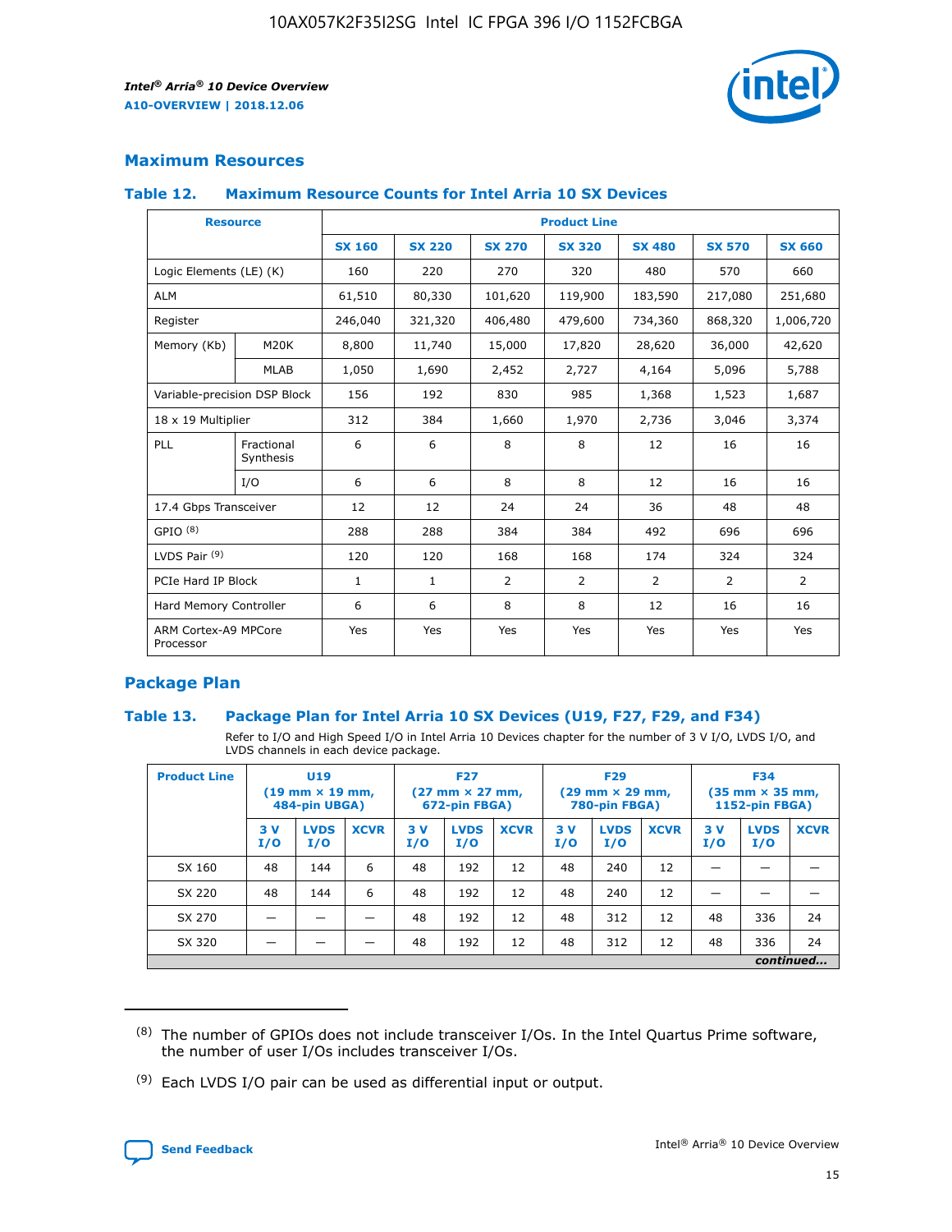## Maximum Resources

### Table 12. Maximum Resource Counts for Intel Arria 10 SX Devices

| Resource | | Product Line | | | | | | |
|---|---|---|---|---|---|---|---|---|
| | | SX 160 | SX 220 | SX 270 | SX 320 | SX 480 | SX 570 | SX 660 |
| Logic Elements (LE) (K) | | 160 | 220 | 270 | 320 | 480 | 570 | 660 |
| ALM | | 61,510 | 80,330 | 101,620 | 119,900 | 183,590 | 217,080 | 251,680 |
| Register | | 246,040 | 321,320 | 406,480 | 479,600 | 734,360 | 868,320 | 1,006,720 |
| Memory (Kb) | M20K | 8,800 | 11,740 | 15,000 | 17,820 | 28,620 | 36,000 | 42,620 |
| | MLAB | 1,050 | 1,690 | 2,452 | 2,727 | 4,164 | 5,096 | 5,788 |
| Variable-precision DSP Block | | 156 | 192 | 830 | 985 | 1,368 | 1,523 | 1,687 |
| 18 x 19 Multiplier | | 312 | 384 | 1,660 | 1,970 | 2,736 | 3,046 | 3,374 |
| PLL | Fractional Synthesis | 6 | 6 | 8 | 8 | 12 | 16 | 16 |
| | I/O | 6 | 6 | 8 | 8 | 12 | 16 | 16 |
| 17.4 Gbps Transceiver | | 12 | 12 | 24 | 24 | 36 | 48 | 48 |
| GPIO [8] | | 288 | 288 | 384 | 384 | 492 | 696 | 696 |
| LVDS Pair [9] | | 120 | 120 | 168 | 168 | 174 | 324 | 324 |
| PCIe Hard IP Block | | 1 | 1 | 2 | 2 | 2 | 2 | 2 |
| Hard Memory Controller | | 6 | 6 | 8 | 8 | 12 | 16 | 16 |
| ARM Cortex-A9 MPCore Processor | | Yes | Yes | Yes | Yes | Yes | Yes | Yes |

## Package Plan

### Table 13. Package Plan for Intel Arria 10 SX Devices (U19, F27, F29, and F34)

Refer to I/O and High Speed I/O in Intel Arria 10 Devices chapter for the number of 3 V I/O, LVDS I/O, and LVDS channels in each device package.

| Product Line | U19 (19 mm × 19 mm, 484-pin UBGA) | | | F27 (27 mm × 27 mm, 672-pin FBGA) | | | F29 (29 mm × 29 mm, 780-pin FBGA) | | | F34 (35 mm × 35 mm, 1152-pin FBGA) | | |
|---|---|---|---|---|---|---|---|---|---|---|---|---|
| | 3 V I/O | LVDS I/O | XCVR | 3 V I/O | LVDS I/O | XCVR | 3 V I/O | LVDS I/O | XCVR | 3 V I/O | LVDS I/O | XCVR |
| SX 160 | 48 | 144 | 6 | 48 | 192 | 12 | 48 | 240 | 12 | — | — | — |
| SX 220 | 48 | 144 | 6 | 48 | 192 | 12 | 48 | 240 | 12 | — | — | — |
| SX 270 | — | — | — | 48 | 192 | 12 | 48 | 312 | 12 | 48 | 336 | 24 |
| SX 320 | — | — | — | 48 | 192 | 12 | 48 | 312 | 12 | 48 | 336 | 24 |

*continued...*

[8] The number of GPIOs does not include transceiver I/Os. In the Intel Quartus Prime software, the number of user I/Os includes transceiver I/Os.

[9] Each LVDS I/O pair can be used as differential input or output.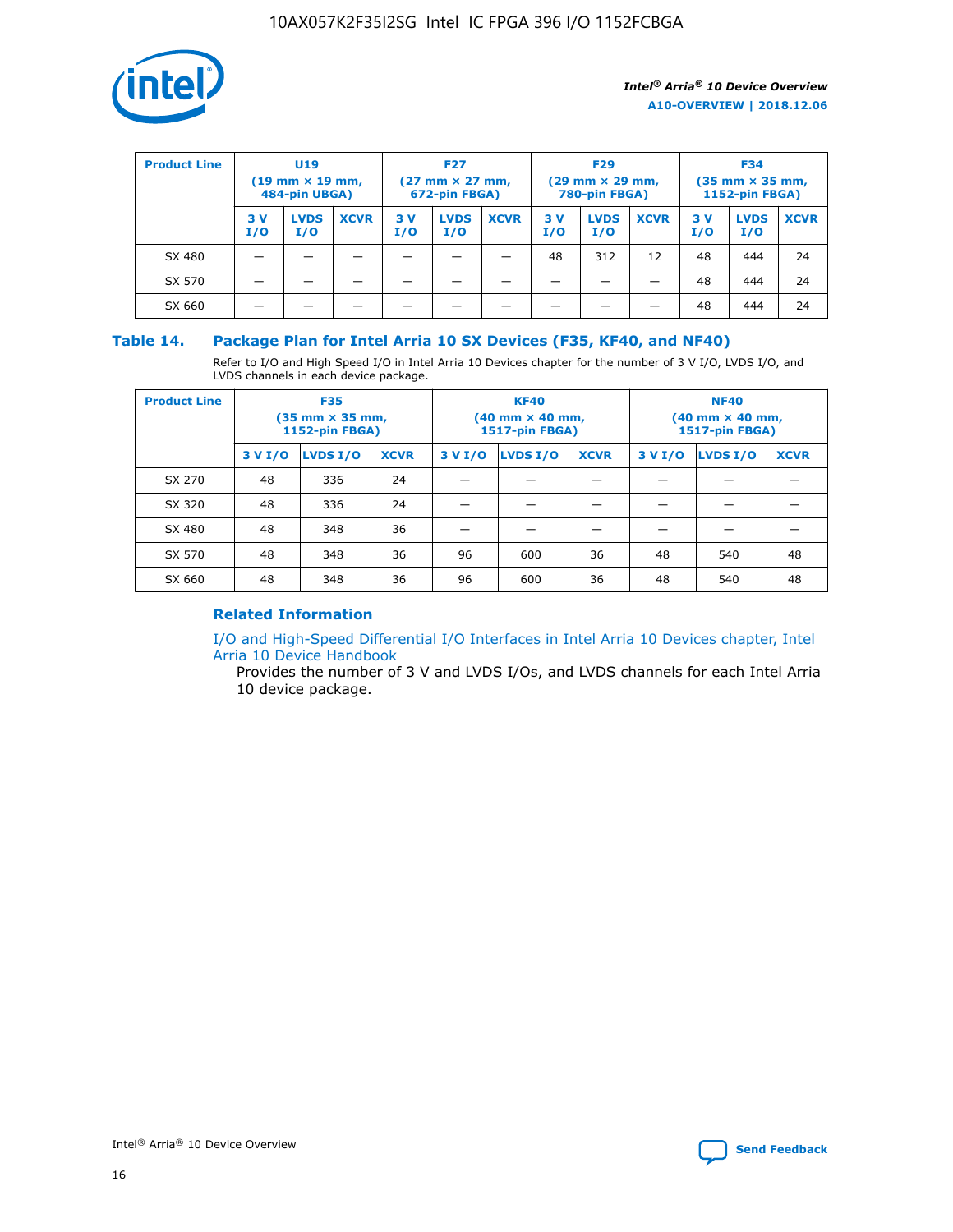| Product Line | U19 (19 mm × 19 mm, 484-pin UBGA) | | | F27 (27 mm × 27 mm, 672-pin FBGA) | | | F29 (29 mm × 29 mm, 780-pin FBGA) | | | F34 (35 mm × 35 mm, 1152-pin FBGA) | | |
|---|---|---|---|---|---|---|---|---|---|---|---|---|
| | 3 V I/O | LVDS I/O | XCVR | 3 V I/O | LVDS I/O | XCVR | 3 V I/O | LVDS I/O | XCVR | 3 V I/O | LVDS I/O | XCVR |
| SX 480 | — | — | — | — | — | — | 48 | 312 | 12 | 48 | 444 | 24 |
| SX 570 | — | — | — | — | — | — | — | — | — | 48 | 444 | 24 |
| SX 660 | — | — | — | — | — | — | — | — | — | 48 | 444 | 24 |

## Table 14. Package Plan for Intel Arria 10 SX Devices (F35, KF40, and NF40)

Refer to I/O and High Speed I/O in Intel Arria 10 Devices chapter for the number of 3 V I/O, LVDS I/O, and LVDS channels in each device package.

| Product Line | F35 (35 mm × 35 mm, 1152-pin FBGA) | | | KF40 (40 mm × 40 mm, 1517-pin FBGA) | | | NF40 (40 mm × 40 mm, 1517-pin FBGA) | | |
|---|---|---|---|---|---|---|---|---|---|
| | 3 V I/O | LVDS I/O | XCVR | 3 V I/O | LVDS I/O | XCVR | 3 V I/O | LVDS I/O | XCVR |
| SX 270 | 48 | 336 | 24 | — | — | — | — | — | — |
| SX 320 | 48 | 336 | 24 | — | — | — | — | — | — |
| SX 480 | 48 | 348 | 36 | — | — | — | — | — | — |
| SX 570 | 48 | 348 | 36 | 96 | 600 | 36 | 48 | 540 | 48 |
| SX 660 | 48 | 348 | 36 | 96 | 600 | 36 | 48 | 540 | 48 |

### Related Information

I/O and High-Speed Differential I/O Interfaces in Intel Arria 10 Devices chapter, Intel Arria 10 Device Handbook

Provides the number of 3 V and LVDS I/Os, and LVDS channels for each Intel Arria 10 device package.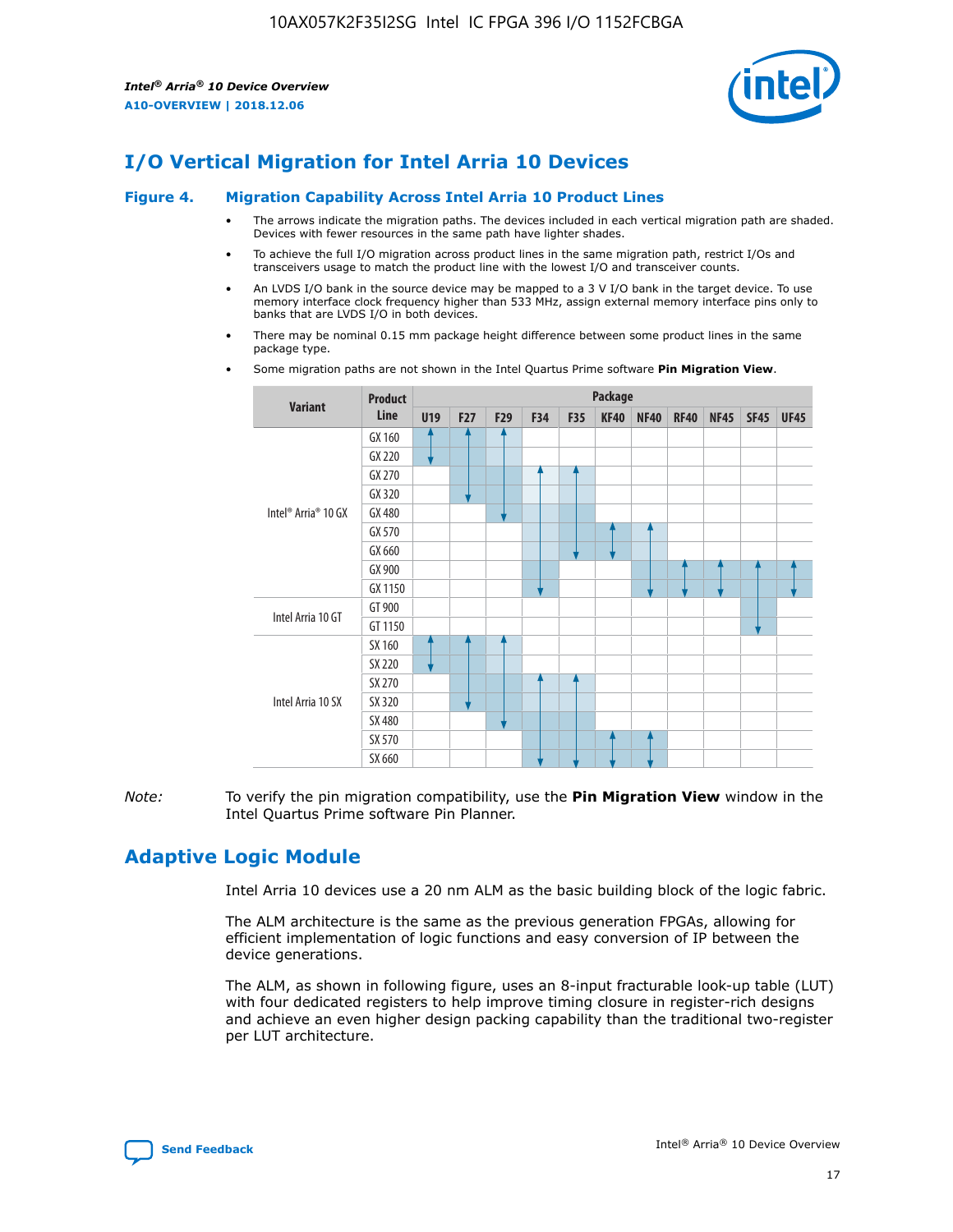## I/O Vertical Migration for Intel Arria 10 Devices

**Figure 4. Migration Capability Across Intel Arria 10 Product Lines**

- The arrows indicate the migration paths. The devices included in each vertical migration path are shaded. Devices with fewer resources in the same path have lighter shades.
- To achieve the full I/O migration across product lines in the same migration path, restrict I/Os and transceivers usage to match the product line with the lowest I/O and transceiver counts.
- An LVDS I/O bank in the source device may be mapped to a 3 V I/O bank in the target device. To use memory interface clock frequency higher than 533 MHz, assign external memory interface pins only to banks that are LVDS I/O in both devices.
- There may be nominal 0.15 mm package height difference between some product lines in the same package type.
- Some migration paths are not shown in the Intel Quartus Prime software **Pin Migration View**.

| Variant | Product Line | Package | | | | | | | | | | |
|---|---|---|---|---|---|---|---|---|---|---|---|---|
| | | U19 | F27 | F29 | F34 | F35 | KF40 | NF40 | RF40 | NF45 | SF45 | UF45 |
| Intel® Arria® 10 GX | GX 160 | | | | | | | | | | | |
| | GX 220 | | | | | | | | | | | |
| | GX 270 | | | | | | | | | | | |
| | GX 320 | | | | | | | | | | | |
| | GX 480 | | | | | | | | | | | |
| | GX 570 | | | | | | | | | | | |
| | GX 660 | | | | | | | | | | | |
| | GX 900 | | | | | | | | | | | |
| | GX 1150 | | | | | | | | | | | |
| Intel Arria 10 GT | GT 900 | | | | | | | | | | | |
| | GT 1150 | | | | | | | | | | | |
| Intel Arria 10 SX | SX 160 | | | | | | | | | | | |
| | SX 220 | | | | | | | | | | | |
| | SX 270 | | | | | | | | | | | |
| | SX 320 | | | | | | | | | | | |
| | SX 480 | | | | | | | | | | | |
| | SX 570 | | | | | | | | | | | |
| | SX 660 | | | | | | | | | | | |

*Note:* To verify the pin migration compatibility, use the **Pin Migration View** window in the Intel Quartus Prime software Pin Planner.

## Adaptive Logic Module

Intel Arria 10 devices use a 20 nm ALM as the basic building block of the logic fabric.

The ALM architecture is the same as the previous generation FPGAs, allowing for efficient implementation of logic functions and easy conversion of IP between the device generations.

The ALM, as shown in following figure, uses an 8-input fracturable look-up table (LUT) with four dedicated registers to help improve timing closure in register-rich designs and achieve an even higher design packing capability than the traditional two-register per LUT architecture.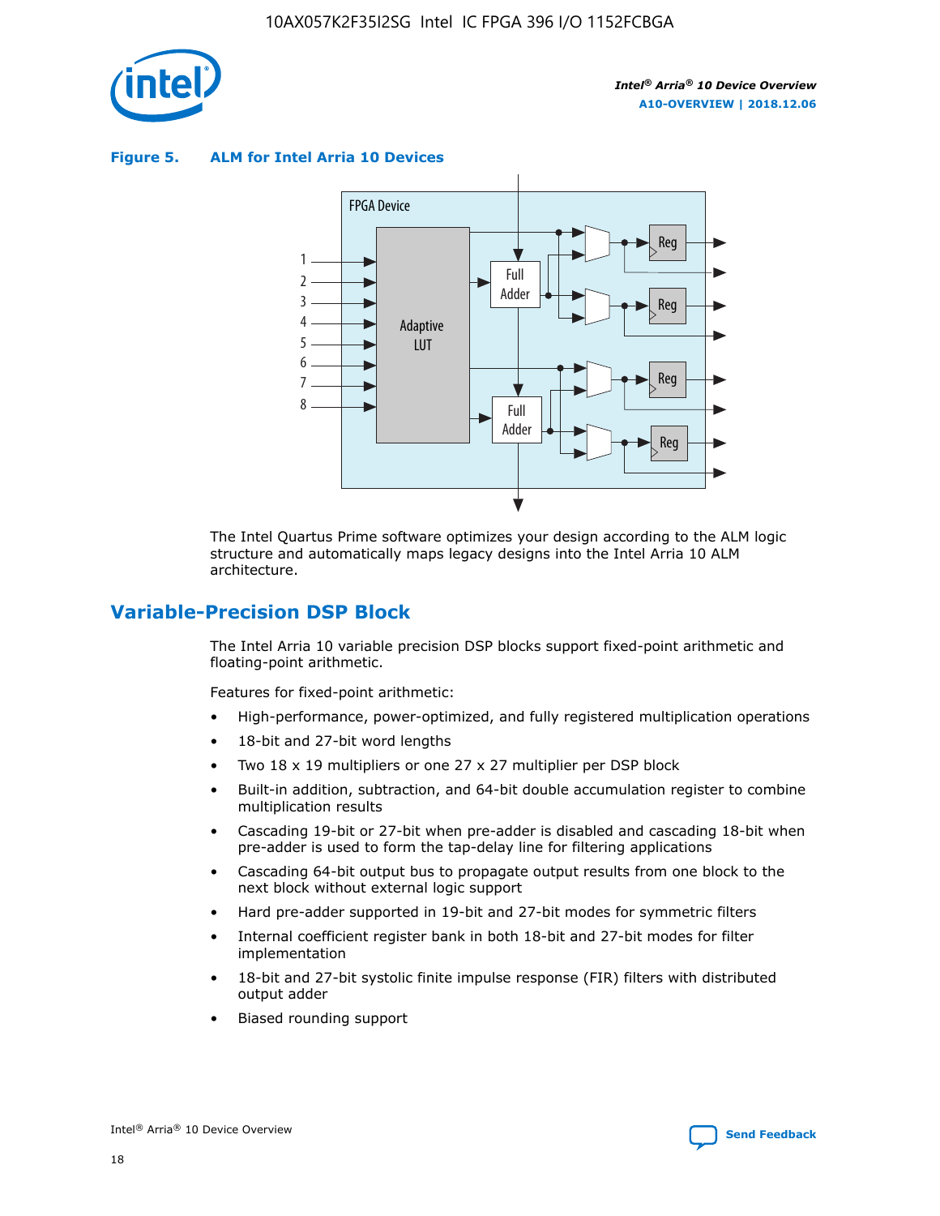**Figure 5. ALM for Intel Arria 10 Devices**

FPGA Device

1
2
3
4
5
6
7
8

Adaptive LUT

Full Adder

Full Adder

Reg

Reg

Reg

Reg

The Intel Quartus Prime software optimizes your design according to the ALM logic structure and automatically maps legacy designs into the Intel Arria 10 ALM architecture.

## Variable-Precision DSP Block

The Intel Arria 10 variable precision DSP blocks support fixed-point arithmetic and floating-point arithmetic.

Features for fixed-point arithmetic:

- High-performance, power-optimized, and fully registered multiplication operations
- 18-bit and 27-bit word lengths
- Two 18 x 19 multipliers or one 27 x 27 multiplier per DSP block
- Built-in addition, subtraction, and 64-bit double accumulation register to combine multiplication results
- Cascading 19-bit or 27-bit when pre-adder is disabled and cascading 18-bit when pre-adder is used to form the tap-delay line for filtering applications
- Cascading 64-bit output bus to propagate output results from one block to the next block without external logic support
- Hard pre-adder supported in 19-bit and 27-bit modes for symmetric filters
- Internal coefficient register bank in both 18-bit and 27-bit modes for filter implementation
- 18-bit and 27-bit systolic finite impulse response (FIR) filters with distributed output adder
- Biased rounding support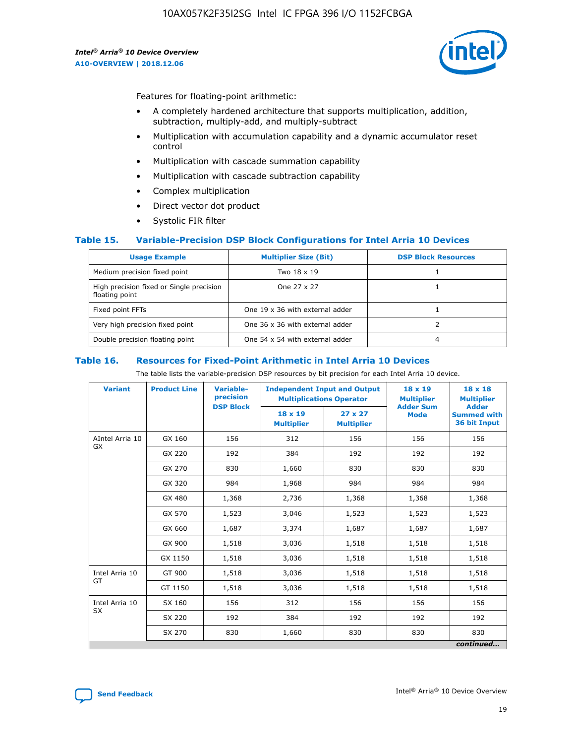Features for floating-point arithmetic:

- A completely hardened architecture that supports multiplication, addition, subtraction, multiply-add, and multiply-subtract
- Multiplication with accumulation capability and a dynamic accumulator reset control
- Multiplication with cascade summation capability
- Multiplication with cascade subtraction capability
- Complex multiplication
- Direct vector dot product
- Systolic FIR filter

### Table 15. Variable-Precision DSP Block Configurations for Intel Arria 10 Devices

| Usage Example | Multiplier Size (Bit) | DSP Block Resources |
| --- | --- | --- |
| Medium precision fixed point | Two 18 x 19 | 1 |
| High precision fixed or Single precision floating point | One 27 x 27 | 1 |
| Fixed point FFTs | One 19 x 36 with external adder | 1 |
| Very high precision fixed point | One 36 x 36 with external adder | 2 |
| Double precision floating point | One 54 x 54 with external adder | 4 |

### Table 16. Resources for Fixed-Point Arithmetic in Intel Arria 10 Devices

The table lists the variable-precision DSP resources by bit precision for each Intel Arria 10 device.

| Variant | Product Line | Variable-precision DSP Block | Independent Input and Output Multiplications Operator | | 18 x 19 Multiplier Adder Sum Mode | 18 x 18 Multiplier Adder Summed with 36 bit Input |
| --- | --- | --- | --- | --- | --- | --- |
| | | | 18 x 19 Multiplier | 27 x 27 Multiplier | | |
| AIntel Arria 10 GX | GX 160 | 156 | 312 | 156 | 156 | 156 |
| | GX 220 | 192 | 384 | 192 | 192 | 192 |
| | GX 270 | 830 | 1,660 | 830 | 830 | 830 |
| | GX 320 | 984 | 1,968 | 984 | 984 | 984 |
| | GX 480 | 1,368 | 2,736 | 1,368 | 1,368 | 1,368 |
| | GX 570 | 1,523 | 3,046 | 1,523 | 1,523 | 1,523 |
| | GX 660 | 1,687 | 3,374 | 1,687 | 1,687 | 1,687 |
| | GX 900 | 1,518 | 3,036 | 1,518 | 1,518 | 1,518 |
| | GX 1150 | 1,518 | 3,036 | 1,518 | 1,518 | 1,518 |
| Intel Arria 10 GT | GT 900 | 1,518 | 3,036 | 1,518 | 1,518 | 1,518 |
| | GT 1150 | 1,518 | 3,036 | 1,518 | 1,518 | 1,518 |
| Intel Arria 10 SX | SX 160 | 156 | 312 | 156 | 156 | 156 |
| | SX 220 | 192 | 384 | 192 | 192 | 192 |
| | SX 270 | 830 | 1,660 | 830 | 830 | 830 |

*continued...*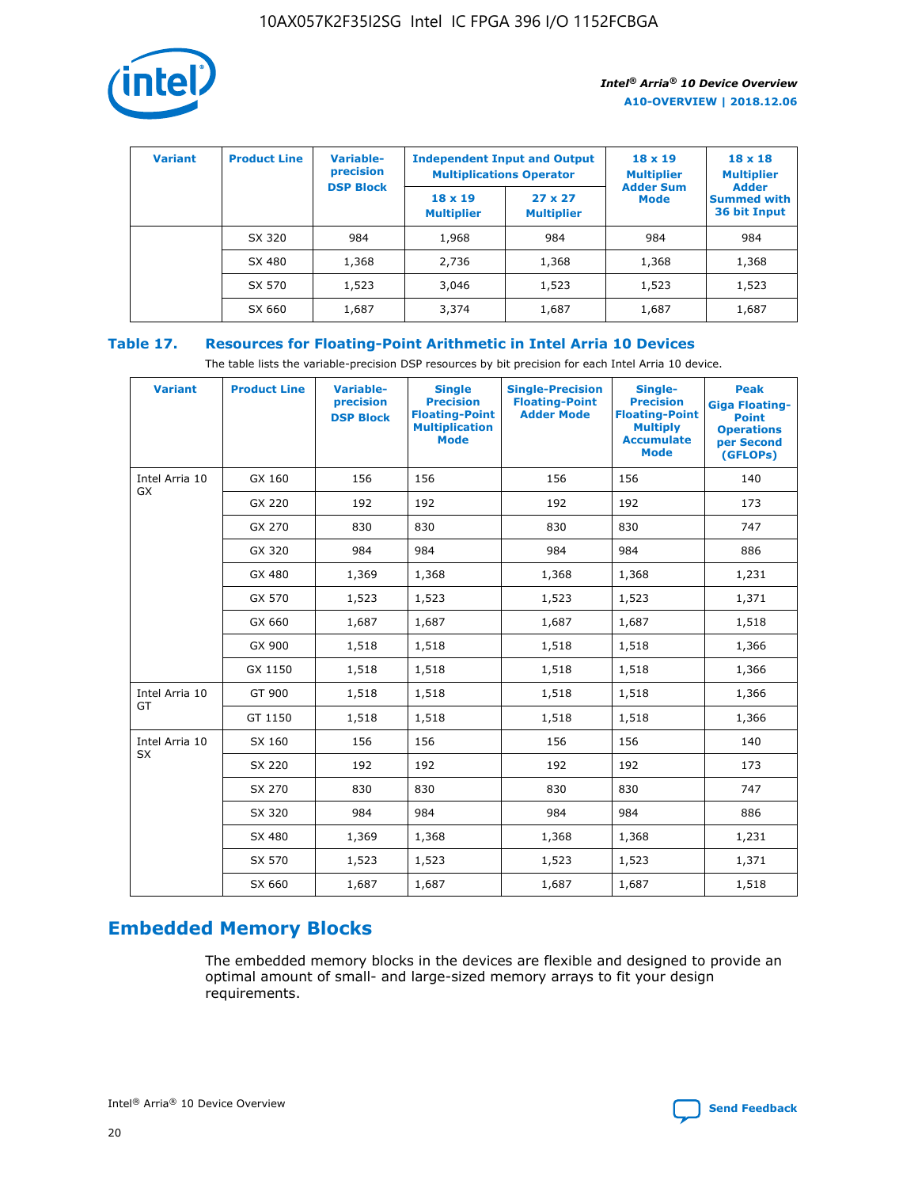| Variant | Product Line | Variable-precision DSP Block | Independent Input and Output Multiplications Operator | | 18 x 19 Multiplier Adder Sum Mode | 18 x 18 Multiplier Adder Summed with 36 bit Input |
|---|---|---|---|---|---|---|
| | | | 18 x 19 Multiplier | 27 x 27 Multiplier | | |
| | SX 320 | 984 | 1,968 | 984 | 984 | 984 |
| | SX 480 | 1,368 | 2,736 | 1,368 | 1,368 | 1,368 |
| | SX 570 | 1,523 | 3,046 | 1,523 | 1,523 | 1,523 |
| | SX 660 | 1,687 | 3,374 | 1,687 | 1,687 | 1,687 |

**Table 17. Resources for Floating-Point Arithmetic in Intel Arria 10 Devices**

The table lists the variable-precision DSP resources by bit precision for each Intel Arria 10 device.

| Variant | Product Line | Variable-precision DSP Block | Single Precision Floating-Point Multiplication Mode | Single-Precision Floating-Point Adder Mode | Single-Precision Floating-Point Multiply Accumulate Mode | Peak Giga Floating-Point Operations per Second (GFLOPs) |
|---|---|---|---|---|---|---|
| Intel Arria 10 GX | GX 160 | 156 | 156 | 156 | 156 | 140 |
| | GX 220 | 192 | 192 | 192 | 192 | 173 |
| | GX 270 | 830 | 830 | 830 | 830 | 747 |
| | GX 320 | 984 | 984 | 984 | 984 | 886 |
| | GX 480 | 1,369 | 1,368 | 1,368 | 1,368 | 1,231 |
| | GX 570 | 1,523 | 1,523 | 1,523 | 1,523 | 1,371 |
| | GX 660 | 1,687 | 1,687 | 1,687 | 1,687 | 1,518 |
| | GX 900 | 1,518 | 1,518 | 1,518 | 1,518 | 1,366 |
| | GX 1150 | 1,518 | 1,518 | 1,518 | 1,518 | 1,366 |
| Intel Arria 10 GT | GT 900 | 1,518 | 1,518 | 1,518 | 1,518 | 1,366 |
| | GT 1150 | 1,518 | 1,518 | 1,518 | 1,518 | 1,366 |
| Intel Arria 10 SX | SX 160 | 156 | 156 | 156 | 156 | 140 |
| | SX 220 | 192 | 192 | 192 | 192 | 173 |
| | SX 270 | 830 | 830 | 830 | 830 | 747 |
| | SX 320 | 984 | 984 | 984 | 984 | 886 |
| | SX 480 | 1,369 | 1,368 | 1,368 | 1,368 | 1,231 |
| | SX 570 | 1,523 | 1,523 | 1,523 | 1,523 | 1,371 |
| | SX 660 | 1,687 | 1,687 | 1,687 | 1,687 | 1,518 |

## Embedded Memory Blocks

The embedded memory blocks in the devices are flexible and designed to provide an optimal amount of small- and large-sized memory arrays to fit your design requirements.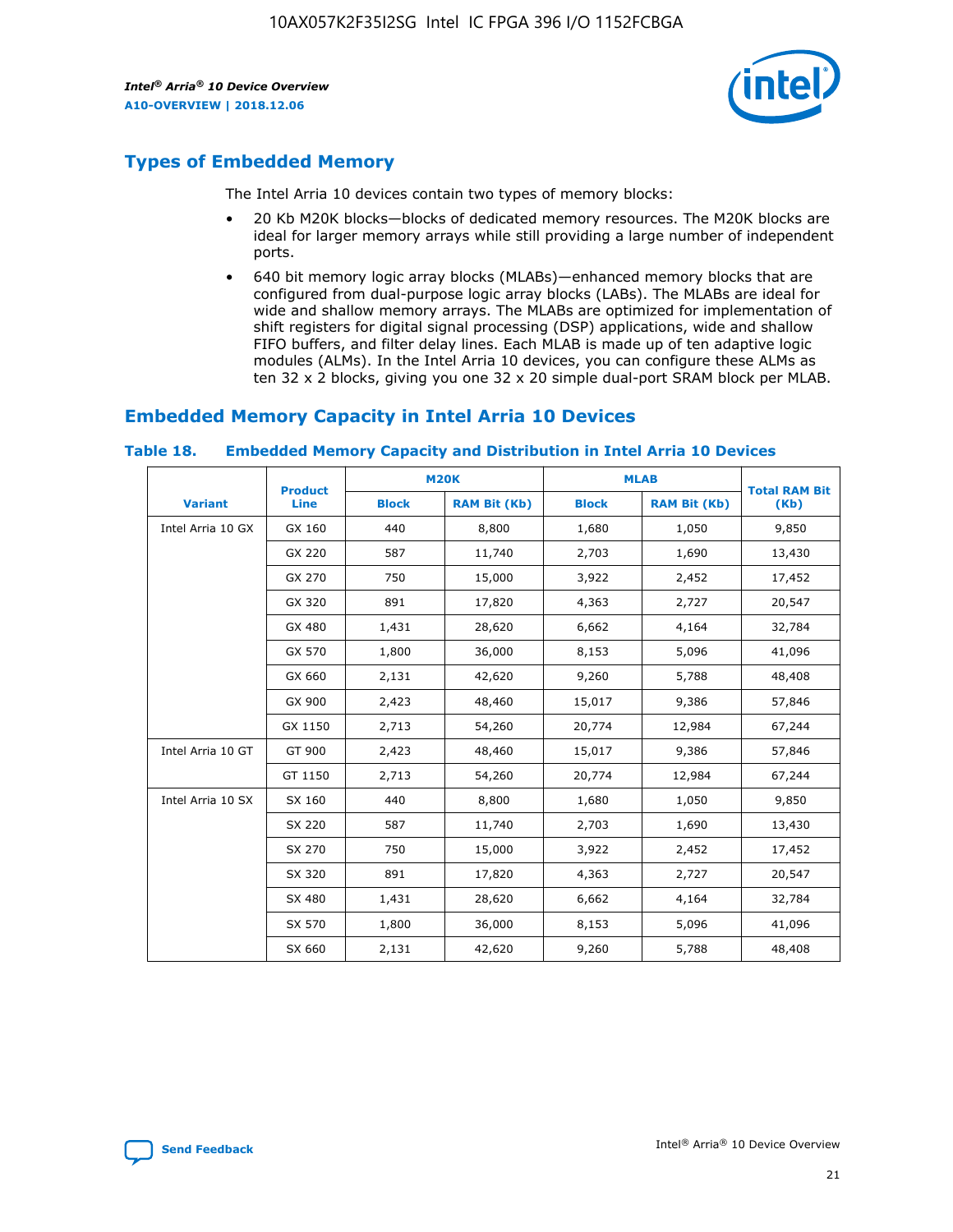## Types of Embedded Memory

The Intel Arria 10 devices contain two types of memory blocks:

- 20 Kb M20K blocks—blocks of dedicated memory resources. The M20K blocks are ideal for larger memory arrays while still providing a large number of independent ports.
- 640 bit memory logic array blocks (MLABs)—enhanced memory blocks that are configured from dual-purpose logic array blocks (LABs). The MLABs are ideal for wide and shallow memory arrays. The MLABs are optimized for implementation of shift registers for digital signal processing (DSP) applications, wide and shallow FIFO buffers, and filter delay lines. Each MLAB is made up of ten adaptive logic modules (ALMs). In the Intel Arria 10 devices, you can configure these ALMs as ten 32 x 2 blocks, giving you one 32 x 20 simple dual-port SRAM block per MLAB.

## Embedded Memory Capacity in Intel Arria 10 Devices

**Table 18. Embedded Memory Capacity and Distribution in Intel Arria 10 Devices**

| Variant | Product Line | M20K | | MLAB | | Total RAM Bit (Kb) |
|---|---|---|---|---|---|---|
| | | Block | RAM Bit (Kb) | Block | RAM Bit (Kb) | |
| Intel Arria 10 GX | GX 160 | 440 | 8,800 | 1,680 | 1,050 | 9,850 |
| | GX 220 | 587 | 11,740 | 2,703 | 1,690 | 13,430 |
| | GX 270 | 750 | 15,000 | 3,922 | 2,452 | 17,452 |
| | GX 320 | 891 | 17,820 | 4,363 | 2,727 | 20,547 |
| | GX 480 | 1,431 | 28,620 | 6,662 | 4,164 | 32,784 |
| | GX 570 | 1,800 | 36,000 | 8,153 | 5,096 | 41,096 |
| | GX 660 | 2,131 | 42,620 | 9,260 | 5,788 | 48,408 |
| | GX 900 | 2,423 | 48,460 | 15,017 | 9,386 | 57,846 |
| | GX 1150 | 2,713 | 54,260 | 20,774 | 12,984 | 67,244 |
| Intel Arria 10 GT | GT 900 | 2,423 | 48,460 | 15,017 | 9,386 | 57,846 |
| | GT 1150 | 2,713 | 54,260 | 20,774 | 12,984 | 67,244 |
| Intel Arria 10 SX | SX 160 | 440 | 8,800 | 1,680 | 1,050 | 9,850 |
| | SX 220 | 587 | 11,740 | 2,703 | 1,690 | 13,430 |
| | SX 270 | 750 | 15,000 | 3,922 | 2,452 | 17,452 |
| | SX 320 | 891 | 17,820 | 4,363 | 2,727 | 20,547 |
| | SX 480 | 1,431 | 28,620 | 6,662 | 4,164 | 32,784 |
| | SX 570 | 1,800 | 36,000 | 8,153 | 5,096 | 41,096 |
| | SX 660 | 2,131 | 42,620 | 9,260 | 5,788 | 48,408 |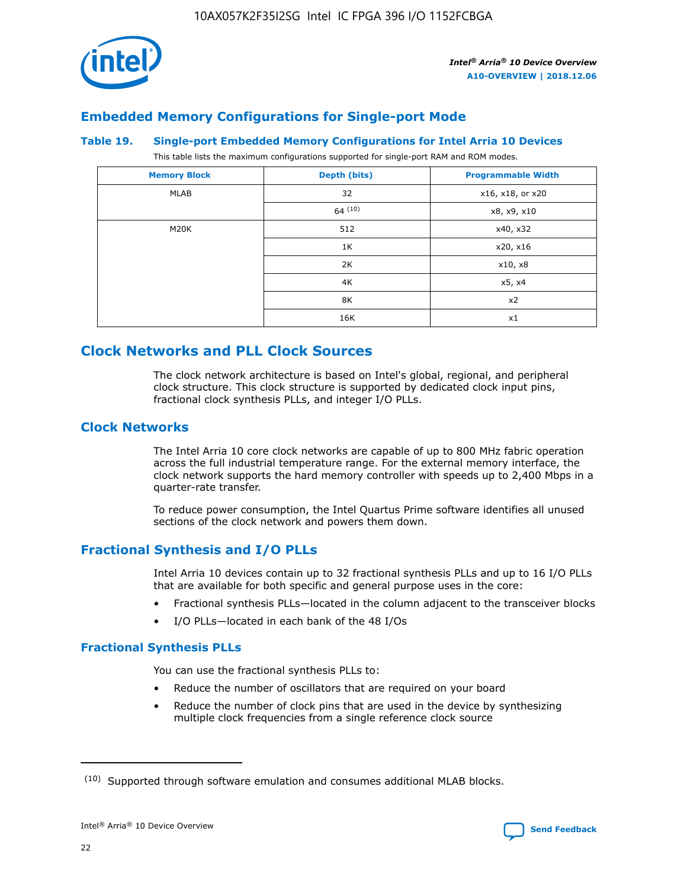## Embedded Memory Configurations for Single-port Mode

### Table 19. Single-port Embedded Memory Configurations for Intel Arria 10 Devices

This table lists the maximum configurations supported for single-port RAM and ROM modes.

| Memory Block | Depth (bits) | Programmable Width |
|---|---|---|
| MLAB | 32 | x16, x18, or x20 |
| | 64 [10] | x8, x9, x10 |
| M20K | 512 | x40, x32 |
| | 1K | x20, x16 |
| | 2K | x10, x8 |
| | 4K | x5, x4 |
| | 8K | x2 |
| | 16K | x1 |

# Clock Networks and PLL Clock Sources

The clock network architecture is based on Intel's global, regional, and peripheral clock structure. This clock structure is supported by dedicated clock input pins, fractional clock synthesis PLLs, and integer I/O PLLs.

## Clock Networks

The Intel Arria 10 core clock networks are capable of up to 800 MHz fabric operation across the full industrial temperature range. For the external memory interface, the clock network supports the hard memory controller with speeds up to 2,400 Mbps in a quarter-rate transfer.

To reduce power consumption, the Intel Quartus Prime software identifies all unused sections of the clock network and powers them down.

## Fractional Synthesis and I/O PLLs

Intel Arria 10 devices contain up to 32 fractional synthesis PLLs and up to 16 I/O PLLs that are available for both specific and general purpose uses in the core:

- Fractional synthesis PLLs—located in the column adjacent to the transceiver blocks
- I/O PLLs—located in each bank of the 48 I/Os

### Fractional Synthesis PLLs

You can use the fractional synthesis PLLs to:

- Reduce the number of oscillators that are required on your board
- Reduce the number of clock pins that are used in the device by synthesizing multiple clock frequencies from a single reference clock source

[10] Supported through software emulation and consumes additional MLAB blocks.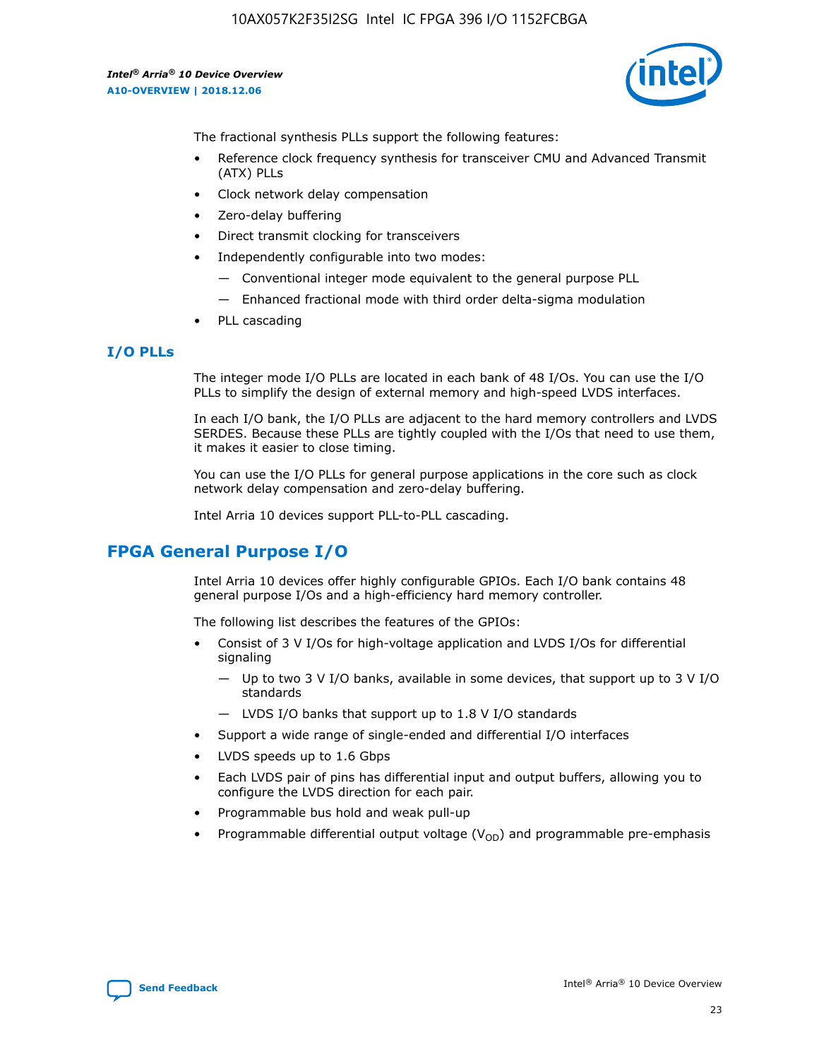The fractional synthesis PLLs support the following features:

- Reference clock frequency synthesis for transceiver CMU and Advanced Transmit (ATX) PLLs
- Clock network delay compensation
- Zero-delay buffering
- Direct transmit clocking for transceivers
- Independently configurable into two modes:
  - Conventional integer mode equivalent to the general purpose PLL
  - Enhanced fractional mode with third order delta-sigma modulation
- PLL cascading

### I/O PLLs

The integer mode I/O PLLs are located in each bank of 48 I/Os. You can use the I/O PLLs to simplify the design of external memory and high-speed LVDS interfaces.

In each I/O bank, the I/O PLLs are adjacent to the hard memory controllers and LVDS SERDES. Because these PLLs are tightly coupled with the I/Os that need to use them, it makes it easier to close timing.

You can use the I/O PLLs for general purpose applications in the core such as clock network delay compensation and zero-delay buffering.

Intel Arria 10 devices support PLL-to-PLL cascading.

## FPGA General Purpose I/O

Intel Arria 10 devices offer highly configurable GPIOs. Each I/O bank contains 48 general purpose I/Os and a high-efficiency hard memory controller.

The following list describes the features of the GPIOs:

- Consist of 3 V I/Os for high-voltage application and LVDS I/Os for differential signaling
  - Up to two 3 V I/O banks, available in some devices, that support up to 3 V I/O standards
  - LVDS I/O banks that support up to 1.8 V I/O standards
- Support a wide range of single-ended and differential I/O interfaces
- LVDS speeds up to 1.6 Gbps
- Each LVDS pair of pins has differential input and output buffers, allowing you to configure the LVDS direction for each pair.
- Programmable bus hold and weak pull-up
- Programmable differential output voltage ($V_{OD}$) and programmable pre-emphasis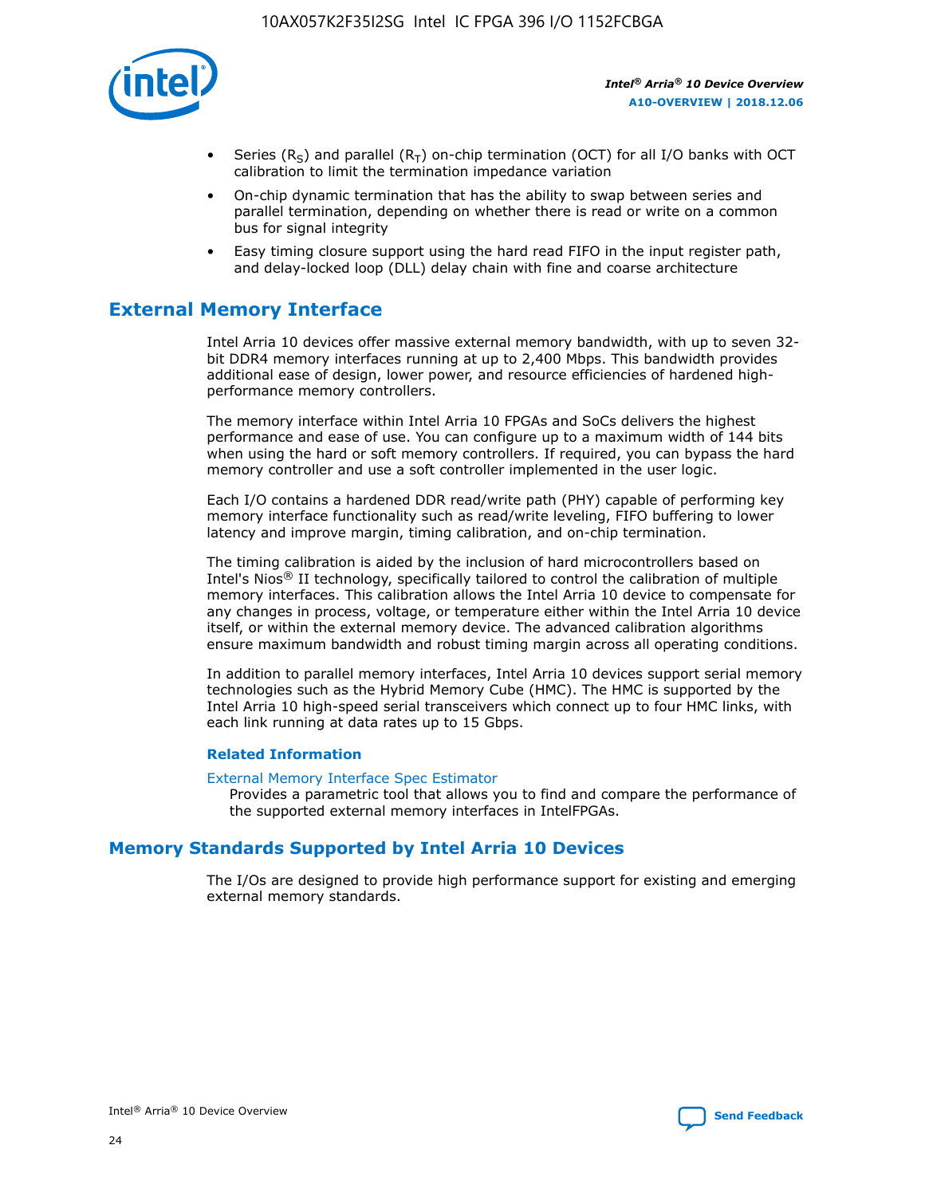- Series ($R_S$) and parallel ($R_T$) on-chip termination (OCT) for all I/O banks with OCT calibration to limit the termination impedance variation
- On-chip dynamic termination that has the ability to swap between series and parallel termination, depending on whether there is read or write on a common bus for signal integrity
- Easy timing closure support using the hard read FIFO in the input register path, and delay-locked loop (DLL) delay chain with fine and coarse architecture

## External Memory Interface

Intel Arria 10 devices offer massive external memory bandwidth, with up to seven 32-bit DDR4 memory interfaces running at up to 2,400 Mbps. This bandwidth provides additional ease of design, lower power, and resource efficiencies of hardened high-performance memory controllers.

The memory interface within Intel Arria 10 FPGAs and SoCs delivers the highest performance and ease of use. You can configure up to a maximum width of 144 bits when using the hard or soft memory controllers. If required, you can bypass the hard memory controller and use a soft controller implemented in the user logic.

Each I/O contains a hardened DDR read/write path (PHY) capable of performing key memory interface functionality such as read/write leveling, FIFO buffering to lower latency and improve margin, timing calibration, and on-chip termination.

The timing calibration is aided by the inclusion of hard microcontrollers based on Intel's Nios® II technology, specifically tailored to control the calibration of multiple memory interfaces. This calibration allows the Intel Arria 10 device to compensate for any changes in process, voltage, or temperature either within the Intel Arria 10 device itself, or within the external memory device. The advanced calibration algorithms ensure maximum bandwidth and robust timing margin across all operating conditions.

In addition to parallel memory interfaces, Intel Arria 10 devices support serial memory technologies such as the Hybrid Memory Cube (HMC). The HMC is supported by the Intel Arria 10 high-speed serial transceivers which connect up to four HMC links, with each link running at data rates up to 15 Gbps.

### Related Information

External Memory Interface Spec Estimator
Provides a parametric tool that allows you to find and compare the performance of the supported external memory interfaces in IntelFPGAs.

## Memory Standards Supported by Intel Arria 10 Devices

The I/Os are designed to provide high performance support for existing and emerging external memory standards.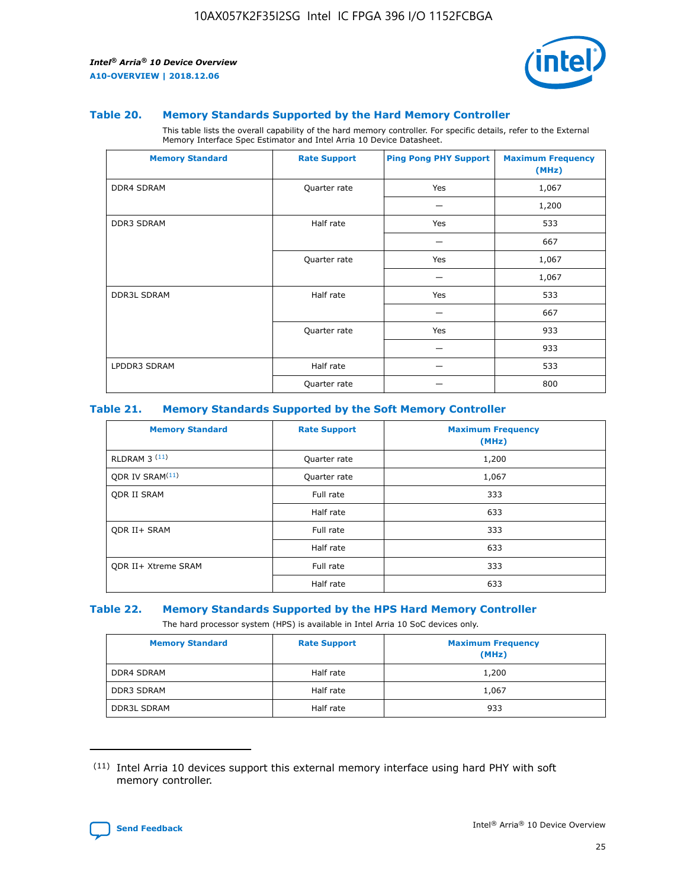### Table 20. Memory Standards Supported by the Hard Memory Controller

This table lists the overall capability of the hard memory controller. For specific details, refer to the External Memory Interface Spec Estimator and Intel Arria 10 Device Datasheet.

| Memory Standard | Rate Support | Ping Pong PHY Support | Maximum Frequency (MHz) |
|---|---|---|---|
| DDR4 SDRAM | Quarter rate | Yes | 1,067 |
| | | — | 1,200 |
| DDR3 SDRAM | Half rate | Yes | 533 |
| | | — | 667 |
| | Quarter rate | Yes | 1,067 |
| | | — | 1,067 |
| DDR3L SDRAM | Half rate | Yes | 533 |
| | | — | 667 |
| | Quarter rate | Yes | 933 |
| | | — | 933 |
| LPDDR3 SDRAM | Half rate | — | 533 |
| | Quarter rate | — | 800 |

### Table 21. Memory Standards Supported by the Soft Memory Controller

| Memory Standard | Rate Support | Maximum Frequency (MHz) |
|---|---|---|
| RLDRAM 3 (11) | Quarter rate | 1,200 |
| QDR IV SRAM(11) | Quarter rate | 1,067 |
| QDR II SRAM | Full rate | 333 |
| | Half rate | 633 |
| QDR II+ SRAM | Full rate | 333 |
| | Half rate | 633 |
| QDR II+ Xtreme SRAM | Full rate | 333 |
| | Half rate | 633 |

### Table 22. Memory Standards Supported by the HPS Hard Memory Controller

The hard processor system (HPS) is available in Intel Arria 10 SoC devices only.

| Memory Standard | Rate Support | Maximum Frequency (MHz) |
|---|---|---|
| DDR4 SDRAM | Half rate | 1,200 |
| DDR3 SDRAM | Half rate | 1,067 |
| DDR3L SDRAM | Half rate | 933 |

(11) Intel Arria 10 devices support this external memory interface using hard PHY with soft memory controller.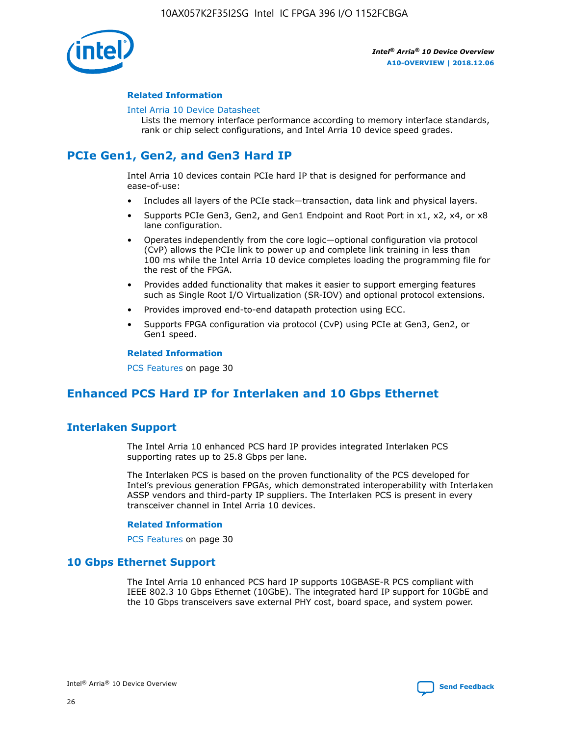### Related Information

Intel Arria 10 Device Datasheet

Lists the memory interface performance according to memory interface standards, rank or chip select configurations, and Intel Arria 10 device speed grades.

## PCIe Gen1, Gen2, and Gen3 Hard IP

Intel Arria 10 devices contain PCIe hard IP that is designed for performance and ease-of-use:

- Includes all layers of the PCIe stack—transaction, data link and physical layers.
- Supports PCIe Gen3, Gen2, and Gen1 Endpoint and Root Port in x1, x2, x4, or x8 lane configuration.
- Operates independently from the core logic—optional configuration via protocol (CvP) allows the PCIe link to power up and complete link training in less than 100 ms while the Intel Arria 10 device completes loading the programming file for the rest of the FPGA.
- Provides added functionality that makes it easier to support emerging features such as Single Root I/O Virtualization (SR-IOV) and optional protocol extensions.
- Provides improved end-to-end datapath protection using ECC.
- Supports FPGA configuration via protocol (CvP) using PCIe at Gen3, Gen2, or Gen1 speed.

### Related Information

PCS Features on page 30

## Enhanced PCS Hard IP for Interlaken and 10 Gbps Ethernet

## Interlaken Support

The Intel Arria 10 enhanced PCS hard IP provides integrated Interlaken PCS supporting rates up to 25.8 Gbps per lane.

The Interlaken PCS is based on the proven functionality of the PCS developed for Intel's previous generation FPGAs, which demonstrated interoperability with Interlaken ASSP vendors and third-party IP suppliers. The Interlaken PCS is present in every transceiver channel in Intel Arria 10 devices.

### Related Information

PCS Features on page 30

## 10 Gbps Ethernet Support

The Intel Arria 10 enhanced PCS hard IP supports 10GBASE-R PCS compliant with IEEE 802.3 10 Gbps Ethernet (10GbE). The integrated hard IP support for 10GbE and the 10 Gbps transceivers save external PHY cost, board space, and system power.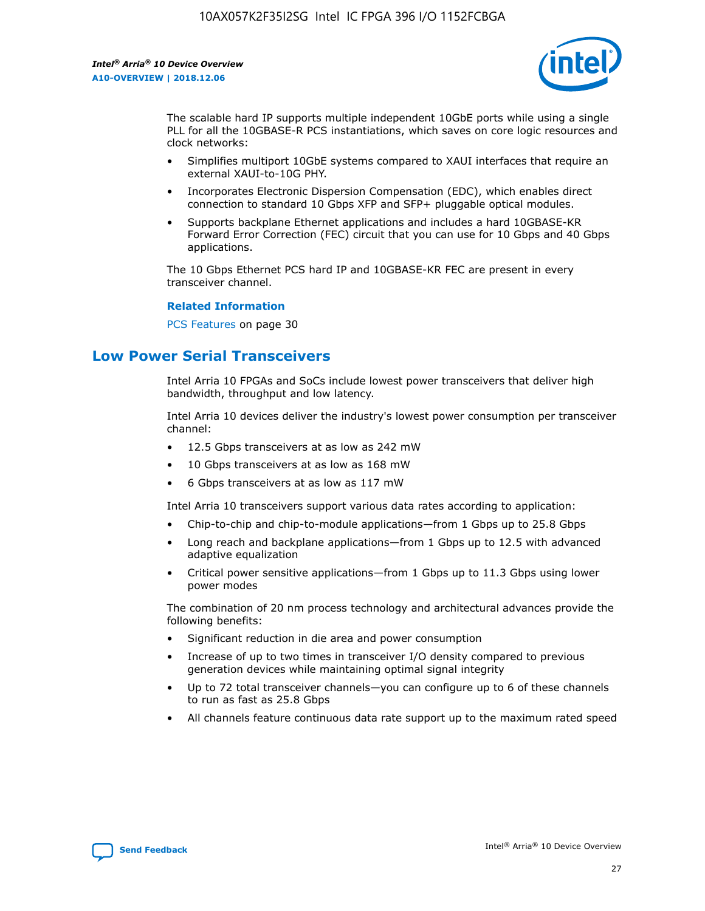The scalable hard IP supports multiple independent 10GbE ports while using a single PLL for all the 10GBASE-R PCS instantiations, which saves on core logic resources and clock networks:

- Simplifies multiport 10GbE systems compared to XAUI interfaces that require an external XAUI-to-10G PHY.
- Incorporates Electronic Dispersion Compensation (EDC), which enables direct connection to standard 10 Gbps XFP and SFP+ pluggable optical modules.
- Supports backplane Ethernet applications and includes a hard 10GBASE-KR Forward Error Correction (FEC) circuit that you can use for 10 Gbps and 40 Gbps applications.

The 10 Gbps Ethernet PCS hard IP and 10GBASE-KR FEC are present in every transceiver channel.

**Related Information**

PCS Features on page 30

## Low Power Serial Transceivers

Intel Arria 10 FPGAs and SoCs include lowest power transceivers that deliver high bandwidth, throughput and low latency.

Intel Arria 10 devices deliver the industry's lowest power consumption per transceiver channel:

- 12.5 Gbps transceivers at as low as 242 mW
- 10 Gbps transceivers at as low as 168 mW
- 6 Gbps transceivers at as low as 117 mW

Intel Arria 10 transceivers support various data rates according to application:

- Chip-to-chip and chip-to-module applications—from 1 Gbps up to 25.8 Gbps
- Long reach and backplane applications—from 1 Gbps up to 12.5 with advanced adaptive equalization
- Critical power sensitive applications—from 1 Gbps up to 11.3 Gbps using lower power modes

The combination of 20 nm process technology and architectural advances provide the following benefits:

- Significant reduction in die area and power consumption
- Increase of up to two times in transceiver I/O density compared to previous generation devices while maintaining optimal signal integrity
- Up to 72 total transceiver channels—you can configure up to 6 of these channels to run as fast as 25.8 Gbps
- All channels feature continuous data rate support up to the maximum rated speed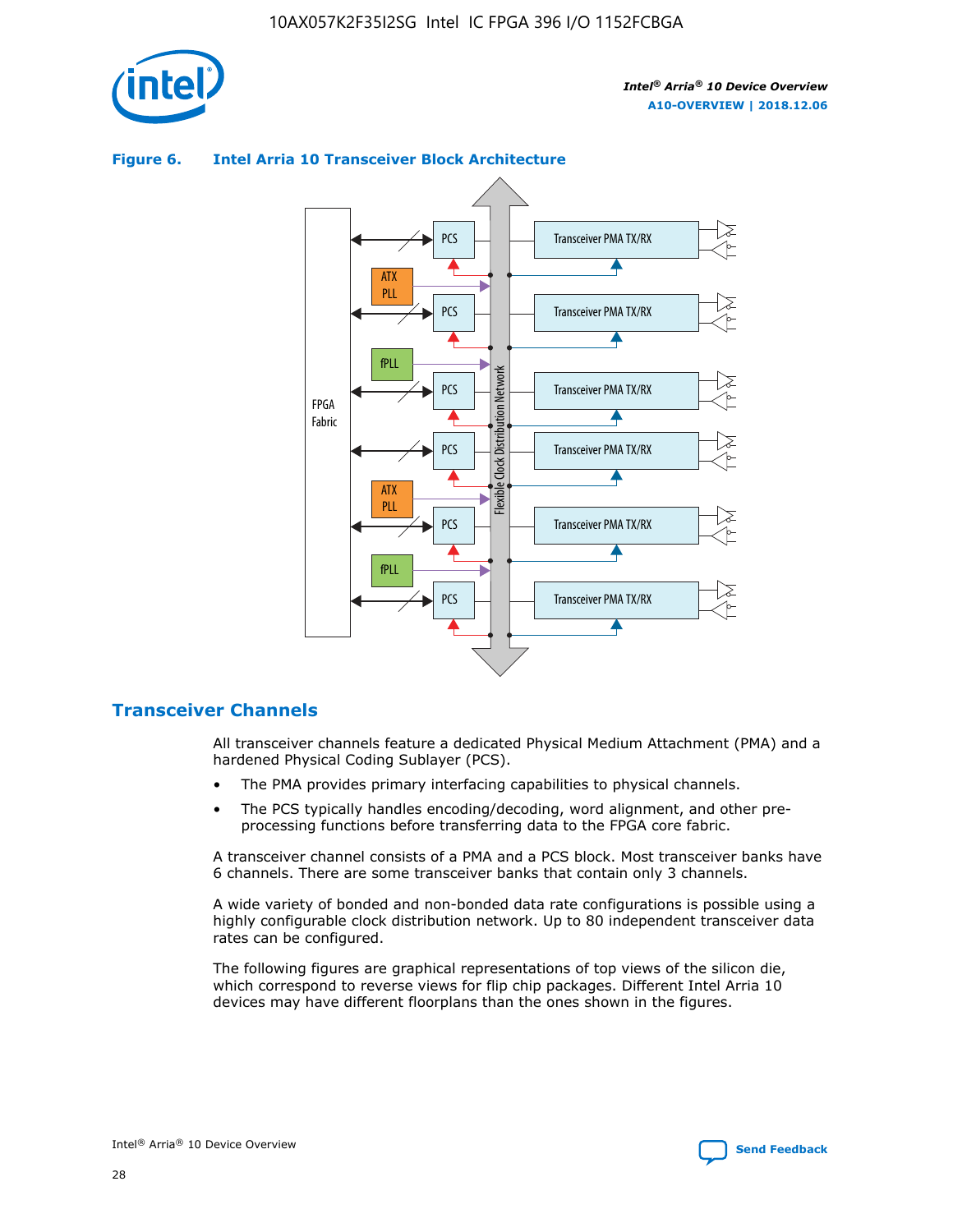**Figure 6. Intel Arria 10 Transceiver Block Architecture**

FPGA Fabric

PCS

ATX PLL

fPLL

Flexible Clock Distribution Network

Transceiver PMA TX/RX

## Transceiver Channels

All transceiver channels feature a dedicated Physical Medium Attachment (PMA) and a hardened Physical Coding Sublayer (PCS).

- The PMA provides primary interfacing capabilities to physical channels.
- The PCS typically handles encoding/decoding, word alignment, and other pre-processing functions before transferring data to the FPGA core fabric.

A transceiver channel consists of a PMA and a PCS block. Most transceiver banks have 6 channels. There are some transceiver banks that contain only 3 channels.

A wide variety of bonded and non-bonded data rate configurations is possible using a highly configurable clock distribution network. Up to 80 independent transceiver data rates can be configured.

The following figures are graphical representations of top views of the silicon die, which correspond to reverse views for flip chip packages. Different Intel Arria 10 devices may have different floorplans than the ones shown in the figures.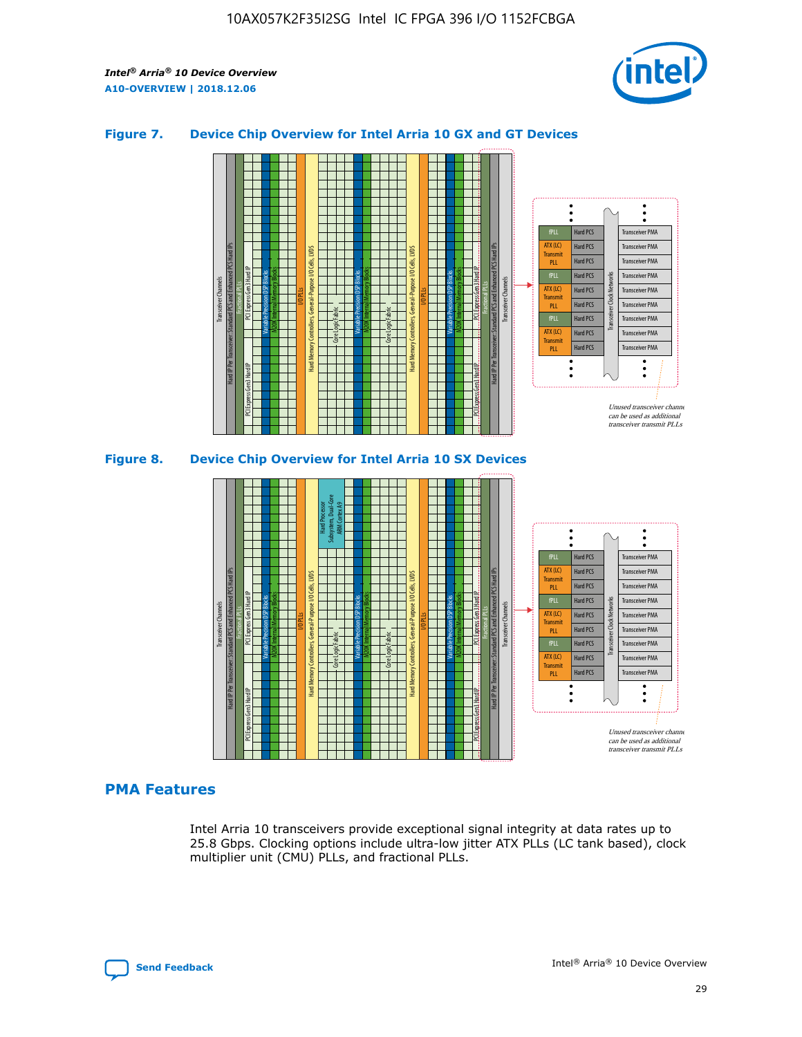### Figure 7. Device Chip Overview for Intel Arria 10 GX and GT Devices

Transceiver Channels
Hard IP Per Transceiver: Standard PCS and Enhanced PCS Hard IPs
Fractional PLLs
PCI Express Gen3 Hard IP
PCI Express Gen3 Hard IP
Variable Precision DSP Blocks
M20K Internal Memory Blocks
I/O PLLs
Hard Memory Controllers, General-Purpose I/O Cells, LVDS
Core Logic Fabric
Variable Precision DSP Blocks
M20K Internal Memory Blocks
Core Logic Fabric
Hard Memory Controllers, General-Purpose I/O Cells, LVDS
I/O PLLs
Variable Precision DSP Blocks
M20K Internal Memory Blocks
PCI Express Gen3 Hard IP
PCI Express Gen3 Hard IP
Fractional PLLs
Hard IP Per Transceiver: Standard PCS and Enhanced PCS Hard IPs
Transceiver Channels

fPLL
ATX (LC) Transmit PLL
Hard PCS
Transceiver Clock Networks
Transceiver PMA

Unused transceiver channels can be used as additional transceiver transmit PLLs

### Figure 8. Device Chip Overview for Intel Arria 10 SX Devices

Transceiver Channels
Hard IP Per Transceiver: Standard PCS and Enhanced PCS Hard IPs
Fractional PLLs
PCI Express Gen3 Hard IP
PCI Express Gen3 Hard IP
Variable Precision DSP Blocks
M20K Internal Memory Blocks
I/O PLLs
Hard Memory Controllers, General-Purpose I/O Cells, LVDS
Hard Processor Subsystem, Dual-Core ARM Cortex A9
Core Logic Fabric
Variable Precision DSP Blocks
M20K Internal Memory Blocks
Core Logic Fabric
Hard Memory Controllers, General-Purpose I/O Cells, LVDS
I/O PLLs
Variable Precision DSP Blocks
M20K Internal Memory Blocks
PCI Express Gen3 Hard IP
PCI Express Gen3 Hard IP
Fractional PLLs
Hard IP Per Transceiver: Standard PCS and Enhanced PCS Hard IPs
Transceiver Channels

fPLL
ATX (LC) Transmit PLL
Hard PCS
Transceiver Clock Networks
Transceiver PMA

Unused transceiver channels can be used as additional transceiver transmit PLLs

## PMA Features

Intel Arria 10 transceivers provide exceptional signal integrity at data rates up to 25.8 Gbps. Clocking options include ultra-low jitter ATX PLLs (LC tank based), clock multiplier unit (CMU) PLLs, and fractional PLLs.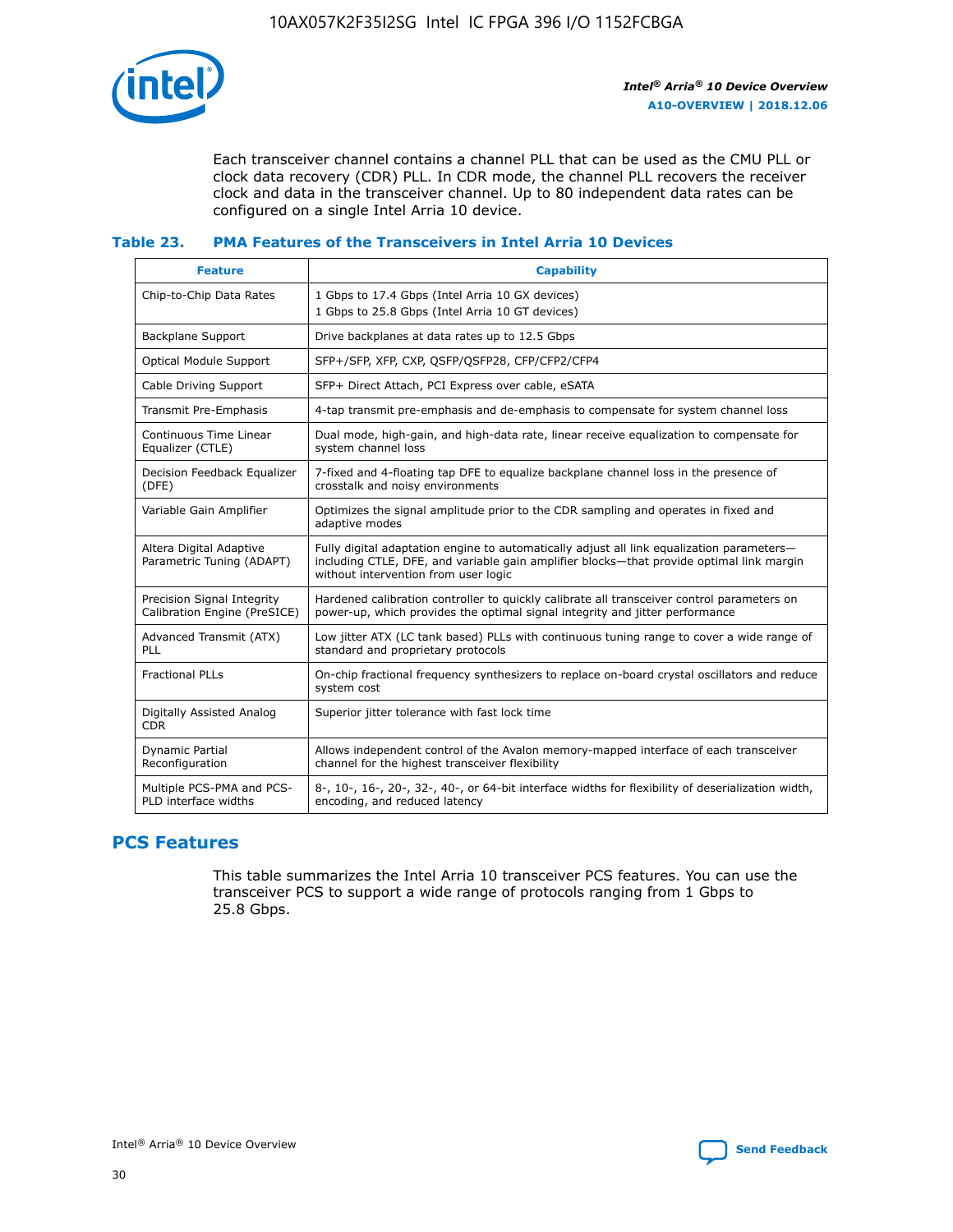Each transceiver channel contains a channel PLL that can be used as the CMU PLL or clock data recovery (CDR) PLL. In CDR mode, the channel PLL recovers the receiver clock and data in the transceiver channel. Up to 80 independent data rates can be configured on a single Intel Arria 10 device.

**Table 23. PMA Features of the Transceivers in Intel Arria 10 Devices**

| Feature | Capability |
|---|---|
| Chip-to-Chip Data Rates | 1 Gbps to 17.4 Gbps (Intel Arria 10 GX devices)<br>1 Gbps to 25.8 Gbps (Intel Arria 10 GT devices) |
| Backplane Support | Drive backplanes at data rates up to 12.5 Gbps |
| Optical Module Support | SFP+/SFP, XFP, CXP, QSFP/QSFP28, CFP/CFP2/CFP4 |
| Cable Driving Support | SFP+ Direct Attach, PCI Express over cable, eSATA |
| Transmit Pre-Emphasis | 4-tap transmit pre-emphasis and de-emphasis to compensate for system channel loss |
| Continuous Time Linear Equalizer (CTLE) | Dual mode, high-gain, and high-data rate, linear receive equalization to compensate for system channel loss |
| Decision Feedback Equalizer (DFE) | 7-fixed and 4-floating tap DFE to equalize backplane channel loss in the presence of crosstalk and noisy environments |
| Variable Gain Amplifier | Optimizes the signal amplitude prior to the CDR sampling and operates in fixed and adaptive modes |
| Altera Digital Adaptive Parametric Tuning (ADAPT) | Fully digital adaptation engine to automatically adjust all link equalization parameters—including CTLE, DFE, and variable gain amplifier blocks—that provide optimal link margin without intervention from user logic |
| Precision Signal Integrity Calibration Engine (PreSICE) | Hardened calibration controller to quickly calibrate all transceiver control parameters on power-up, which provides the optimal signal integrity and jitter performance |
| Advanced Transmit (ATX) PLL | Low jitter ATX (LC tank based) PLLs with continuous tuning range to cover a wide range of standard and proprietary protocols |
| Fractional PLLs | On-chip fractional frequency synthesizers to replace on-board crystal oscillators and reduce system cost |
| Digitally Assisted Analog CDR | Superior jitter tolerance with fast lock time |
| Dynamic Partial Reconfiguration | Allows independent control of the Avalon memory-mapped interface of each transceiver channel for the highest transceiver flexibility |
| Multiple PCS-PMA and PCS-PLD interface widths | 8-, 10-, 16-, 20-, 32-, 40-, or 64-bit interface widths for flexibility of deserialization width, encoding, and reduced latency |

## PCS Features

This table summarizes the Intel Arria 10 transceiver PCS features. You can use the transceiver PCS to support a wide range of protocols ranging from 1 Gbps to 25.8 Gbps.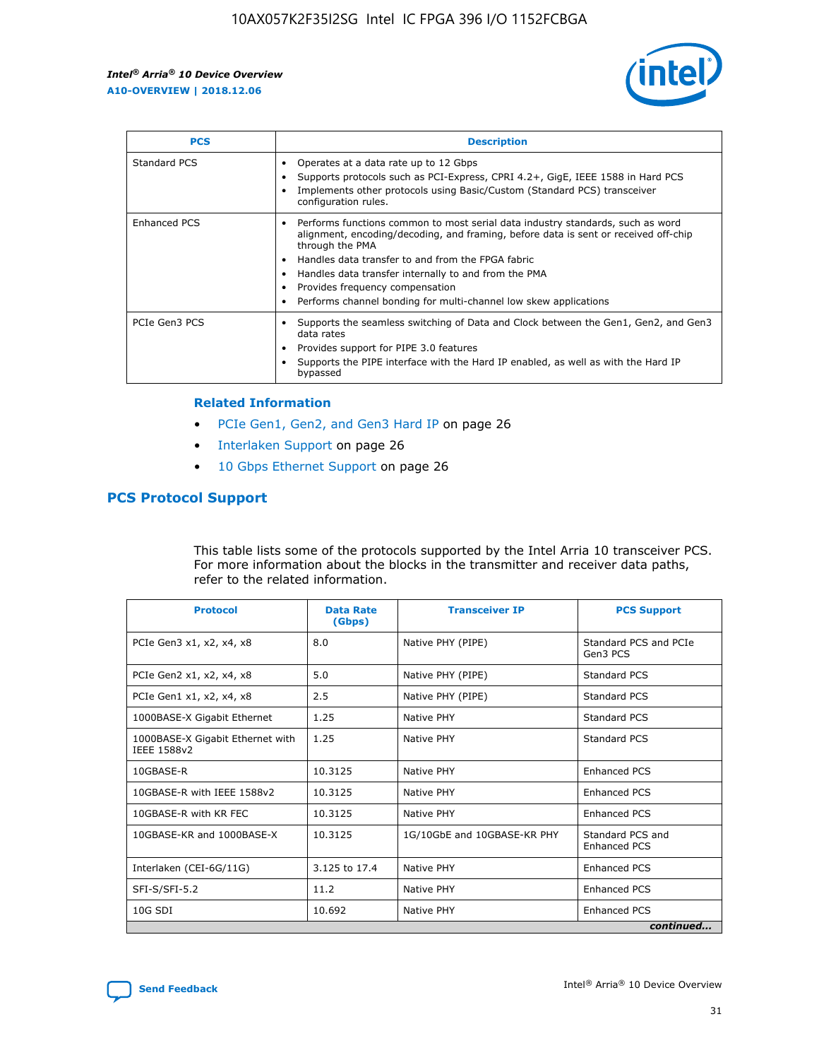| PCS | Description |
| --- | --- |
| Standard PCS | • Operates at a data rate up to 12 Gbps<br>• Supports protocols such as PCI-Express, CPRI 4.2+, GigE, IEEE 1588 in Hard PCS<br>• Implements other protocols using Basic/Custom (Standard PCS) transceiver configuration rules. |
| Enhanced PCS | • Performs functions common to most serial data industry standards, such as word alignment, encoding/decoding, and framing, before data is sent or received off-chip through the PMA<br>• Handles data transfer to and from the FPGA fabric<br>• Handles data transfer internally to and from the PMA<br>• Provides frequency compensation<br>• Performs channel bonding for multi-channel low skew applications |
| PCIe Gen3 PCS | • Supports the seamless switching of Data and Clock between the Gen1, Gen2, and Gen3 data rates<br>• Provides support for PIPE 3.0 features<br>• Supports the PIPE interface with the Hard IP enabled, as well as with the Hard IP bypassed |

#### Related Information

- PCIe Gen1, Gen2, and Gen3 Hard IP on page 26
- Interlaken Support on page 26
- 10 Gbps Ethernet Support on page 26

## PCS Protocol Support

This table lists some of the protocols supported by the Intel Arria 10 transceiver PCS. For more information about the blocks in the transmitter and receiver data paths, refer to the related information.

| Protocol | Data Rate (Gbps) | Transceiver IP | PCS Support |
| --- | --- | --- | --- |
| PCIe Gen3 x1, x2, x4, x8 | 8.0 | Native PHY (PIPE) | Standard PCS and PCIe Gen3 PCS |
| PCIe Gen2 x1, x2, x4, x8 | 5.0 | Native PHY (PIPE) | Standard PCS |
| PCIe Gen1 x1, x2, x4, x8 | 2.5 | Native PHY (PIPE) | Standard PCS |
| 1000BASE-X Gigabit Ethernet | 1.25 | Native PHY | Standard PCS |
| 1000BASE-X Gigabit Ethernet with IEEE 1588v2 | 1.25 | Native PHY | Standard PCS |
| 10GBASE-R | 10.3125 | Native PHY | Enhanced PCS |
| 10GBASE-R with IEEE 1588v2 | 10.3125 | Native PHY | Enhanced PCS |
| 10GBASE-R with KR FEC | 10.3125 | Native PHY | Enhanced PCS |
| 10GBASE-KR and 1000BASE-X | 10.3125 | 1G/10GbE and 10GBASE-KR PHY | Standard PCS and Enhanced PCS |
| Interlaken (CEI-6G/11G) | 3.125 to 17.4 | Native PHY | Enhanced PCS |
| SFI-S/SFI-5.2 | 11.2 | Native PHY | Enhanced PCS |
| 10G SDI | 10.692 | Native PHY | Enhanced PCS |

*continued...*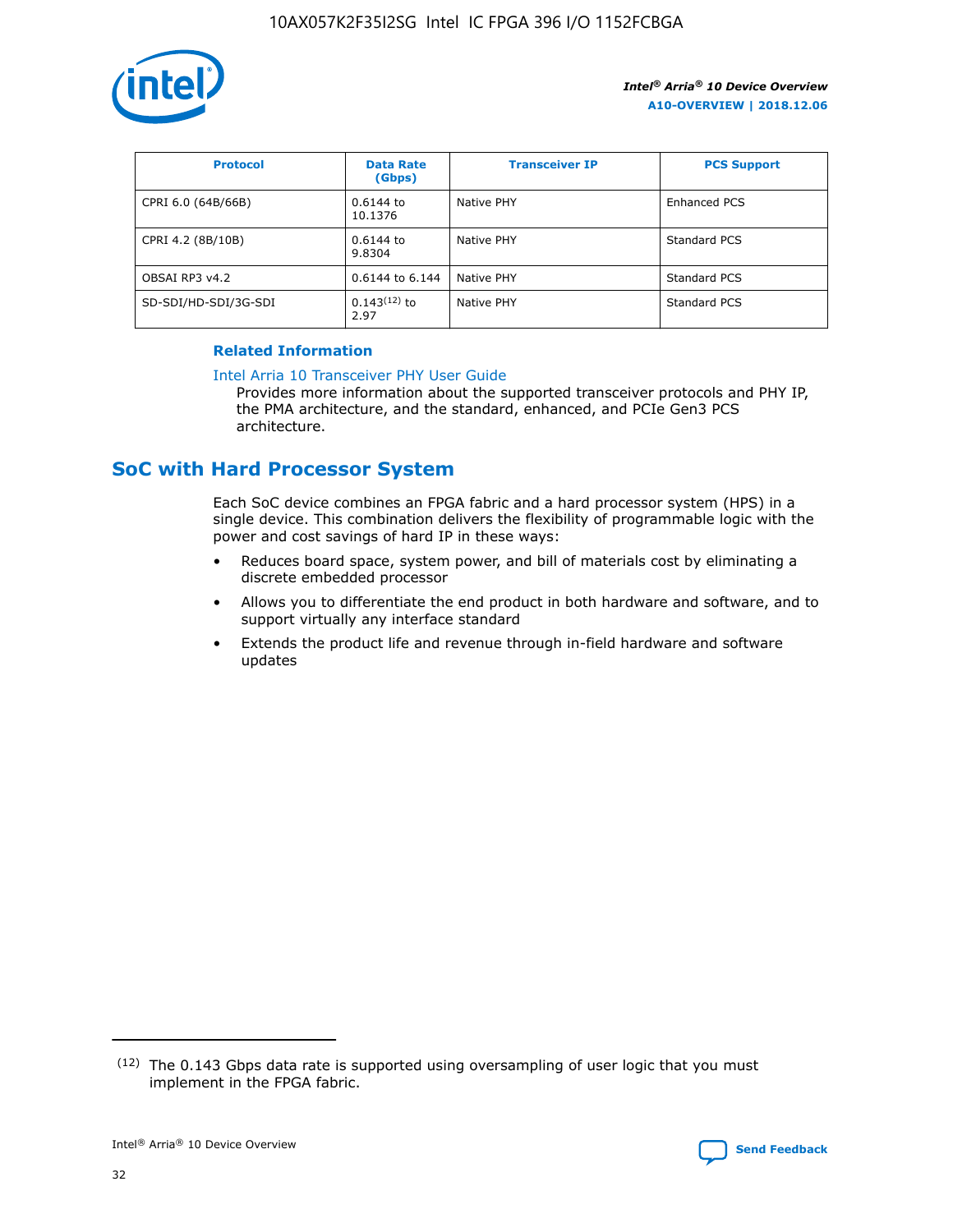| Protocol | Data Rate (Gbps) | Transceiver IP | PCS Support |
| --- | --- | --- | --- |
| CPRI 6.0 (64B/66B) | 0.6144 to 10.1376 | Native PHY | Enhanced PCS |
| CPRI 4.2 (8B/10B) | 0.6144 to 9.8304 | Native PHY | Standard PCS |
| OBSAI RP3 v4.2 | 0.6144 to 6.144 | Native PHY | Standard PCS |
| SD-SDI/HD-SDI/3G-SDI | 0.143[12] to 2.97 | Native PHY | Standard PCS |

**Related Information**

Intel Arria 10 Transceiver PHY User Guide
Provides more information about the supported transceiver protocols and PHY IP, the PMA architecture, and the standard, enhanced, and PCIe Gen3 PCS architecture.

## SoC with Hard Processor System

Each SoC device combines an FPGA fabric and a hard processor system (HPS) in a single device. This combination delivers the flexibility of programmable logic with the power and cost savings of hard IP in these ways:

- Reduces board space, system power, and bill of materials cost by eliminating a discrete embedded processor
- Allows you to differentiate the end product in both hardware and software, and to support virtually any interface standard
- Extends the product life and revenue through in-field hardware and software updates

[12] The 0.143 Gbps data rate is supported using oversampling of user logic that you must implement in the FPGA fabric.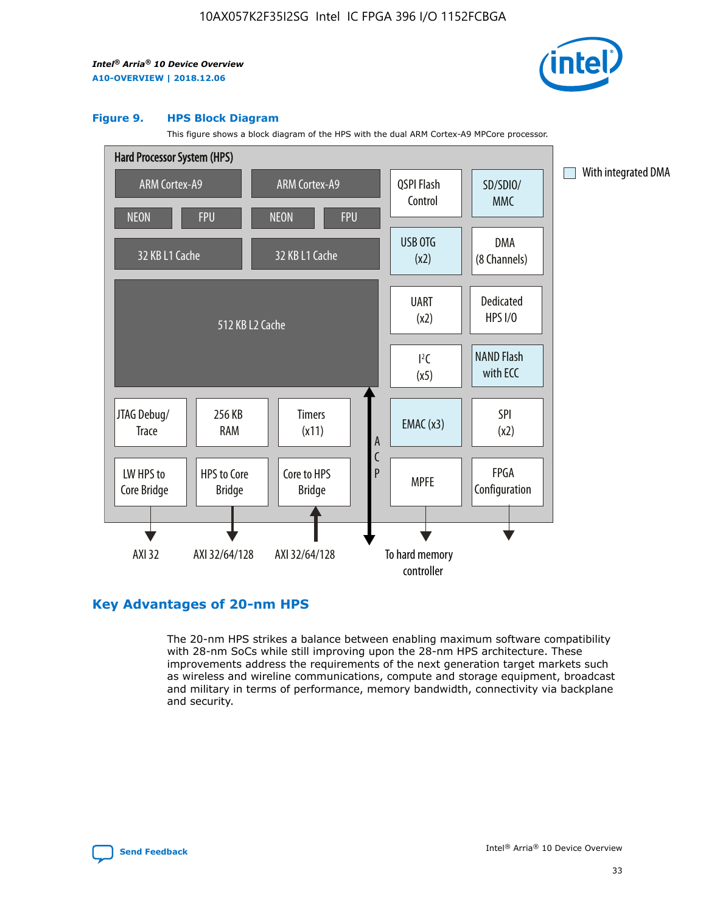### Figure 9. HPS Block Diagram

This figure shows a block diagram of the HPS with the dual ARM Cortex-A9 MPCore processor.

Hard Processor System (HPS)

ARM Cortex-A9 | ARM Cortex-A9 | QSPI Flash Control | SD/SDIO/MMC

NEON | FPU | NEON | FPU | USB OTG (x2) | DMA (8 Channels)

32 KB L1 Cache | 32 KB L1 Cache | UART (x2) | Dedicated HPS I/O

512 KB L2 Cache | I²C (x5) | NAND Flash with ECC

JTAG Debug/Trace | 256 KB RAM | Timers (x11) | EMAC (x3) | SPI (x2)

LW HPS to Core Bridge | HPS to Core Bridge | Core to HPS Bridge | ACP | MPFE | FPGA Configuration

AXI 32 | AXI 32/64/128 | AXI 32/64/128 | To hard memory controller

With integrated DMA

## Key Advantages of 20-nm HPS

The 20-nm HPS strikes a balance between enabling maximum software compatibility with 28-nm SoCs while still improving upon the 28-nm HPS architecture. These improvements address the requirements of the next generation target markets such as wireless and wireline communications, compute and storage equipment, broadcast and military in terms of performance, memory bandwidth, connectivity via backplane and security.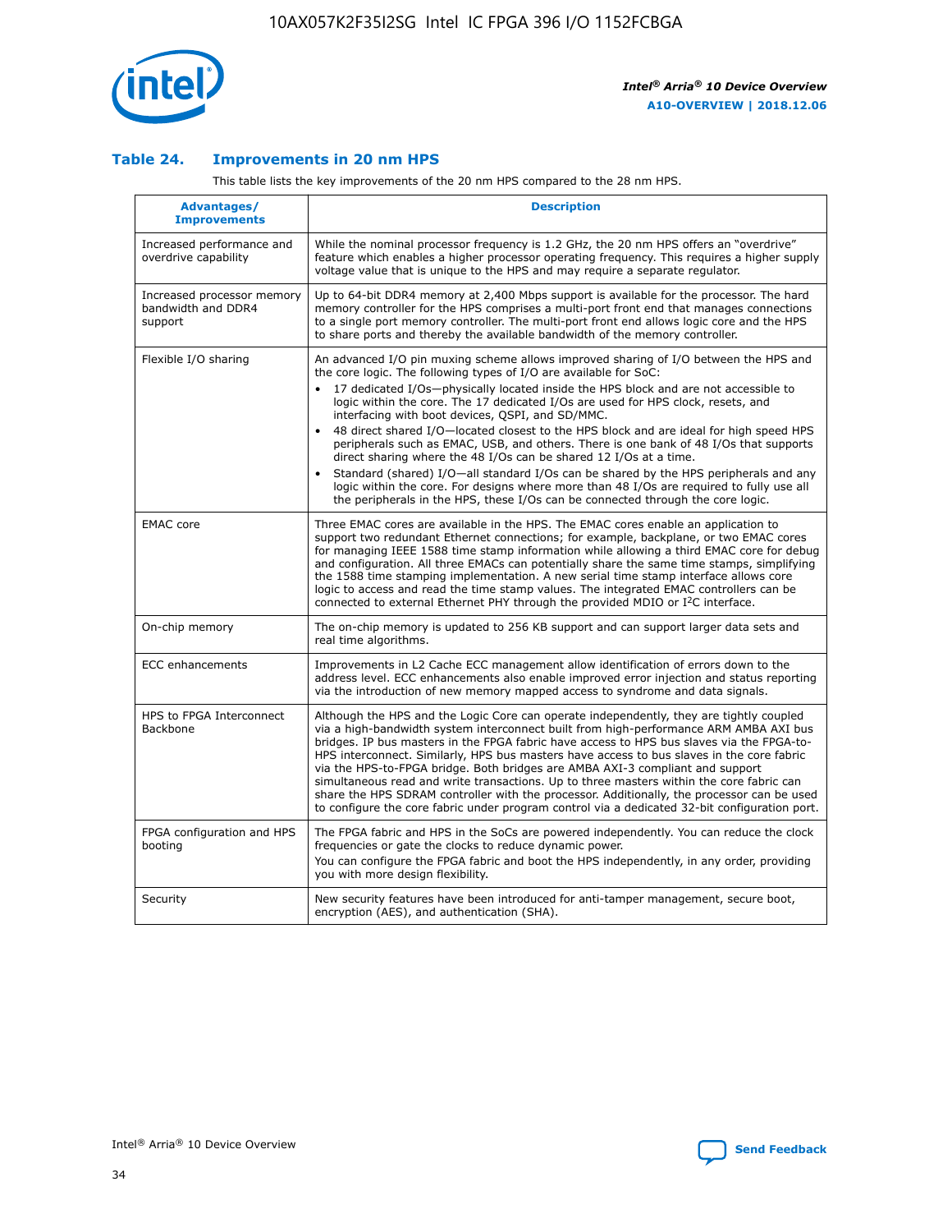## Table 24. Improvements in 20 nm HPS

This table lists the key improvements of the 20 nm HPS compared to the 28 nm HPS.

| Advantages/ Improvements | Description |
|---|---|
| Increased performance and overdrive capability | While the nominal processor frequency is 1.2 GHz, the 20 nm HPS offers an "overdrive" feature which enables a higher processor operating frequency. This requires a higher supply voltage value that is unique to the HPS and may require a separate regulator. |
| Increased processor memory bandwidth and DDR4 support | Up to 64-bit DDR4 memory at 2,400 Mbps support is available for the processor. The hard memory controller for the HPS comprises a multi-port front end that manages connections to a single port memory controller. The multi-port front end allows logic core and the HPS to share ports and thereby the available bandwidth of the memory controller. |
| Flexible I/O sharing | An advanced I/O pin muxing scheme allows improved sharing of I/O between the HPS and the core logic. The following types of I/O are available for SoC:<br>• 17 dedicated I/Os—physically located inside the HPS block and are not accessible to logic within the core. The 17 dedicated I/Os are used for HPS clock, resets, and interfacing with boot devices, QSPI, and SD/MMC.<br>• 48 direct shared I/O—located closest to the HPS block and are ideal for high speed HPS peripherals such as EMAC, USB, and others. There is one bank of 48 I/Os that supports direct sharing where the 48 I/Os can be shared 12 I/Os at a time.<br>• Standard (shared) I/O—all standard I/Os can be shared by the HPS peripherals and any logic within the core. For designs where more than 48 I/Os are required to fully use all the peripherals in the HPS, these I/Os can be connected through the core logic. |
| EMAC core | Three EMAC cores are available in the HPS. The EMAC cores enable an application to support two redundant Ethernet connections; for example, backplane, or two EMAC cores for managing IEEE 1588 time stamp information while allowing a third EMAC core for debug and configuration. All three EMACs can potentially share the same time stamps, simplifying the 1588 time stamping implementation. A new serial time stamp interface allows core logic to access and read the time stamp values. The integrated EMAC controllers can be connected to external Ethernet PHY through the provided MDIO or I$^2$C interface. |
| On-chip memory | The on-chip memory is updated to 256 KB support and can support larger data sets and real time algorithms. |
| ECC enhancements | Improvements in L2 Cache ECC management allow identification of errors down to the address level. ECC enhancements also enable improved error injection and status reporting via the introduction of new memory mapped access to syndrome and data signals. |
| HPS to FPGA Interconnect Backbone | Although the HPS and the Logic Core can operate independently, they are tightly coupled via a high-bandwidth system interconnect built from high-performance ARM AMBA AXI bus bridges. IP bus masters in the FPGA fabric have access to HPS bus slaves via the FPGA-to-HPS interconnect. Similarly, HPS bus masters have access to bus slaves in the core fabric via the HPS-to-FPGA bridge. Both bridges are AMBA AXI-3 compliant and support simultaneous read and write transactions. Up to three masters within the core fabric can share the HPS SDRAM controller with the processor. Additionally, the processor can be used to configure the core fabric under program control via a dedicated 32-bit configuration port. |
| FPGA configuration and HPS booting | The FPGA fabric and HPS in the SoCs are powered independently. You can reduce the clock frequencies or gate the clocks to reduce dynamic power.<br>You can configure the FPGA fabric and boot the HPS independently, in any order, providing you with more design flexibility. |
| Security | New security features have been introduced for anti-tamper management, secure boot, encryption (AES), and authentication (SHA). |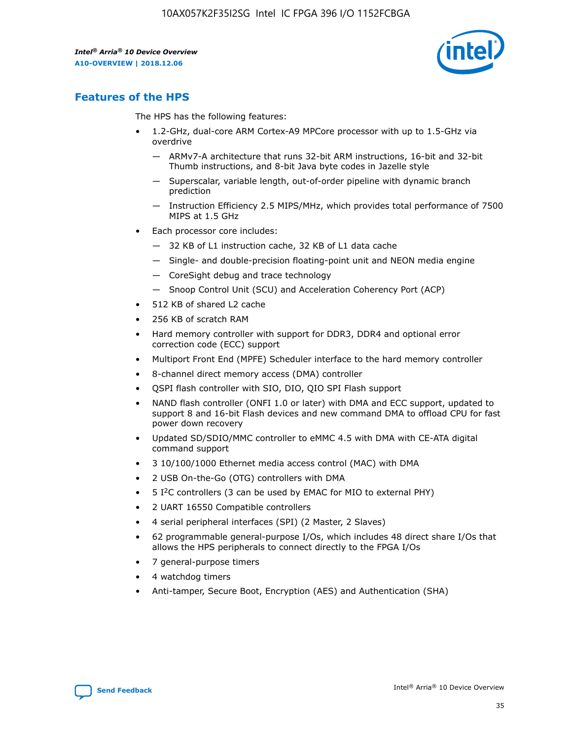## Features of the HPS

The HPS has the following features:

- 1.2-GHz, dual-core ARM Cortex-A9 MPCore processor with up to 1.5-GHz via overdrive
  - — ARMv7-A architecture that runs 32-bit ARM instructions, 16-bit and 32-bit Thumb instructions, and 8-bit Java byte codes in Jazelle style
  - — Superscalar, variable length, out-of-order pipeline with dynamic branch prediction
  - — Instruction Efficiency 2.5 MIPS/MHz, which provides total performance of 7500 MIPS at 1.5 GHz
- Each processor core includes:
  - — 32 KB of L1 instruction cache, 32 KB of L1 data cache
  - — Single- and double-precision floating-point unit and NEON media engine
  - — CoreSight debug and trace technology
  - — Snoop Control Unit (SCU) and Acceleration Coherency Port (ACP)
- 512 KB of shared L2 cache
- 256 KB of scratch RAM
- Hard memory controller with support for DDR3, DDR4 and optional error correction code (ECC) support
- Multiport Front End (MPFE) Scheduler interface to the hard memory controller
- 8-channel direct memory access (DMA) controller
- QSPI flash controller with SIO, DIO, QIO SPI Flash support
- NAND flash controller (ONFI 1.0 or later) with DMA and ECC support, updated to support 8 and 16-bit Flash devices and new command DMA to offload CPU for fast power down recovery
- Updated SD/SDIO/MMC controller to eMMC 4.5 with DMA with CE-ATA digital command support
- 3 10/100/1000 Ethernet media access control (MAC) with DMA
- 2 USB On-the-Go (OTG) controllers with DMA
- 5 I²C controllers (3 can be used by EMAC for MIO to external PHY)
- 2 UART 16550 Compatible controllers
- 4 serial peripheral interfaces (SPI) (2 Master, 2 Slaves)
- 62 programmable general-purpose I/Os, which includes 48 direct share I/Os that allows the HPS peripherals to connect directly to the FPGA I/Os
- 7 general-purpose timers
- 4 watchdog timers
- Anti-tamper, Secure Boot, Encryption (AES) and Authentication (SHA)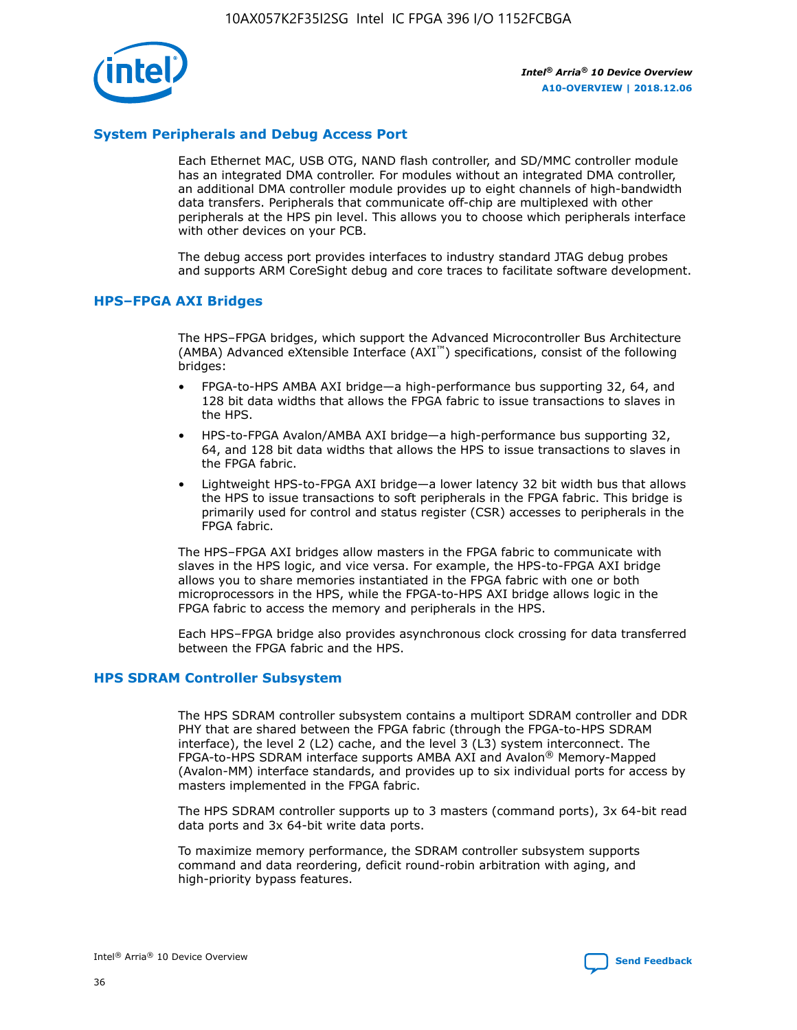## System Peripherals and Debug Access Port

Each Ethernet MAC, USB OTG, NAND flash controller, and SD/MMC controller module has an integrated DMA controller. For modules without an integrated DMA controller, an additional DMA controller module provides up to eight channels of high-bandwidth data transfers. Peripherals that communicate off-chip are multiplexed with other peripherals at the HPS pin level. This allows you to choose which peripherals interface with other devices on your PCB.

The debug access port provides interfaces to industry standard JTAG debug probes and supports ARM CoreSight debug and core traces to facilitate software development.

## HPS–FPGA AXI Bridges

The HPS–FPGA bridges, which support the Advanced Microcontroller Bus Architecture (AMBA) Advanced eXtensible Interface (AXI™) specifications, consist of the following bridges:

- FPGA-to-HPS AMBA AXI bridge—a high-performance bus supporting 32, 64, and 128 bit data widths that allows the FPGA fabric to issue transactions to slaves in the HPS.
- HPS-to-FPGA Avalon/AMBA AXI bridge—a high-performance bus supporting 32, 64, and 128 bit data widths that allows the HPS to issue transactions to slaves in the FPGA fabric.
- Lightweight HPS-to-FPGA AXI bridge—a lower latency 32 bit width bus that allows the HPS to issue transactions to soft peripherals in the FPGA fabric. This bridge is primarily used for control and status register (CSR) accesses to peripherals in the FPGA fabric.

The HPS–FPGA AXI bridges allow masters in the FPGA fabric to communicate with slaves in the HPS logic, and vice versa. For example, the HPS-to-FPGA AXI bridge allows you to share memories instantiated in the FPGA fabric with one or both microprocessors in the HPS, while the FPGA-to-HPS AXI bridge allows logic in the FPGA fabric to access the memory and peripherals in the HPS.

Each HPS–FPGA bridge also provides asynchronous clock crossing for data transferred between the FPGA fabric and the HPS.

## HPS SDRAM Controller Subsystem

The HPS SDRAM controller subsystem contains a multiport SDRAM controller and DDR PHY that are shared between the FPGA fabric (through the FPGA-to-HPS SDRAM interface), the level 2 (L2) cache, and the level 3 (L3) system interconnect. The FPGA-to-HPS SDRAM interface supports AMBA AXI and Avalon® Memory-Mapped (Avalon-MM) interface standards, and provides up to six individual ports for access by masters implemented in the FPGA fabric.

The HPS SDRAM controller supports up to 3 masters (command ports), 3x 64-bit read data ports and 3x 64-bit write data ports.

To maximize memory performance, the SDRAM controller subsystem supports command and data reordering, deficit round-robin arbitration with aging, and high-priority bypass features.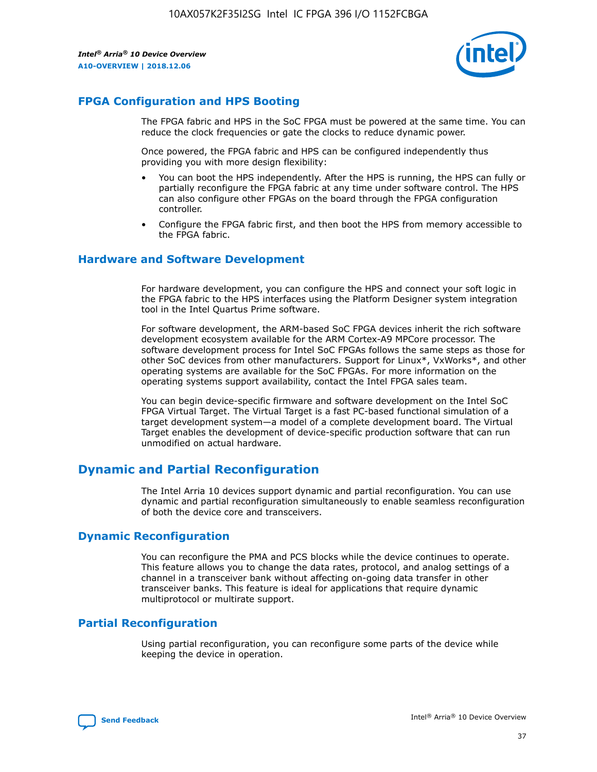## FPGA Configuration and HPS Booting

The FPGA fabric and HPS in the SoC FPGA must be powered at the same time. You can reduce the clock frequencies or gate the clocks to reduce dynamic power.

Once powered, the FPGA fabric and HPS can be configured independently thus providing you with more design flexibility:

- You can boot the HPS independently. After the HPS is running, the HPS can fully or partially reconfigure the FPGA fabric at any time under software control. The HPS can also configure other FPGAs on the board through the FPGA configuration controller.
- Configure the FPGA fabric first, and then boot the HPS from memory accessible to the FPGA fabric.

## Hardware and Software Development

For hardware development, you can configure the HPS and connect your soft logic in the FPGA fabric to the HPS interfaces using the Platform Designer system integration tool in the Intel Quartus Prime software.

For software development, the ARM-based SoC FPGA devices inherit the rich software development ecosystem available for the ARM Cortex-A9 MPCore processor. The software development process for Intel SoC FPGAs follows the same steps as those for other SoC devices from other manufacturers. Support for Linux*, VxWorks*, and other operating systems are available for the SoC FPGAs. For more information on the operating systems support availability, contact the Intel FPGA sales team.

You can begin device-specific firmware and software development on the Intel SoC FPGA Virtual Target. The Virtual Target is a fast PC-based functional simulation of a target development system—a model of a complete development board. The Virtual Target enables the development of device-specific production software that can run unmodified on actual hardware.

## Dynamic and Partial Reconfiguration

The Intel Arria 10 devices support dynamic and partial reconfiguration. You can use dynamic and partial reconfiguration simultaneously to enable seamless reconfiguration of both the device core and transceivers.

## Dynamic Reconfiguration

You can reconfigure the PMA and PCS blocks while the device continues to operate. This feature allows you to change the data rates, protocol, and analog settings of a channel in a transceiver bank without affecting on-going data transfer in other transceiver banks. This feature is ideal for applications that require dynamic multiprotocol or multirate support.

## Partial Reconfiguration

Using partial reconfiguration, you can reconfigure some parts of the device while keeping the device in operation.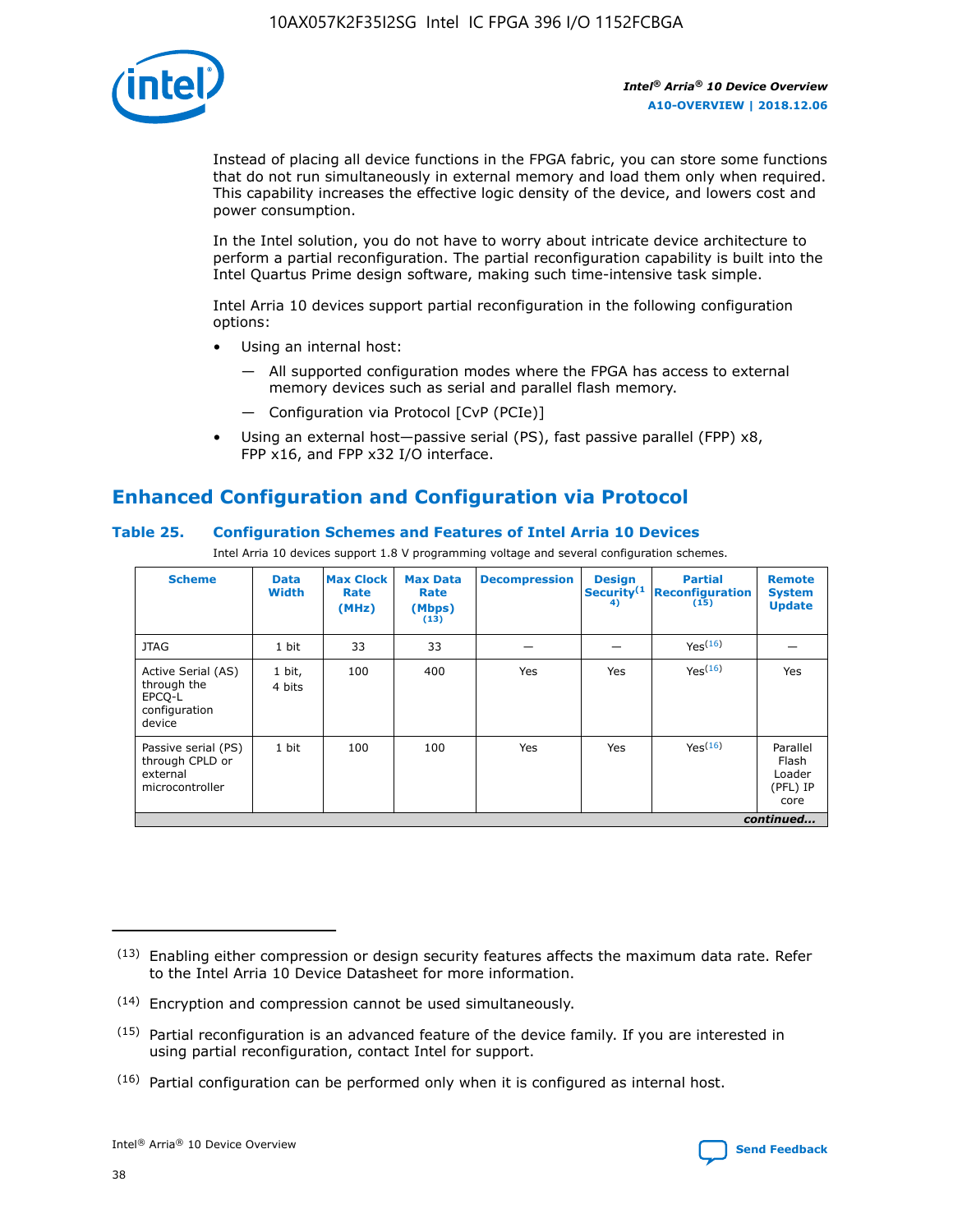Instead of placing all device functions in the FPGA fabric, you can store some functions that do not run simultaneously in external memory and load them only when required. This capability increases the effective logic density of the device, and lowers cost and power consumption.

In the Intel solution, you do not have to worry about intricate device architecture to perform a partial reconfiguration. The partial reconfiguration capability is built into the Intel Quartus Prime design software, making such time-intensive task simple.

Intel Arria 10 devices support partial reconfiguration in the following configuration options:

- Using an internal host:
  - All supported configuration modes where the FPGA has access to external memory devices such as serial and parallel flash memory.
  - Configuration via Protocol [CvP (PCIe)]
- Using an external host—passive serial (PS), fast passive parallel (FPP) x8, FPP x16, and FPP x32 I/O interface.

## Enhanced Configuration and Configuration via Protocol

### Table 25. Configuration Schemes and Features of Intel Arria 10 Devices

Intel Arria 10 devices support 1.8 V programming voltage and several configuration schemes.

| Scheme | Data Width | Max Clock Rate (MHz) | Max Data Rate (Mbps) (13) | Decompression | Design Security(14) | Partial Reconfiguration (15) | Remote System Update |
|---|---|---|---|---|---|---|---|
| JTAG | 1 bit | 33 | 33 | — | — | Yes(16) | — |
| Active Serial (AS) through the EPCQ-L configuration device | 1 bit, 4 bits | 100 | 400 | Yes | Yes | Yes(16) | Yes |
| Passive serial (PS) through CPLD or external microcontroller | 1 bit | 100 | 100 | Yes | Yes | Yes(16) | Parallel Flash Loader (PFL) IP core |

*continued...*

(13) Enabling either compression or design security features affects the maximum data rate. Refer to the Intel Arria 10 Device Datasheet for more information.

(14) Encryption and compression cannot be used simultaneously.

(15) Partial reconfiguration is an advanced feature of the device family. If you are interested in using partial reconfiguration, contact Intel for support.

(16) Partial configuration can be performed only when it is configured as internal host.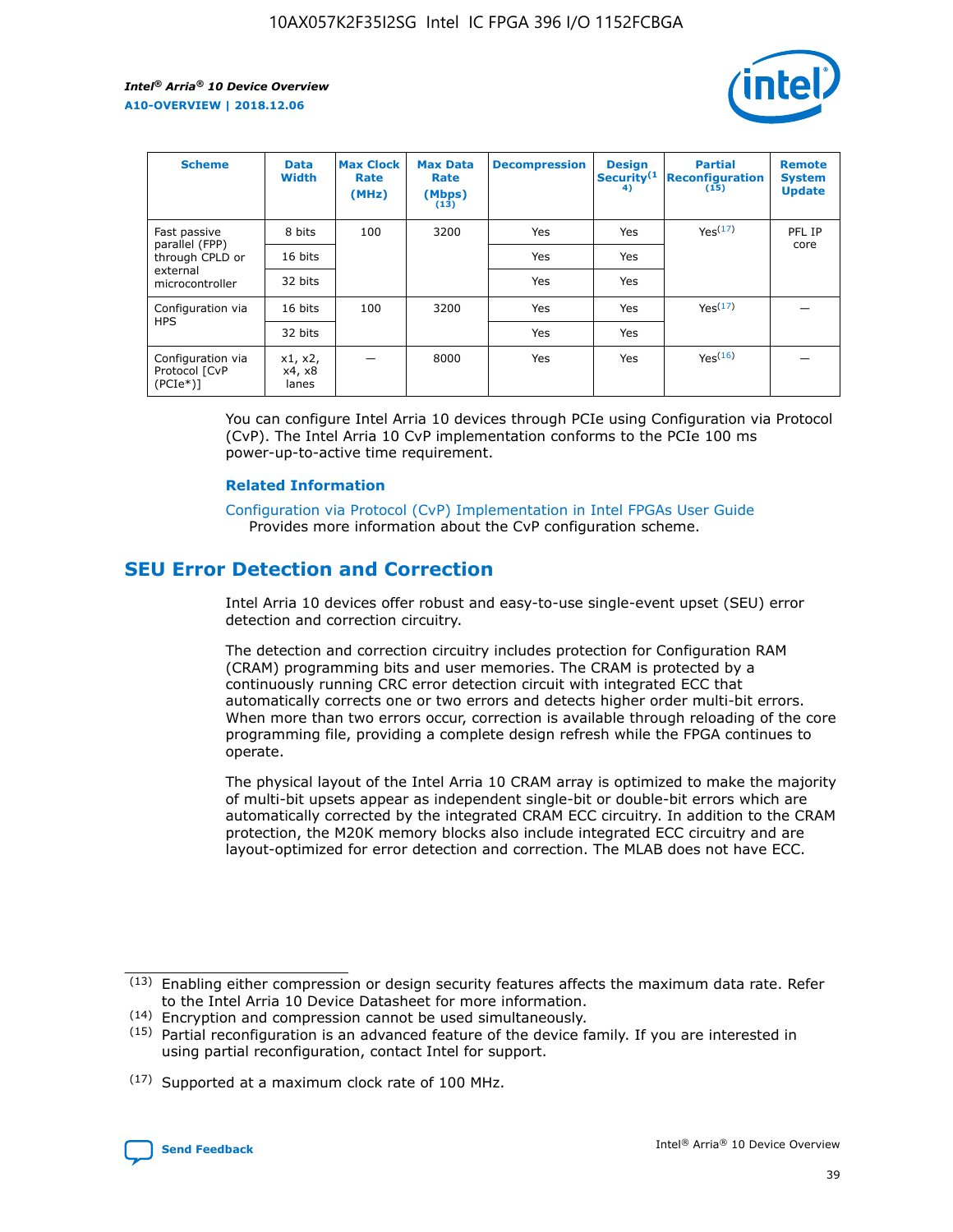| Scheme | Data Width | Max Clock Rate (MHz) | Max Data Rate (Mbps) (13) | Decompression | Design Security(14) | Partial Reconfiguration (15) | Remote System Update |
|---|---|---|---|---|---|---|---|
| Fast passive parallel (FPP) through CPLD or external microcontroller | 8 bits | 100 | 3200 | Yes | Yes | Yes(17) | PFL IP core |
| | 16 bits | | | Yes | Yes | | |
| | 32 bits | | | Yes | Yes | | |
| Configuration via HPS | 16 bits | 100 | 3200 | Yes | Yes | Yes(17) | — |
| | 32 bits | | | Yes | Yes | | |
| Configuration via Protocol [CvP (PCIe*)] | x1, x2, x4, x8 lanes | — | 8000 | Yes | Yes | Yes(16) | — |

You can configure Intel Arria 10 devices through PCIe using Configuration via Protocol (CvP). The Intel Arria 10 CvP implementation conforms to the PCIe 100 ms power-up-to-active time requirement.

### Related Information

Configuration via Protocol (CvP) Implementation in Intel FPGAs User Guide
Provides more information about the CvP configuration scheme.

## SEU Error Detection and Correction

Intel Arria 10 devices offer robust and easy-to-use single-event upset (SEU) error detection and correction circuitry.

The detection and correction circuitry includes protection for Configuration RAM (CRAM) programming bits and user memories. The CRAM is protected by a continuously running CRC error detection circuit with integrated ECC that automatically corrects one or two errors and detects higher order multi-bit errors. When more than two errors occur, correction is available through reloading of the core programming file, providing a complete design refresh while the FPGA continues to operate.

The physical layout of the Intel Arria 10 CRAM array is optimized to make the majority of multi-bit upsets appear as independent single-bit or double-bit errors which are automatically corrected by the integrated CRAM ECC circuitry. In addition to the CRAM protection, the M20K memory blocks also include integrated ECC circuitry and are layout-optimized for error detection and correction. The MLAB does not have ECC.

(13) Enabling either compression or design security features affects the maximum data rate. Refer to the Intel Arria 10 Device Datasheet for more information.

(14) Encryption and compression cannot be used simultaneously.

(15) Partial reconfiguration is an advanced feature of the device family. If you are interested in using partial reconfiguration, contact Intel for support.

(17) Supported at a maximum clock rate of 100 MHz.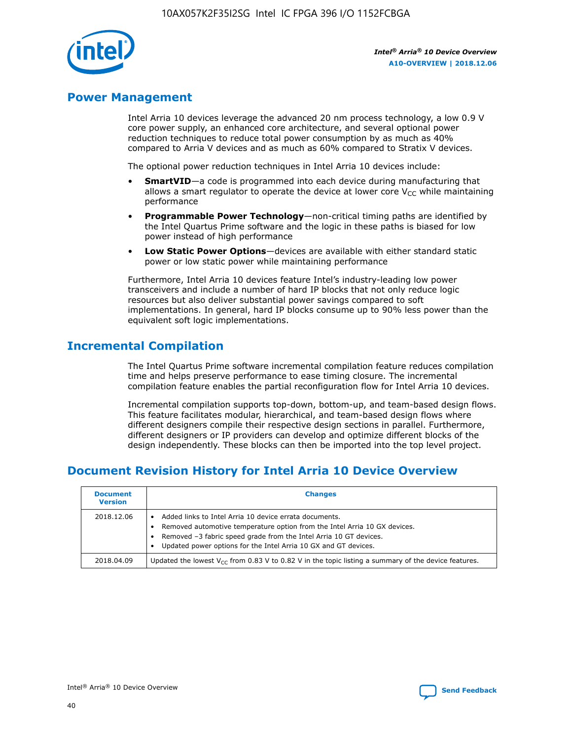## Power Management

Intel Arria 10 devices leverage the advanced 20 nm process technology, a low 0.9 V core power supply, an enhanced core architecture, and several optional power reduction techniques to reduce total power consumption by as much as 40% compared to Arria V devices and as much as 60% compared to Stratix V devices.

The optional power reduction techniques in Intel Arria 10 devices include:

- **SmartVID**—a code is programmed into each device during manufacturing that allows a smart regulator to operate the device at lower core $V_{CC}$ while maintaining performance
- **Programmable Power Technology**—non-critical timing paths are identified by the Intel Quartus Prime software and the logic in these paths is biased for low power instead of high performance
- **Low Static Power Options**—devices are available with either standard static power or low static power while maintaining performance

Furthermore, Intel Arria 10 devices feature Intel's industry-leading low power transceivers and include a number of hard IP blocks that not only reduce logic resources but also deliver substantial power savings compared to soft implementations. In general, hard IP blocks consume up to 90% less power than the equivalent soft logic implementations.

## Incremental Compilation

The Intel Quartus Prime software incremental compilation feature reduces compilation time and helps preserve performance to ease timing closure. The incremental compilation feature enables the partial reconfiguration flow for Intel Arria 10 devices.

Incremental compilation supports top-down, bottom-up, and team-based design flows. This feature facilitates modular, hierarchical, and team-based design flows where different designers compile their respective design sections in parallel. Furthermore, different designers or IP providers can develop and optimize different blocks of the design independently. These blocks can then be imported into the top level project.

## Document Revision History for Intel Arria 10 Device Overview

| Document Version | Changes |
|---|---|
| 2018.12.06 | • Added links to Intel Arria 10 device errata documents.<br>• Removed automotive temperature option from the Intel Arria 10 GX devices.<br>• Removed –3 fabric speed grade from the Intel Arria 10 GT devices.<br>• Updated power options for the Intel Arria 10 GX and GT devices. |
| 2018.04.09 | Updated the lowest $V_{CC}$ from 0.83 V to 0.82 V in the topic listing a summary of the device features. |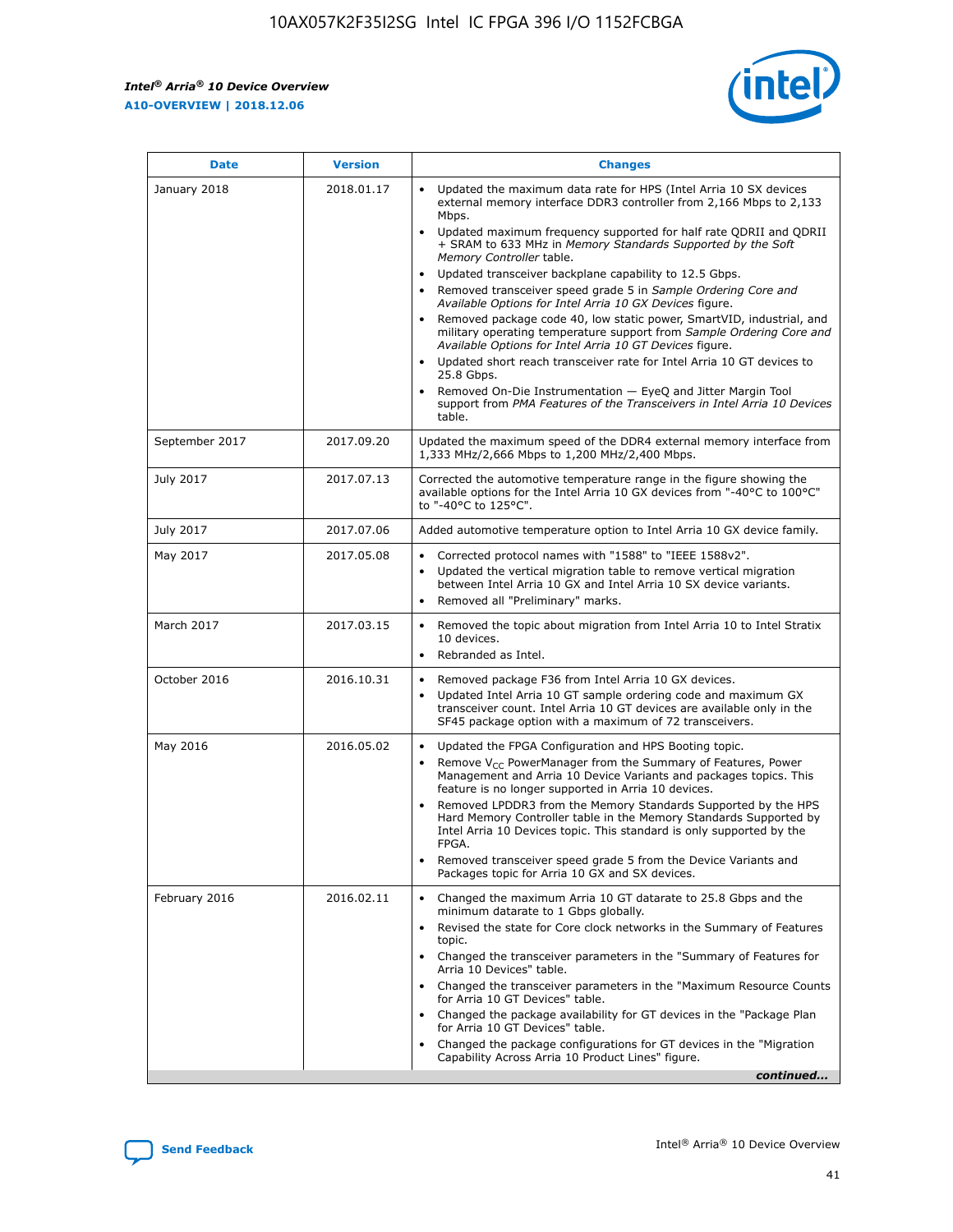| Date | Version | Changes |
| --- | --- | --- |
| January 2018 | 2018.01.17 | • Updated the maximum data rate for HPS (Intel Arria 10 SX devices external memory interface DDR3 controller from 2,166 Mbps to 2,133 Mbps.<br>• Updated maximum frequency supported for half rate QDRII and QDRII + SRAM to 633 MHz in *Memory Standards Supported by the Soft Memory Controller* table.<br>• Updated transceiver backplane capability to 12.5 Gbps.<br>• Removed transceiver speed grade 5 in *Sample Ordering Core and Available Options for Intel Arria 10 GX Devices* figure.<br>• Removed package code 40, low static power, SmartVID, industrial, and military operating temperature support from *Sample Ordering Core and Available Options for Intel Arria 10 GT Devices* figure.<br>• Updated short reach transceiver rate for Intel Arria 10 GT devices to 25.8 Gbps.<br>• Removed On-Die Instrumentation — EyeQ and Jitter Margin Tool support from *PMA Features of the Transceivers in Intel Arria 10 Devices* table. |
| September 2017 | 2017.09.20 | Updated the maximum speed of the DDR4 external memory interface from 1,333 MHz/2,666 Mbps to 1,200 MHz/2,400 Mbps. |
| July 2017 | 2017.07.13 | Corrected the automotive temperature range in the figure showing the available options for the Intel Arria 10 GX devices from "-40°C to 100°C" to "-40°C to 125°C". |
| July 2017 | 2017.07.06 | Added automotive temperature option to Intel Arria 10 GX device family. |
| May 2017 | 2017.05.08 | • Corrected protocol names with "1588" to "IEEE 1588v2".<br>• Updated the vertical migration table to remove vertical migration between Intel Arria 10 GX and Intel Arria 10 SX device variants.<br>• Removed all "Preliminary" marks. |
| March 2017 | 2017.03.15 | • Removed the topic about migration from Intel Arria 10 to Intel Stratix 10 devices.<br>• Rebranded as Intel. |
| October 2016 | 2016.10.31 | • Removed package F36 from Intel Arria 10 GX devices.<br>• Updated Intel Arria 10 GT sample ordering code and maximum GX transceiver count. Intel Arria 10 GT devices are available only in the SF45 package option with a maximum of 72 transceivers. |
| May 2016 | 2016.05.02 | • Updated the FPGA Configuration and HPS Booting topic.<br>• Remove $V_{CC}$ PowerManager from the Summary of Features, Power Management and Arria 10 Device Variants and packages topics. This feature is no longer supported in Arria 10 devices.<br>• Removed LPDDR3 from the Memory Standards Supported by the HPS Hard Memory Controller table in the Memory Standards Supported by Intel Arria 10 Devices topic. This standard is only supported by the FPGA.<br>• Removed transceiver speed grade 5 from the Device Variants and Packages topic for Arria 10 GX and SX devices. |
| February 2016 | 2016.02.11 | • Changed the maximum Arria 10 GT datarate to 25.8 Gbps and the minimum datarate to 1 Gbps globally.<br>• Revised the state for Core clock networks in the Summary of Features topic.<br>• Changed the transceiver parameters in the "Summary of Features for Arria 10 Devices" table.<br>• Changed the transceiver parameters in the "Maximum Resource Counts for Arria 10 GT Devices" table.<br>• Changed the package availability for GT devices in the "Package Plan for Arria 10 GT Devices" table.<br>• Changed the package configurations for GT devices in the "Migration Capability Across Arria 10 Product Lines" figure. |

*continued...*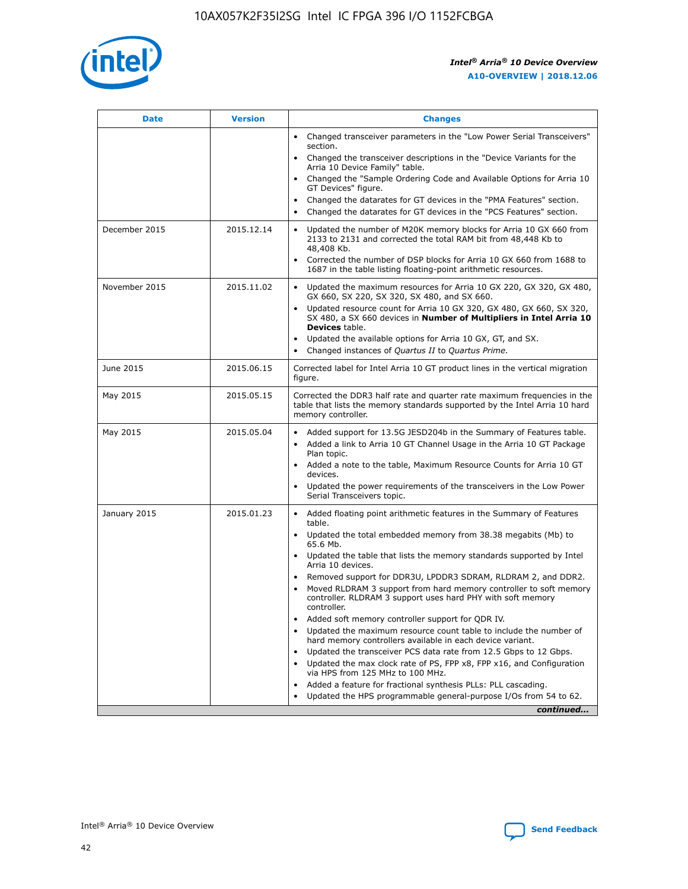| Date | Version | Changes |
|---|---|---|
| | | • Changed transceiver parameters in the "Low Power Serial Transceivers" section.<br>• Changed the transceiver descriptions in the "Device Variants for the Arria 10 Device Family" table.<br>• Changed the "Sample Ordering Code and Available Options for Arria 10 GT Devices" figure.<br>• Changed the datarates for GT devices in the "PMA Features" section.<br>• Changed the datarates for GT devices in the "PCS Features" section. |
| December 2015 | 2015.12.14 | • Updated the number of M20K memory blocks for Arria 10 GX 660 from 2133 to 2131 and corrected the total RAM bit from 48,448 Kb to 48,408 Kb.<br>• Corrected the number of DSP blocks for Arria 10 GX 660 from 1688 to 1687 in the table listing floating-point arithmetic resources. |
| November 2015 | 2015.11.02 | • Updated the maximum resources for Arria 10 GX 220, GX 320, GX 480, GX 660, SX 220, SX 320, SX 480, and SX 660.<br>• Updated resource count for Arria 10 GX 320, GX 480, GX 660, SX 320, SX 480, a SX 660 devices in **Number of Multipliers in Intel Arria 10 Devices** table.<br>• Updated the available options for Arria 10 GX, GT, and SX.<br>• Changed instances of *Quartus II* to *Quartus Prime*. |
| June 2015 | 2015.06.15 | Corrected label for Intel Arria 10 GT product lines in the vertical migration figure. |
| May 2015 | 2015.05.15 | Corrected the DDR3 half rate and quarter rate maximum frequencies in the table that lists the memory standards supported by the Intel Arria 10 hard memory controller. |
| May 2015 | 2015.05.04 | • Added support for 13.5G JESD204b in the Summary of Features table.<br>• Added a link to Arria 10 GT Channel Usage in the Arria 10 GT Package Plan topic.<br>• Added a note to the table, Maximum Resource Counts for Arria 10 GT devices.<br>• Updated the power requirements of the transceivers in the Low Power Serial Transceivers topic. |
| January 2015 | 2015.01.23 | • Added floating point arithmetic features in the Summary of Features table.<br>• Updated the total embedded memory from 38.38 megabits (Mb) to 65.6 Mb.<br>• Updated the table that lists the memory standards supported by Intel Arria 10 devices.<br>• Removed support for DDR3U, LPDDR3 SDRAM, RLDRAM 2, and DDR2.<br>• Moved RLDRAM 3 support from hard memory controller to soft memory controller. RLDRAM 3 support uses hard PHY with soft memory controller.<br>• Added soft memory controller support for QDR IV.<br>• Updated the maximum resource count table to include the number of hard memory controllers available in each device variant.<br>• Updated the transceiver PCS data rate from 12.5 Gbps to 12 Gbps.<br>• Updated the max clock rate of PS, FPP x8, FPP x16, and Configuration via HPS from 125 MHz to 100 MHz.<br>• Added a feature for fractional synthesis PLLs: PLL cascading.<br>• Updated the HPS programmable general-purpose I/Os from 54 to 62. |

*continued...*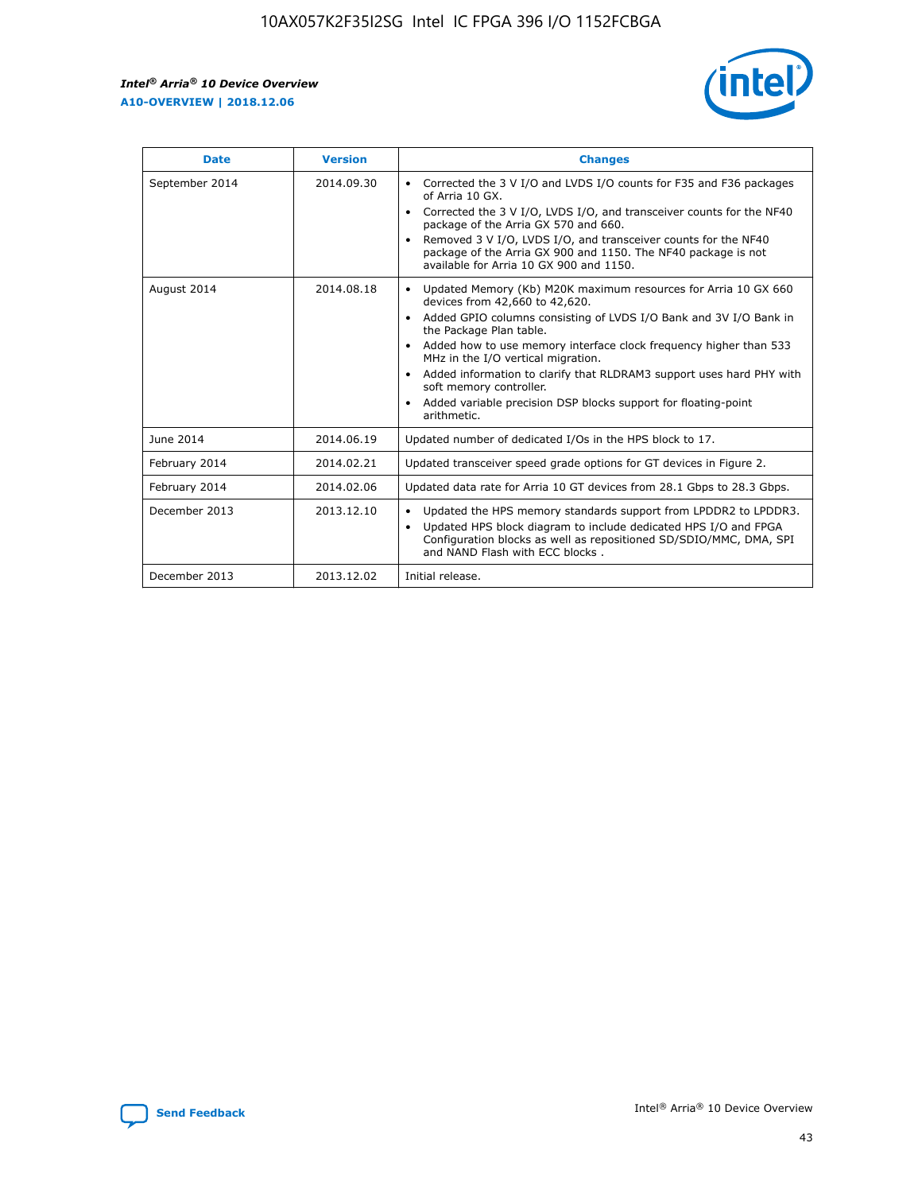| Date | Version | Changes |
| --- | --- | --- |
| September 2014 | 2014.09.30 | • Corrected the 3 V I/O and LVDS I/O counts for F35 and F36 packages of Arria 10 GX. • Corrected the 3 V I/O, LVDS I/O, and transceiver counts for the NF40 package of the Arria GX 570 and 660. • Removed 3 V I/O, LVDS I/O, and transceiver counts for the NF40 package of the Arria GX 900 and 1150. The NF40 package is not available for Arria 10 GX 900 and 1150. |
| August 2014 | 2014.08.18 | • Updated Memory (Kb) M20K maximum resources for Arria 10 GX 660 devices from 42,660 to 42,620. • Added GPIO columns consisting of LVDS I/O Bank and 3V I/O Bank in the Package Plan table. • Added how to use memory interface clock frequency higher than 533 MHz in the I/O vertical migration. • Added information to clarify that RLDRAM3 support uses hard PHY with soft memory controller. • Added variable precision DSP blocks support for floating-point arithmetic. |
| June 2014 | 2014.06.19 | Updated number of dedicated I/Os in the HPS block to 17. |
| February 2014 | 2014.02.21 | Updated transceiver speed grade options for GT devices in Figure 2. |
| February 2014 | 2014.02.06 | Updated data rate for Arria 10 GT devices from 28.1 Gbps to 28.3 Gbps. |
| December 2013 | 2013.12.10 | • Updated the HPS memory standards support from LPDDR2 to LPDDR3. • Updated HPS block diagram to include dedicated HPS I/O and FPGA Configuration blocks as well as repositioned SD/SDIO/MMC, DMA, SPI and NAND Flash with ECC blocks . |
| December 2013 | 2013.12.02 | Initial release. |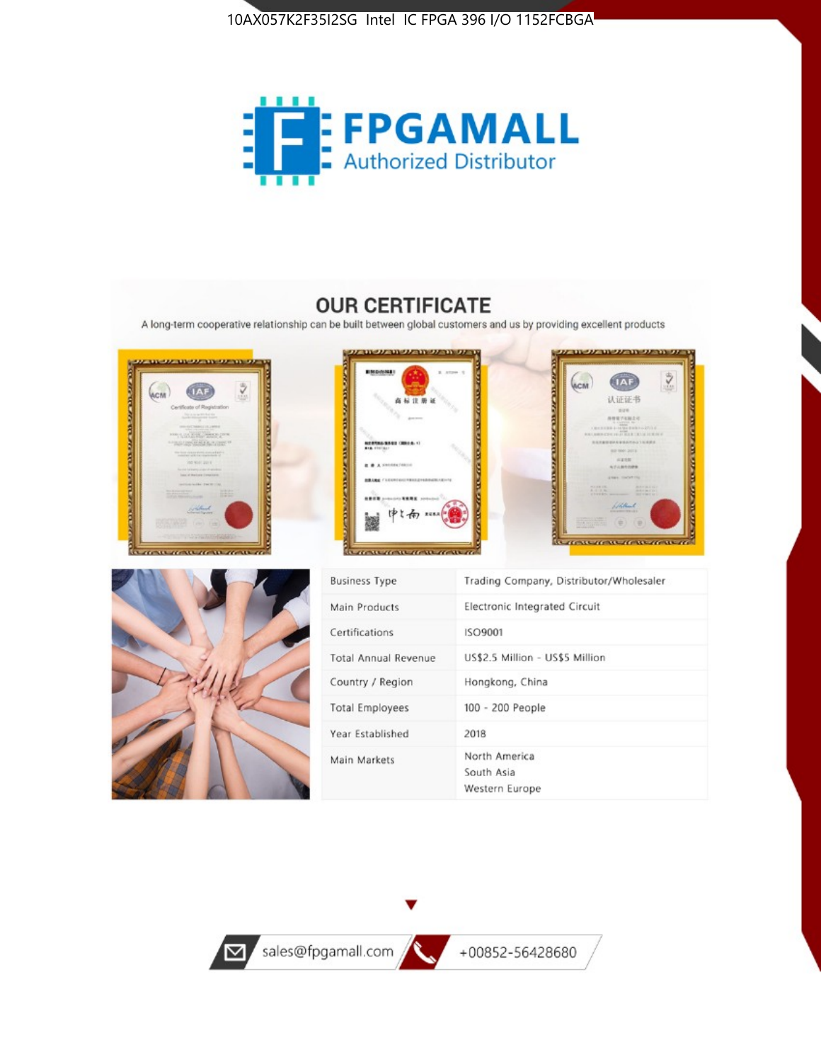FPGAMALL
Authorized Distributor

## OUR CERTIFICATE

A long-term cooperative relationship can be built between global customers and us by providing excellent products

| | |
|---|---|
| Business Type | Trading Company, Distributor/Wholesaler |
| Main Products | Electronic Integrated Circuit |
| Certifications | ISO9001 |
| Total Annual Revenue | US$2.5 Million - US$5 Million |
| Country / Region | Hongkong, China |
| Total Employees | 100 - 200 People |
| Year Established | 2018 |
| Main Markets | North America<br>South Asia<br>Western Europe |

sales@fpgamall.com

+00852-56428680